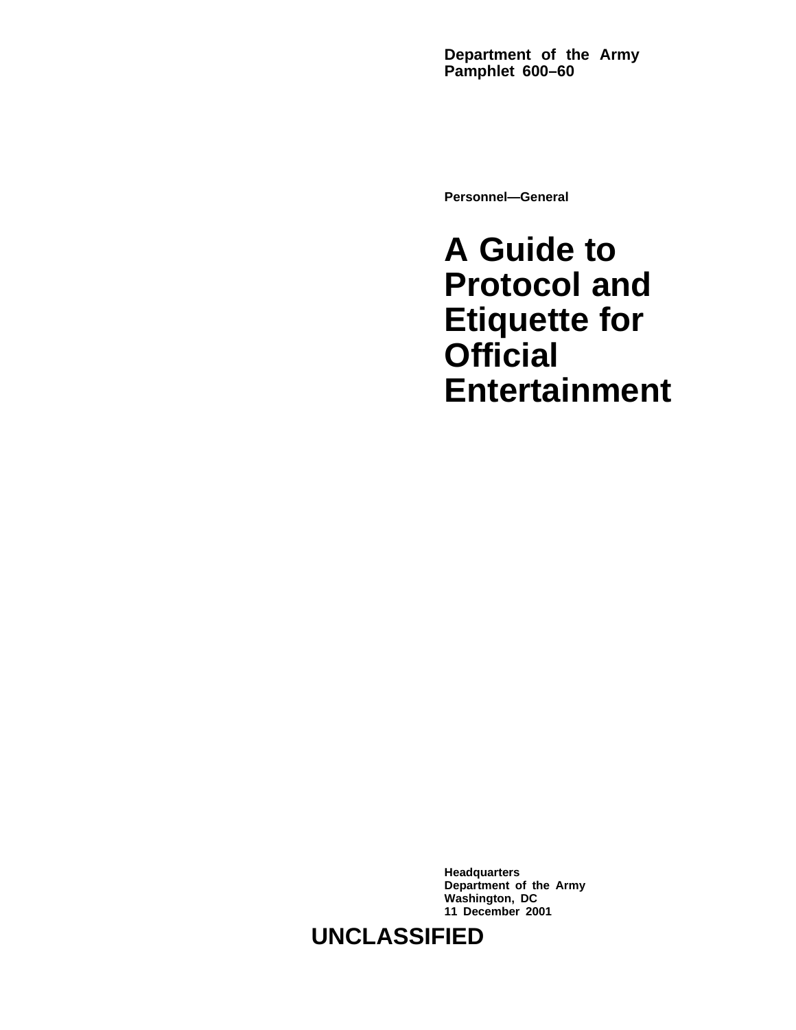**Department of the Army**
**Pamphlet 600–60**

**Personnel—General**

# A Guide to Protocol and Etiquette for Official Entertainment

**Headquarters**
**Department of the Army**
**Washington, DC**
**11 December 2001**

**UNCLASSIFIED**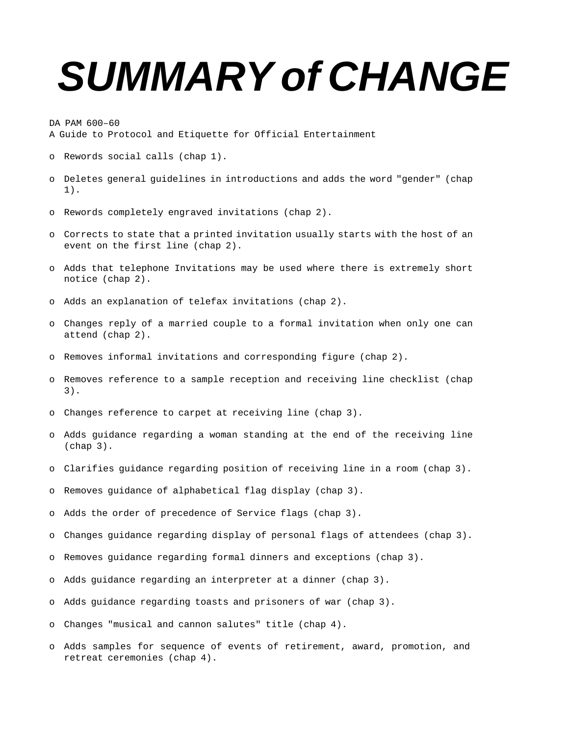# SUMMARY of CHANGE

DA PAM 600–60
A Guide to Protocol and Etiquette for Official Entertainment

- o Rewords social calls (chap 1).
- o Deletes general guidelines in introductions and adds the word "gender" (chap 1).
- o Rewords completely engraved invitations (chap 2).
- o Corrects to state that a printed invitation usually starts with the host of an event on the first line (chap 2).
- o Adds that telephone Invitations may be used where there is extremely short notice (chap 2).
- o Adds an explanation of telefax invitations (chap 2).
- o Changes reply of a married couple to a formal invitation when only one can attend (chap 2).
- o Removes informal invitations and corresponding figure (chap 2).
- o Removes reference to a sample reception and receiving line checklist (chap 3).
- o Changes reference to carpet at receiving line (chap 3).
- o Adds guidance regarding a woman standing at the end of the receiving line (chap 3).
- o Clarifies guidance regarding position of receiving line in a room (chap 3).
- o Removes guidance of alphabetical flag display (chap 3).
- o Adds the order of precedence of Service flags (chap 3).
- o Changes guidance regarding display of personal flags of attendees (chap 3).
- o Removes guidance regarding formal dinners and exceptions (chap 3).
- o Adds guidance regarding an interpreter at a dinner (chap 3).
- o Adds guidance regarding toasts and prisoners of war (chap 3).
- o Changes "musical and cannon salutes" title (chap 4).
- o Adds samples for sequence of events of retirement, award, promotion, and retreat ceremonies (chap 4).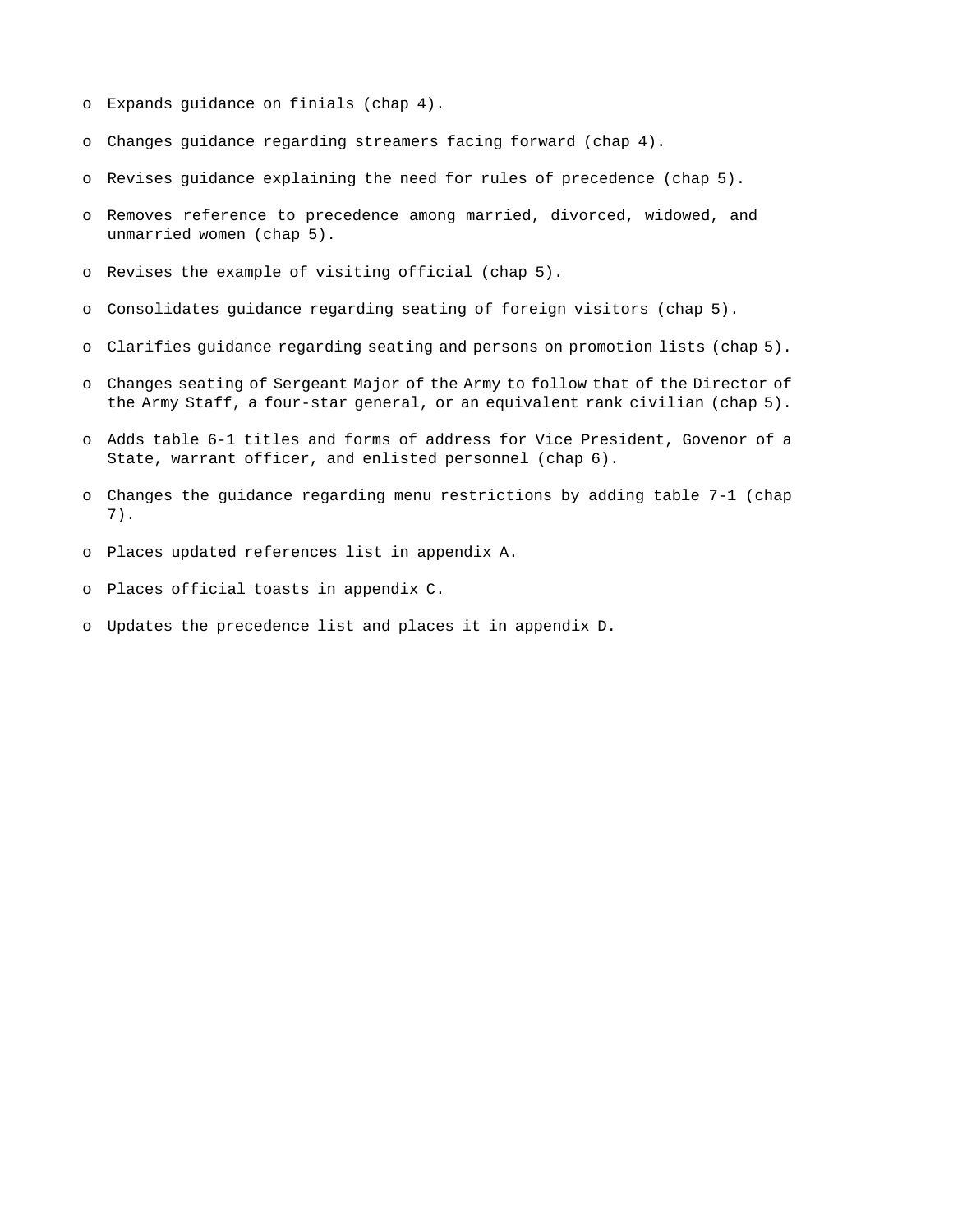- o Expands guidance on finials (chap 4).
- o Changes guidance regarding streamers facing forward (chap 4).
- o Revises guidance explaining the need for rules of precedence (chap 5).
- o Removes reference to precedence among married, divorced, widowed, and unmarried women (chap 5).
- o Revises the example of visiting official (chap 5).
- o Consolidates guidance regarding seating of foreign visitors (chap 5).
- o Clarifies guidance regarding seating and persons on promotion lists (chap 5).
- o Changes seating of Sergeant Major of the Army to follow that of the Director of the Army Staff, a four-star general, or an equivalent rank civilian (chap 5).
- o Adds table 6-1 titles and forms of address for Vice President, Govenor of a State, warrant officer, and enlisted personnel (chap 6).
- o Changes the guidance regarding menu restrictions by adding table 7-1 (chap 7).
- o Places updated references list in appendix A.
- o Places official toasts in appendix C.
- o Updates the precedence list and places it in appendix D.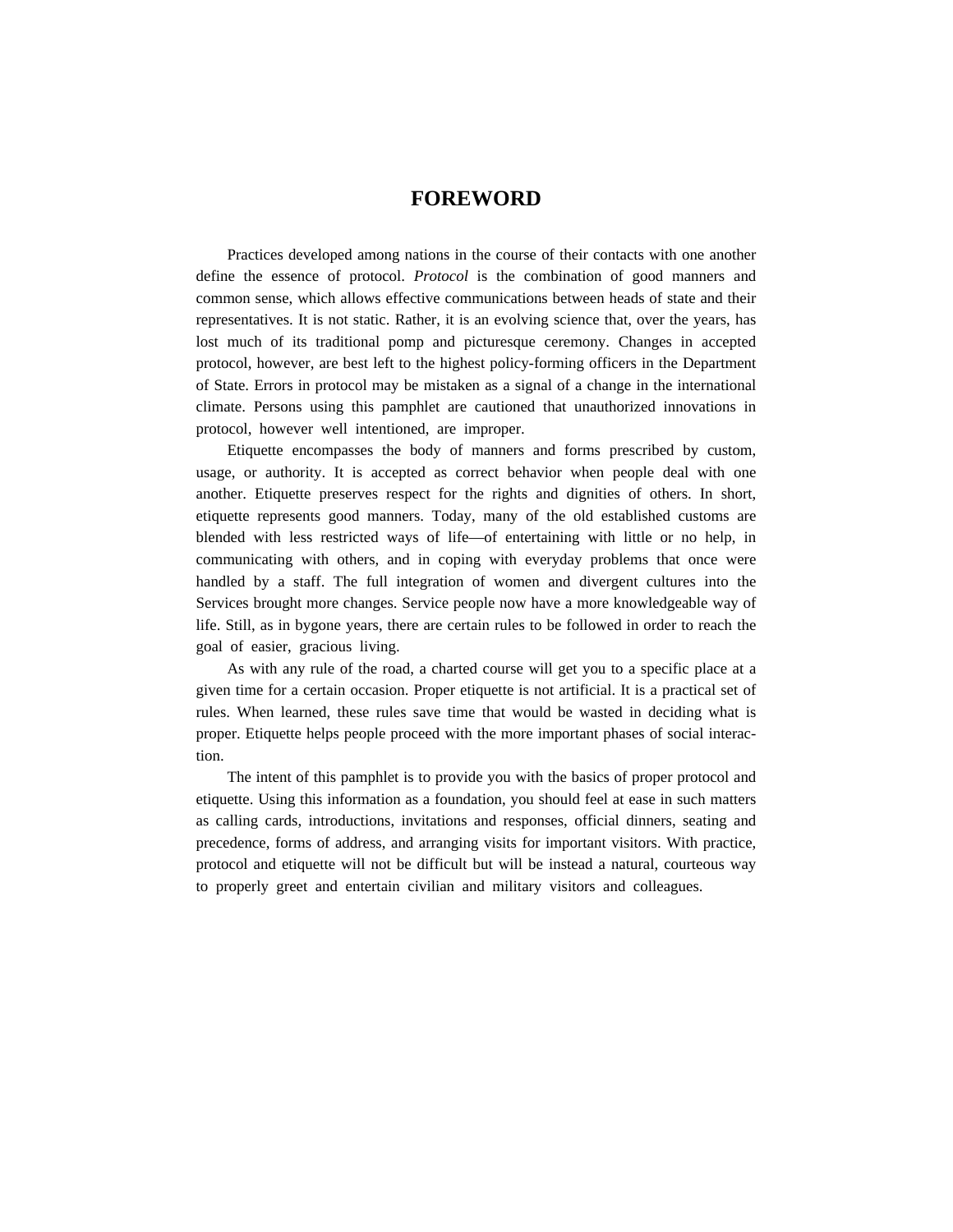# FOREWORD

Practices developed among nations in the course of their contacts with one another define the essence of protocol. *Protocol* is the combination of good manners and common sense, which allows effective communications between heads of state and their representatives. It is not static. Rather, it is an evolving science that, over the years, has lost much of its traditional pomp and picturesque ceremony. Changes in accepted protocol, however, are best left to the highest policy-forming officers in the Department of State. Errors in protocol may be mistaken as a signal of a change in the international climate. Persons using this pamphlet are cautioned that unauthorized innovations in protocol, however well intentioned, are improper.

Etiquette encompasses the body of manners and forms prescribed by custom, usage, or authority. It is accepted as correct behavior when people deal with one another. Etiquette preserves respect for the rights and dignities of others. In short, etiquette represents good manners. Today, many of the old established customs are blended with less restricted ways of life—of entertaining with little or no help, in communicating with others, and in coping with everyday problems that once were handled by a staff. The full integration of women and divergent cultures into the Services brought more changes. Service people now have a more knowledgeable way of life. Still, as in bygone years, there are certain rules to be followed in order to reach the goal of easier, gracious living.

As with any rule of the road, a charted course will get you to a specific place at a given time for a certain occasion. Proper etiquette is not artificial. It is a practical set of rules. When learned, these rules save time that would be wasted in deciding what is proper. Etiquette helps people proceed with the more important phases of social interaction.

The intent of this pamphlet is to provide you with the basics of proper protocol and etiquette. Using this information as a foundation, you should feel at ease in such matters as calling cards, introductions, invitations and responses, official dinners, seating and precedence, forms of address, and arranging visits for important visitors. With practice, protocol and etiquette will not be difficult but will be instead a natural, courteous way to properly greet and entertain civilian and military visitors and colleagues.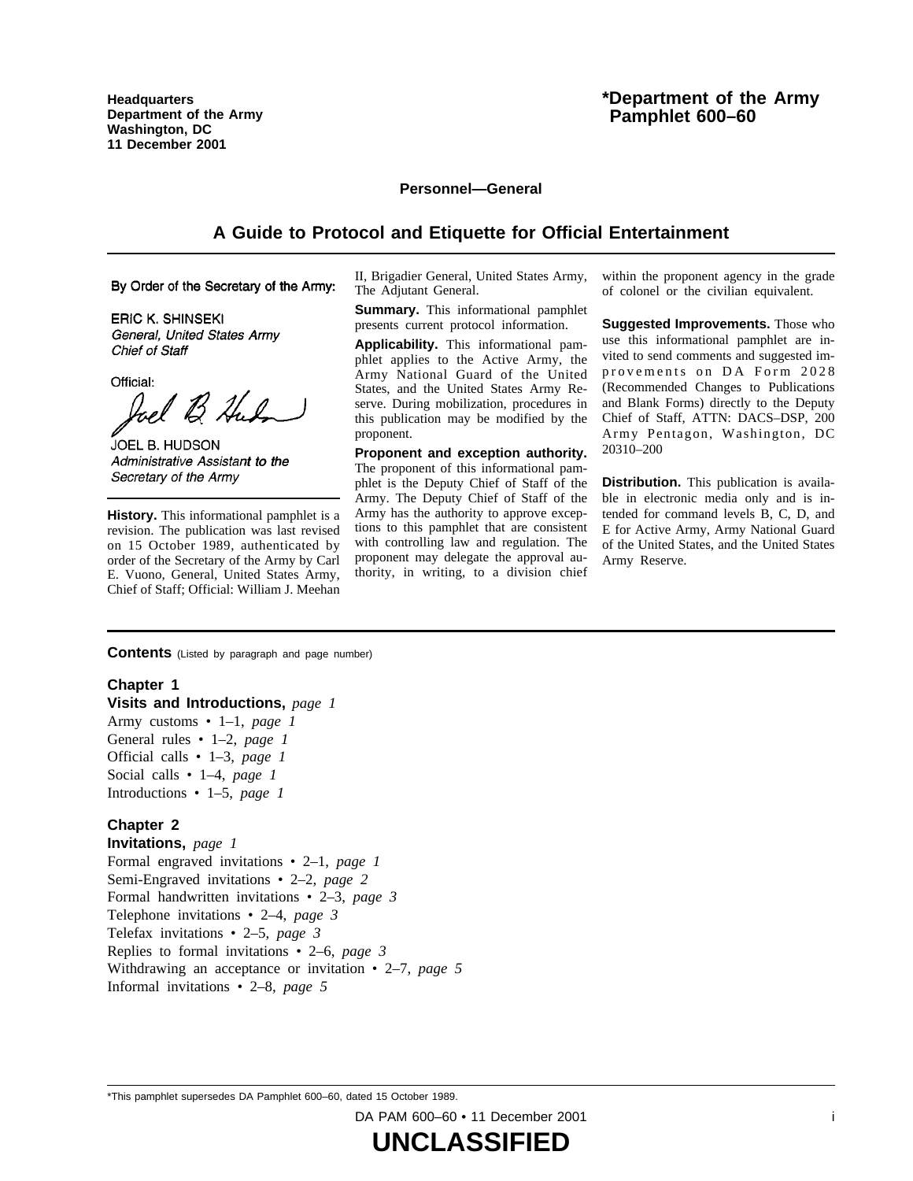Headquarters
Department of the Army
Washington, DC
11 December 2001

# *Department of the Army Pamphlet 600–60

**Personnel—General**

## A Guide to Protocol and Etiquette for Official Entertainment

By Order of the Secretary of the Army:

ERIC K. SHINSEKI
*General, United States Army*
*Chief of Staff*

Official:

JOEL B. HUDSON
*Administrative Assistant to the Secretary of the Army*

**History.** This informational pamphlet is a revision. The publication was last revised on 15 October 1989, authenticated by order of the Secretary of the Army by Carl E. Vuono, General, United States Army, Chief of Staff; Official: William J. Meehan II, Brigadier General, United States Army, The Adjutant General.

**Summary.** This informational pamphlet presents current protocol information.

**Applicability.** This informational pamphlet applies to the Active Army, the Army National Guard of the United States, and the United States Army Reserve. During mobilization, procedures in this publication may be modified by the proponent.

**Proponent and exception authority.** The proponent of this informational pamphlet is the Deputy Chief of Staff of the Army. The Deputy Chief of Staff of the Army has the authority to approve exceptions to this pamphlet that are consistent with controlling law and regulation. The proponent may delegate the approval authority, in writing, to a division chief within the proponent agency in the grade of colonel or the civilian equivalent.

**Suggested Improvements.** Those who use this informational pamphlet are invited to send comments and suggested improvements on DA Form 2028 (Recommended Changes to Publications and Blank Forms) directly to the Deputy Chief of Staff, ATTN: DACS–DSP, 200 Army Pentagon, Washington, DC 20310–200

**Distribution.** This publication is available in electronic media only and is intended for command levels B, C, D, and E for Active Army, Army National Guard of the United States, and the United States Army Reserve.

**Contents** (Listed by paragraph and page number)

**Chapter 1**
**Visits and Introductions,** *page 1*
Army customs • 1–1, *page 1*
General rules • 1–2, *page 1*
Official calls • 1–3, *page 1*
Social calls • 1–4, *page 1*
Introductions • 1–5, *page 1*

**Chapter 2**
**Invitations,** *page 1*
Formal engraved invitations • 2–1, *page 1*
Semi-Engraved invitations • 2–2, *page 2*
Formal handwritten invitations • 2–3, *page 3*
Telephone invitations • 2–4, *page 3*
Telefax invitations • 2–5, *page 3*
Replies to formal invitations • 2–6, *page 3*
Withdrawing an acceptance or invitation • 2–7, *page 5*
Informal invitations • 2–8, *page 5*

*This pamphlet supersedes DA Pamphlet 600–60, dated 15 October 1989.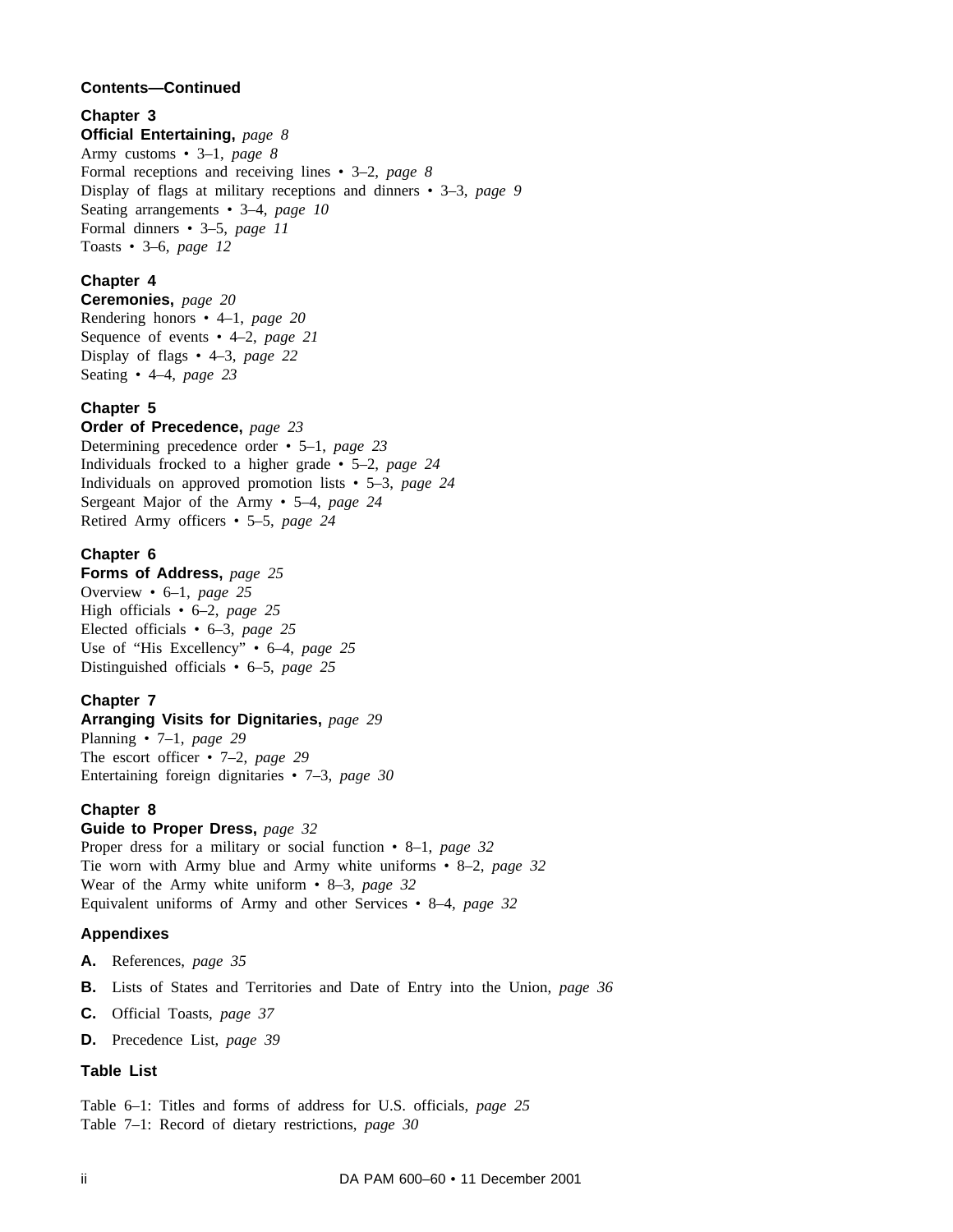**Contents—Continued**

**Chapter 3**
**Official Entertaining,** *page 8*
Army customs • 3–1, *page 8*
Formal receptions and receiving lines • 3–2, *page 8*
Display of flags at military receptions and dinners • 3–3, *page 9*
Seating arrangements • 3–4, *page 10*
Formal dinners • 3–5, *page 11*
Toasts • 3–6, *page 12*

**Chapter 4**
**Ceremonies,** *page 20*
Rendering honors • 4–1, *page 20*
Sequence of events • 4–2, *page 21*
Display of flags • 4–3, *page 22*
Seating • 4–4, *page 23*

**Chapter 5**
**Order of Precedence,** *page 23*
Determining precedence order • 5–1, *page 23*
Individuals frocked to a higher grade • 5–2, *page 24*
Individuals on approved promotion lists • 5–3, *page 24*
Sergeant Major of the Army • 5–4, *page 24*
Retired Army officers • 5–5, *page 24*

**Chapter 6**
**Forms of Address,** *page 25*
Overview • 6–1, *page 25*
High officials • 6–2, *page 25*
Elected officials • 6–3, *page 25*
Use of "His Excellency" • 6–4, *page 25*
Distinguished officials • 6–5, *page 25*

**Chapter 7**
**Arranging Visits for Dignitaries,** *page 29*
Planning • 7–1, *page 29*
The escort officer • 7–2, *page 29*
Entertaining foreign dignitaries • 7–3, *page 30*

**Chapter 8**
**Guide to Proper Dress,** *page 32*
Proper dress for a military or social function • 8–1, *page 32*
Tie worn with Army blue and Army white uniforms • 8–2, *page 32*
Wear of the Army white uniform • 8–3, *page 32*
Equivalent uniforms of Army and other Services • 8–4, *page 32*

**Appendixes**

**A.** References, *page 35*

**B.** Lists of States and Territories and Date of Entry into the Union, *page 36*

**C.** Official Toasts, *page 37*

**D.** Precedence List, *page 39*

**Table List**

Table 6–1: Titles and forms of address for U.S. officials, *page 25*
Table 7–1: Record of dietary restrictions, *page 30*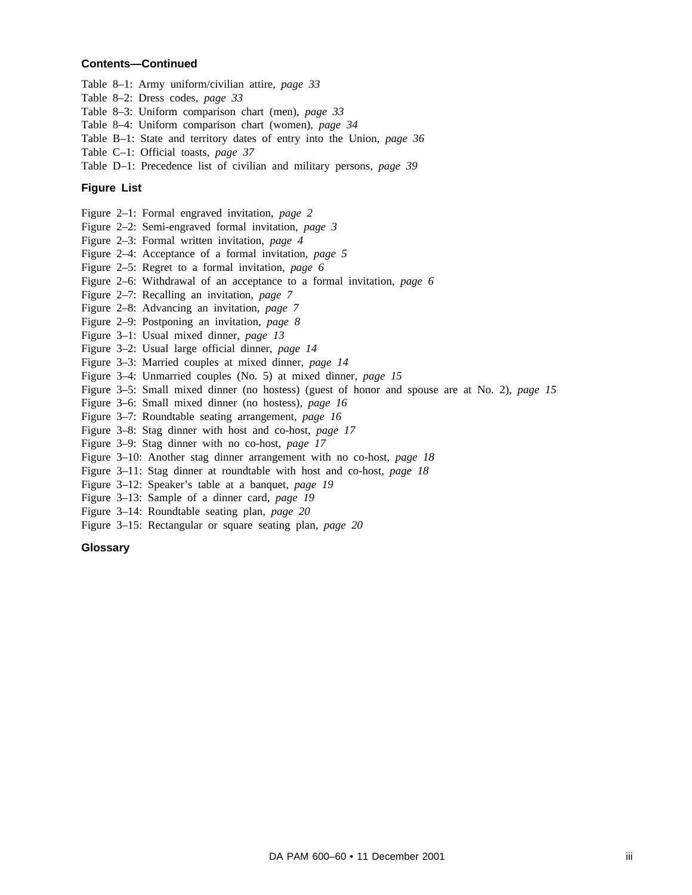**Contents—Continued**

Table 8–1: Army uniform/civilian attire, *page 33*
Table 8–2: Dress codes, *page 33*
Table 8–3: Uniform comparison chart (men), *page 33*
Table 8–4: Uniform comparison chart (women), *page 34*
Table B–1: State and territory dates of entry into the Union, *page 36*
Table C–1: Official toasts, *page 37*
Table D–1: Precedence list of civilian and military persons, *page 39*

**Figure List**

Figure 2–1: Formal engraved invitation, *page 2*
Figure 2–2: Semi-engraved formal invitation, *page 3*
Figure 2–3: Formal written invitation, *page 4*
Figure 2–4: Acceptance of a formal invitation, *page 5*
Figure 2–5: Regret to a formal invitation, *page 6*
Figure 2–6: Withdrawal of an acceptance to a formal invitation, *page 6*
Figure 2–7: Recalling an invitation, *page 7*
Figure 2–8: Advancing an invitation, *page 7*
Figure 2–9: Postponing an invitation, *page 8*
Figure 3–1: Usual mixed dinner, *page 13*
Figure 3–2: Usual large official dinner, *page 14*
Figure 3–3: Married couples at mixed dinner, *page 14*
Figure 3–4: Unmarried couples (No. 5) at mixed dinner, *page 15*
Figure 3–5: Small mixed dinner (no hostess) (guest of honor and spouse are at No. 2), *page 15*
Figure 3–6: Small mixed dinner (no hostess), *page 16*
Figure 3–7: Roundtable seating arrangement, *page 16*
Figure 3–8: Stag dinner with host and co-host, *page 17*
Figure 3–9: Stag dinner with no co-host, *page 17*
Figure 3–10: Another stag dinner arrangement with no co-host, *page 18*
Figure 3–11: Stag dinner at roundtable with host and co-host, *page 18*
Figure 3–12: Speaker's table at a banquet, *page 19*
Figure 3–13: Sample of a dinner card, *page 19*
Figure 3–14: Roundtable seating plan, *page 20*
Figure 3–15: Rectangular or square seating plan, *page 20*

**Glossary**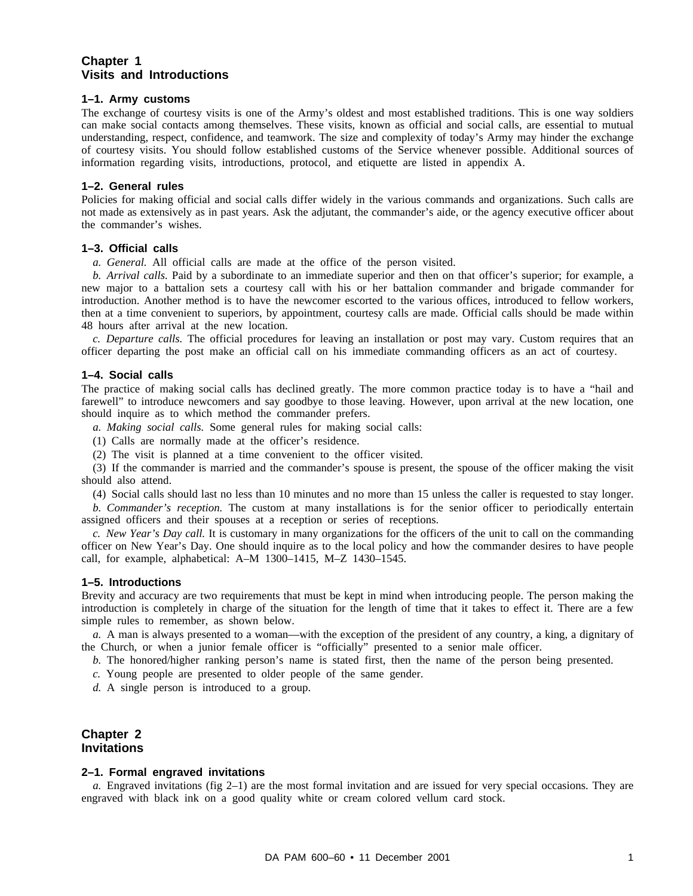# Chapter 1
# Visits and Introductions

### 1–1. Army customs

The exchange of courtesy visits is one of the Army's oldest and most established traditions. This is one way soldiers can make social contacts among themselves. These visits, known as official and social calls, are essential to mutual understanding, respect, confidence, and teamwork. The size and complexity of today's Army may hinder the exchange of courtesy visits. You should follow established customs of the Service whenever possible. Additional sources of information regarding visits, introductions, protocol, and etiquette are listed in appendix A.

### 1–2. General rules

Policies for making official and social calls differ widely in the various commands and organizations. Such calls are not made as extensively as in past years. Ask the adjutant, the commander's aide, or the agency executive officer about the commander's wishes.

### 1–3. Official calls

*a. General.* All official calls are made at the office of the person visited.

*b. Arrival calls.* Paid by a subordinate to an immediate superior and then on that officer's superior; for example, a new major to a battalion sets a courtesy call with his or her battalion commander and brigade commander for introduction. Another method is to have the newcomer escorted to the various offices, introduced to fellow workers, then at a time convenient to superiors, by appointment, courtesy calls are made. Official calls should be made within 48 hours after arrival at the new location.

*c. Departure calls.* The official procedures for leaving an installation or post may vary. Custom requires that an officer departing the post make an official call on his immediate commanding officers as an act of courtesy.

### 1–4. Social calls

The practice of making social calls has declined greatly. The more common practice today is to have a "hail and farewell" to introduce newcomers and say goodbye to those leaving. However, upon arrival at the new location, one should inquire as to which method the commander prefers.

*a. Making social calls.* Some general rules for making social calls:

(1) Calls are normally made at the officer's residence.

(2) The visit is planned at a time convenient to the officer visited.

(3) If the commander is married and the commander's spouse is present, the spouse of the officer making the visit should also attend.

(4) Social calls should last no less than 10 minutes and no more than 15 unless the caller is requested to stay longer.

*b. Commander's reception.* The custom at many installations is for the senior officer to periodically entertain assigned officers and their spouses at a reception or series of receptions.

*c. New Year's Day call.* It is customary in many organizations for the officers of the unit to call on the commanding officer on New Year's Day. One should inquire as to the local policy and how the commander desires to have people call, for example, alphabetical: A–M 1300–1415, M–Z 1430–1545.

### 1–5. Introductions

Brevity and accuracy are two requirements that must be kept in mind when introducing people. The person making the introduction is completely in charge of the situation for the length of time that it takes to effect it. There are a few simple rules to remember, as shown below.

*a.* A man is always presented to a woman—with the exception of the president of any country, a king, a dignitary of the Church, or when a junior female officer is "officially" presented to a senior male officer.

*b.* The honored/higher ranking person's name is stated first, then the name of the person being presented.

*c.* Young people are presented to older people of the same gender.

*d.* A single person is introduced to a group.

# Chapter 2
# Invitations

### 2–1. Formal engraved invitations

*a.* Engraved invitations (fig 2–1) are the most formal invitation and are issued for very special occasions. They are engraved with black ink on a good quality white or cream colored vellum card stock.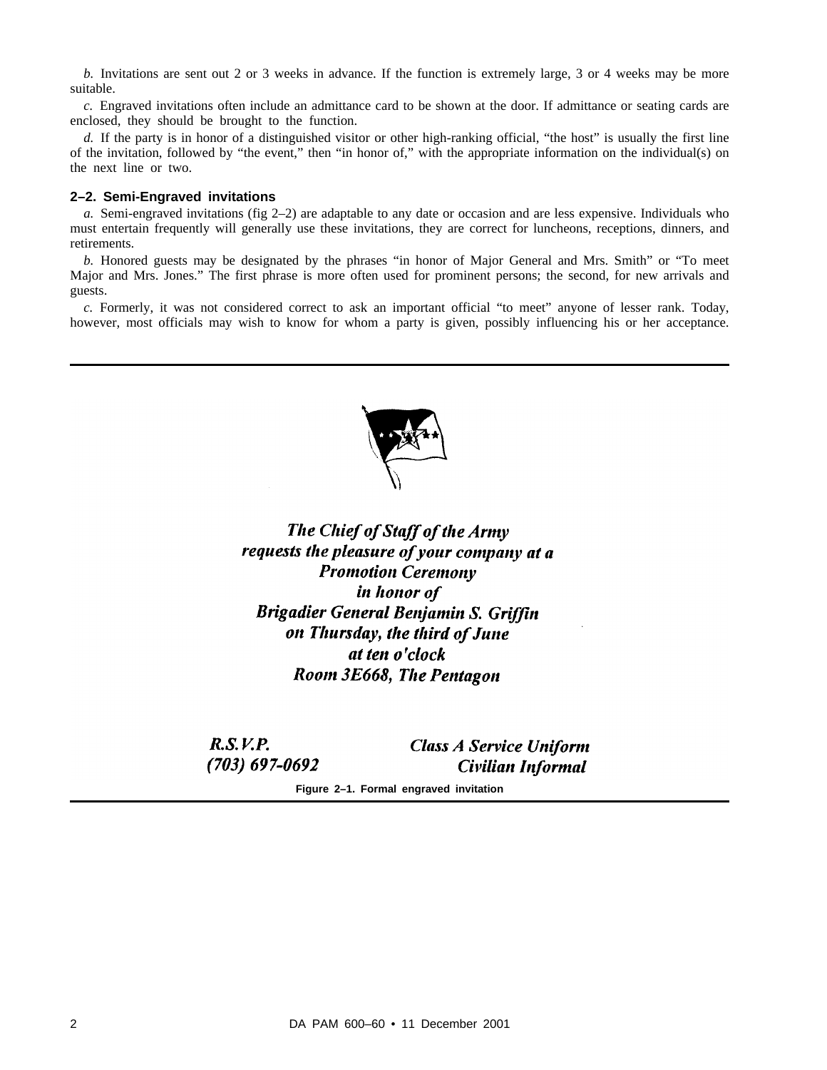*b.* Invitations are sent out 2 or 3 weeks in advance. If the function is extremely large, 3 or 4 weeks may be more suitable.

*c.* Engraved invitations often include an admittance card to be shown at the door. If admittance or seating cards are enclosed, they should be brought to the function.

*d.* If the party is in honor of a distinguished visitor or other high-ranking official, "the host" is usually the first line of the invitation, followed by "the event," then "in honor of," with the appropriate information on the individual(s) on the next line or two.

## 2–2. Semi-Engraved invitations

*a.* Semi-engraved invitations (fig 2–2) are adaptable to any date or occasion and are less expensive. Individuals who must entertain frequently will generally use these invitations, they are correct for luncheons, receptions, dinners, and retirements.

*b.* Honored guests may be designated by the phrases "in honor of Major General and Mrs. Smith" or "To meet Major and Mrs. Jones." The first phrase is more often used for prominent persons; the second, for new arrivals and guests.

*c.* Formerly, it was not considered correct to ask an important official "to meet" anyone of lesser rank. Today, however, most officials may wish to know for whom a party is given, possibly influencing his or her acceptance.

***The Chief of Staff of the Army***
***requests the pleasure of your company at a***
***Promotion Ceremony***
***in honor of***
***Brigadier General Benjamin S. Griffin***
***on Thursday, the third of June***
***at ten o'clock***
***Room 3E668, The Pentagon***

***R.S.V.P.*** ***Class A Service Uniform***
***(703) 697-0692*** ***Civilian Informal***

**Figure 2–1. Formal engraved invitation**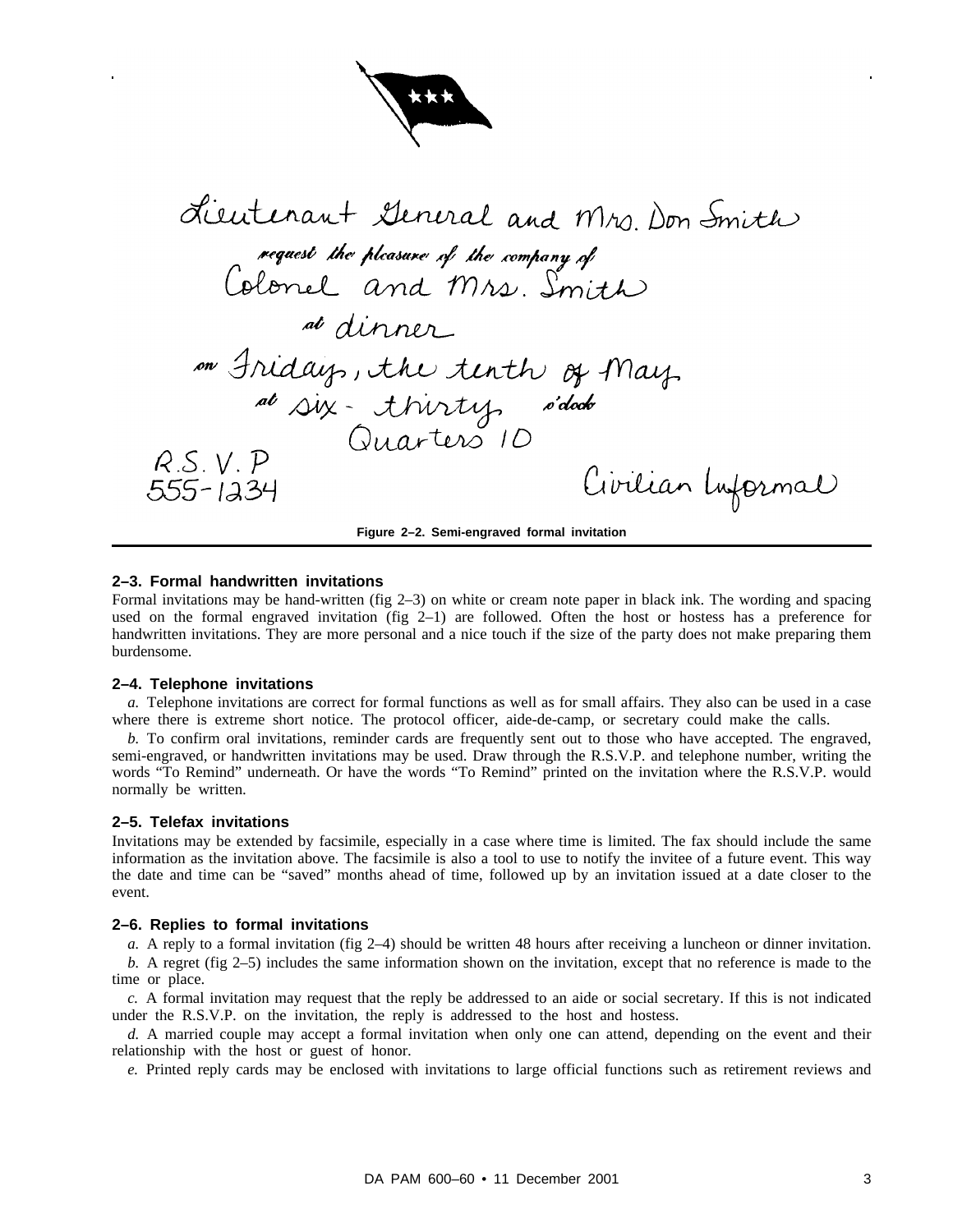Lieutenant General and Mrs. Don Smith

request the pleasure of the company of

Colonel and Mrs. Smith

at dinner

on Friday, the tenth of May

at six-thirty o'clock

Quarters 10

R.S.V.P
555-1234

Civilian Informal

**Figure 2–2. Semi-engraved formal invitation**

### 2–3. Formal handwritten invitations

Formal invitations may be hand-written (fig 2–3) on white or cream note paper in black ink. The wording and spacing used on the formal engraved invitation (fig 2–1) are followed. Often the host or hostess has a preference for handwritten invitations. They are more personal and a nice touch if the size of the party does not make preparing them burdensome.

### 2–4. Telephone invitations

*a.* Telephone invitations are correct for formal functions as well as for small affairs. They also can be used in a case where there is extreme short notice. The protocol officer, aide-de-camp, or secretary could make the calls.

*b.* To confirm oral invitations, reminder cards are frequently sent out to those who have accepted. The engraved, semi-engraved, or handwritten invitations may be used. Draw through the R.S.V.P. and telephone number, writing the words "To Remind" underneath. Or have the words "To Remind" printed on the invitation where the R.S.V.P. would normally be written.

### 2–5. Telefax invitations

Invitations may be extended by facsimile, especially in a case where time is limited. The fax should include the same information as the invitation above. The facsimile is also a tool to use to notify the invitee of a future event. This way the date and time can be "saved" months ahead of time, followed up by an invitation issued at a date closer to the event.

### 2–6. Replies to formal invitations

*a.* A reply to a formal invitation (fig 2–4) should be written 48 hours after receiving a luncheon or dinner invitation.

*b.* A regret (fig 2–5) includes the same information shown on the invitation, except that no reference is made to the time or place.

*c.* A formal invitation may request that the reply be addressed to an aide or social secretary. If this is not indicated under the R.S.V.P. on the invitation, the reply is addressed to the host and hostess.

*d.* A married couple may accept a formal invitation when only one can attend, depending on the event and their relationship with the host or guest of honor.

*e.* Printed reply cards may be enclosed with invitations to large official functions such as retirement reviews and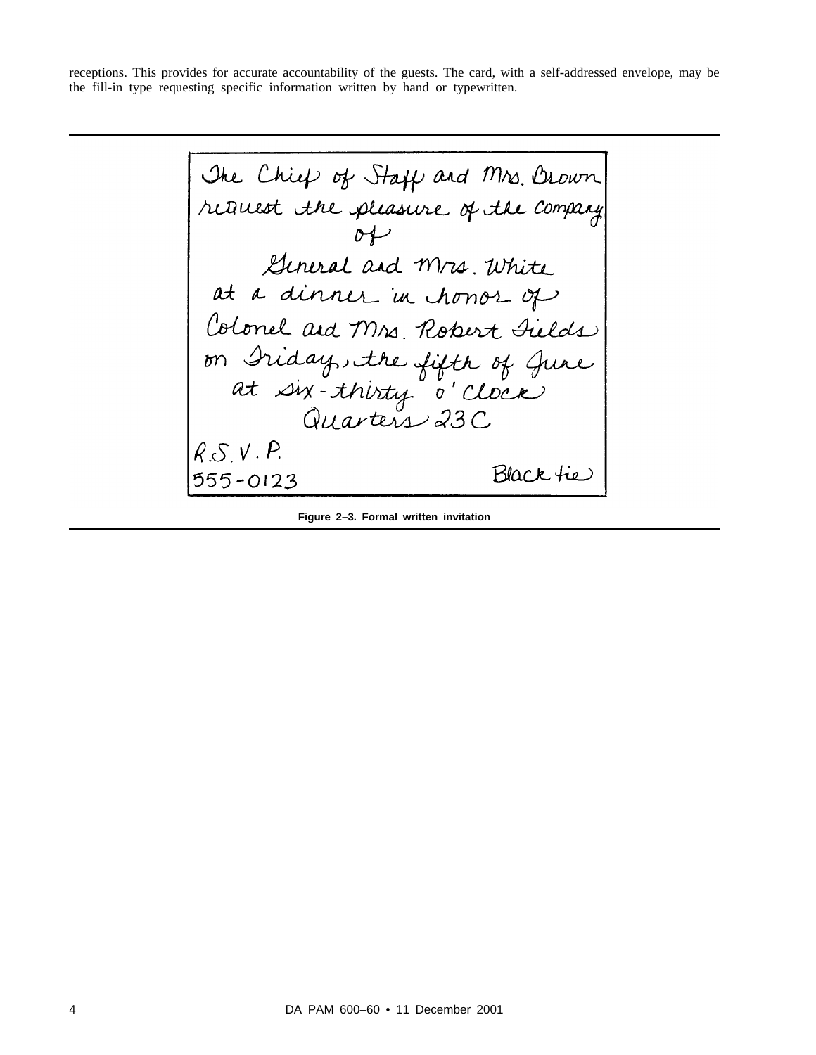receptions. This provides for accurate accountability of the guests. The card, with a self-addressed envelope, may be the fill-in type requesting specific information written by hand or typewritten.

The Chief of Staff and Mrs. Brown
request the pleasure of the company
of
General and Mrs. White
at a dinner in honor of
Colonel and Mrs. Robert Fields
on Friday, the fifth of June
at six-thirty o'clock
Quarters 23C

R.S.V.P.
555-0123

Black tie

**Figure 2–3. Formal written invitation**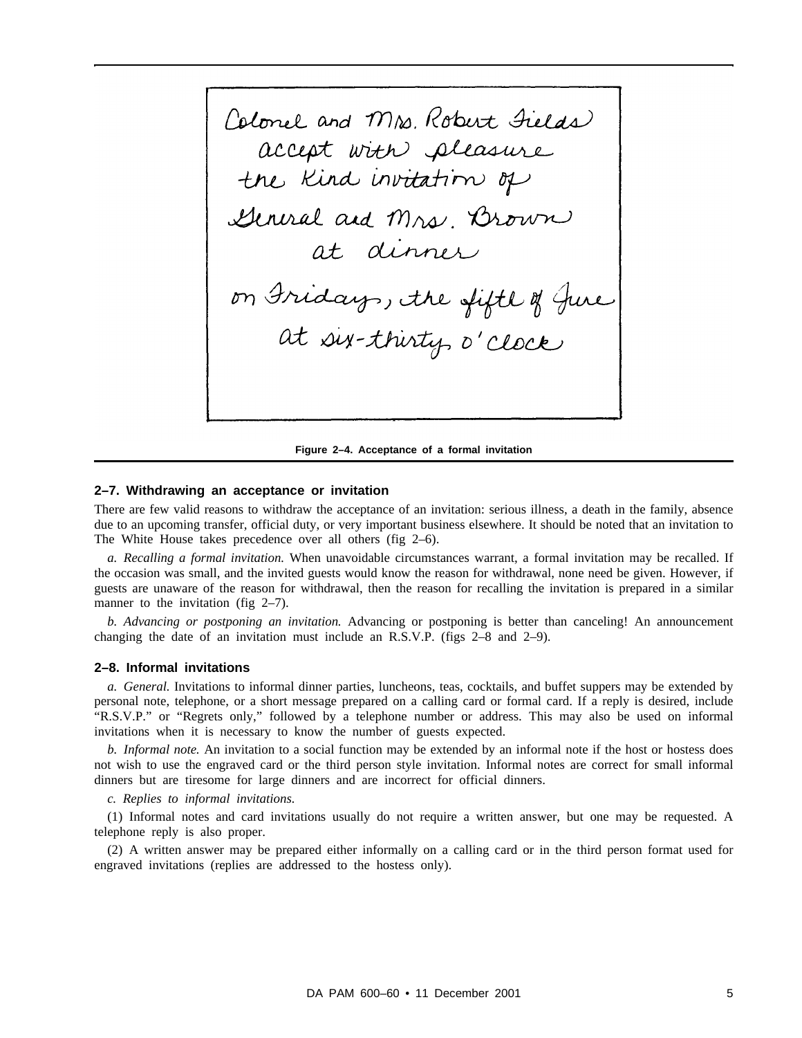Colonel and Mrs. Robert Fields
accept with pleasure
the kind invitation of
General and Mrs. Brown
at dinner
on Friday, the fifth of June
at six-thirty o'clock

**Figure 2–4. Acceptance of a formal invitation**

### 2–7. Withdrawing an acceptance or invitation

There are few valid reasons to withdraw the acceptance of an invitation: serious illness, a death in the family, absence due to an upcoming transfer, official duty, or very important business elsewhere. It should be noted that an invitation to The White House takes precedence over all others (fig 2–6).

*a. Recalling a formal invitation.* When unavoidable circumstances warrant, a formal invitation may be recalled. If the occasion was small, and the invited guests would know the reason for withdrawal, none need be given. However, if guests are unaware of the reason for withdrawal, then the reason for recalling the invitation is prepared in a similar manner to the invitation (fig 2–7).

*b. Advancing or postponing an invitation.* Advancing or postponing is better than canceling! An announcement changing the date of an invitation must include an R.S.V.P. (figs 2–8 and 2–9).

### 2–8. Informal invitations

*a. General.* Invitations to informal dinner parties, luncheons, teas, cocktails, and buffet suppers may be extended by personal note, telephone, or a short message prepared on a calling card or formal card. If a reply is desired, include "R.S.V.P." or "Regrets only," followed by a telephone number or address. This may also be used on informal invitations when it is necessary to know the number of guests expected.

*b. Informal note.* An invitation to a social function may be extended by an informal note if the host or hostess does not wish to use the engraved card or the third person style invitation. Informal notes are correct for small informal dinners but are tiresome for large dinners and are incorrect for official dinners.

*c. Replies to informal invitations.*

(1) Informal notes and card invitations usually do not require a written answer, but one may be requested. A telephone reply is also proper.

(2) A written answer may be prepared either informally on a calling card or in the third person format used for engraved invitations (replies are addressed to the hostess only).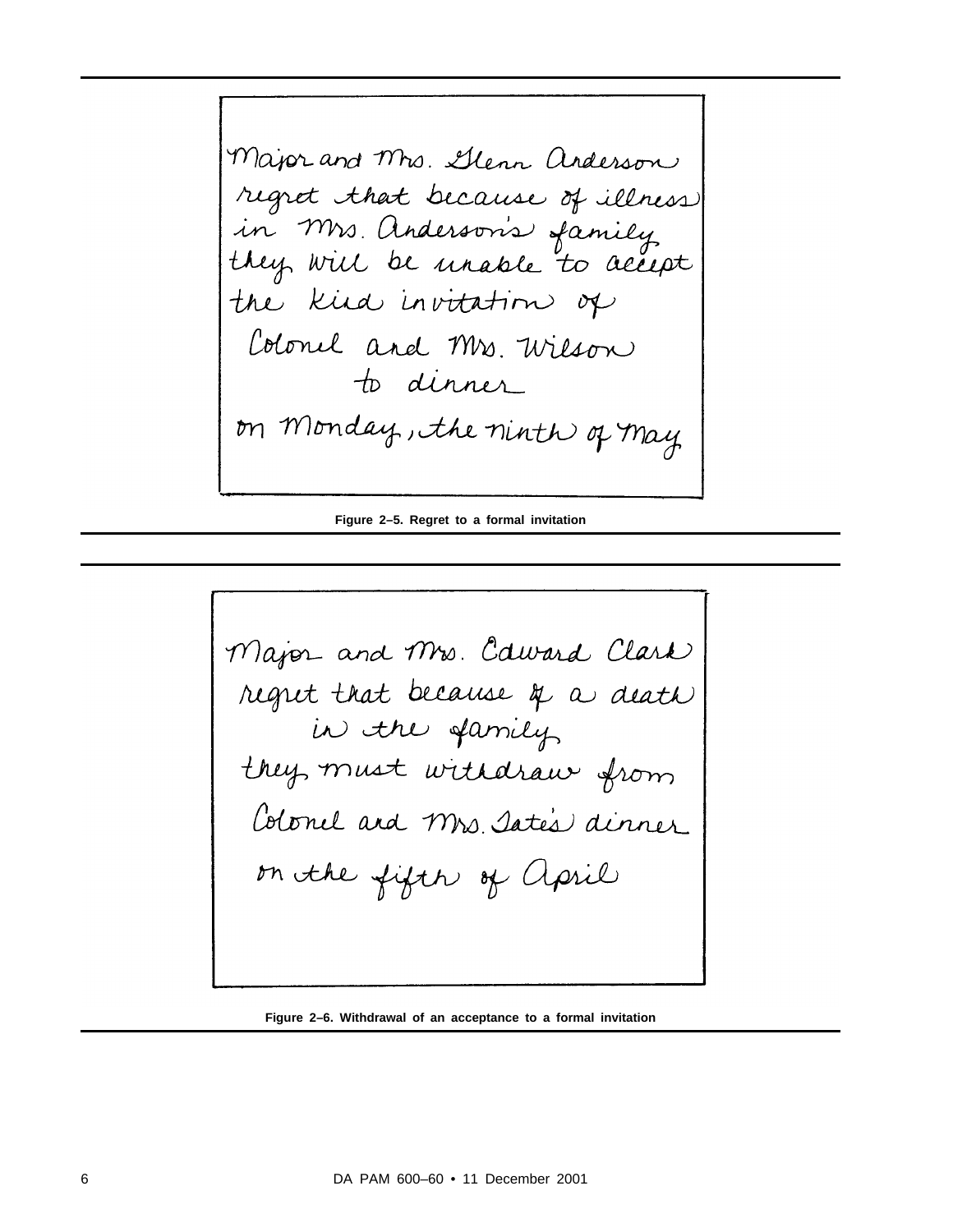Major and Mrs. Glenn Anderson
regret that because of illness
in Mrs. Anderson's family
they will be unable to accept
the kind invitation of
Colonel and Mrs. Wilson
to dinner
on Monday, the ninth of May

**Figure 2–5. Regret to a formal invitation**

Major and Mrs. Edward Clark
regret that because of a death
in the family
they must withdraw from
Colonel and Mrs. Tate's dinner
on the fifth of April

**Figure 2–6. Withdrawal of an acceptance to a formal invitation**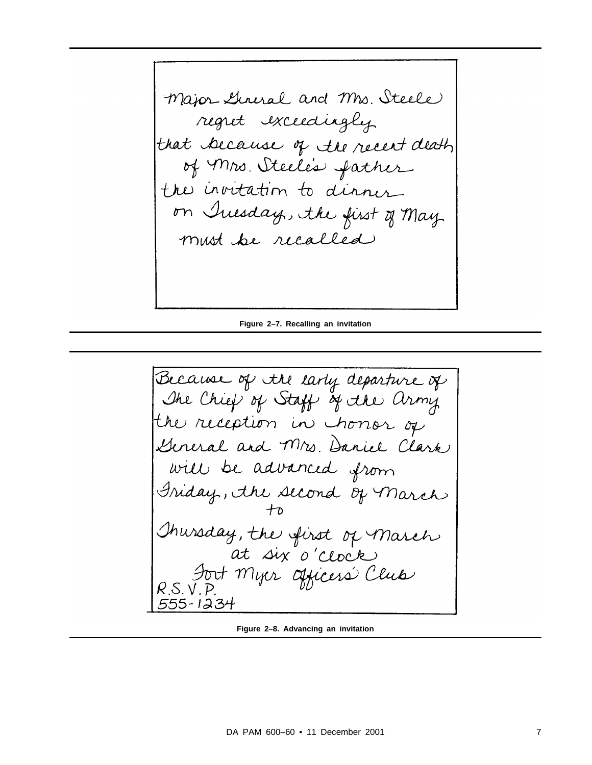Major General and Mrs. Steele
regret exceedingly
that because of the recent death
of Mrs. Steele's father
the invitation to dinner
on Tuesday, the first of May
must be recalled

**Figure 2–7. Recalling an invitation**

Because of the early departure of
The Chief of Staff of the Army
the reception in honor of
General and Mrs. Daniel Clark
will be advanced from
Friday, the second of March
to
Thursday, the first of March
at six o'clock
Fort Myer Officers' Club
R.S.V.P.
555-1234

**Figure 2–8. Advancing an invitation**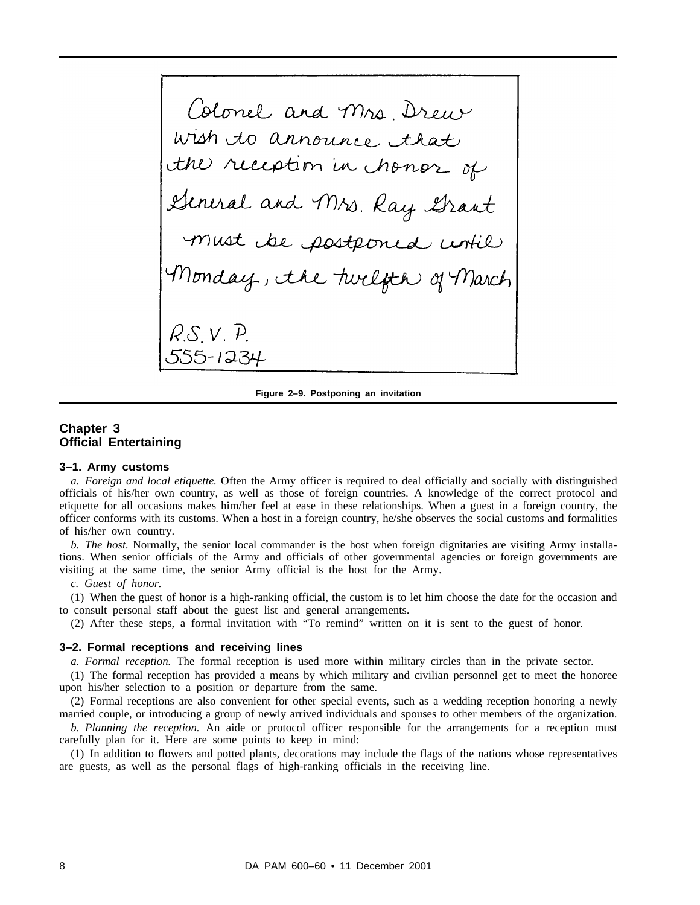Colonel and Mrs. Drew
wish to announce that
the reception in honor of
General and Mrs. Ray Grant
must be postponed until
Monday, the twelfth of March

R.S.V.P.
555-1234

**Figure 2–9. Postponing an invitation**

## Chapter 3
## Official Entertaining

### 3–1. Army customs

*a. Foreign and local etiquette.* Often the Army officer is required to deal officially and socially with distinguished officials of his/her own country, as well as those of foreign countries. A knowledge of the correct protocol and etiquette for all occasions makes him/her feel at ease in these relationships. When a guest in a foreign country, the officer conforms with its customs. When a host in a foreign country, he/she observes the social customs and formalities of his/her own country.

*b. The host.* Normally, the senior local commander is the host when foreign dignitaries are visiting Army installations. When senior officials of the Army and officials of other governmental agencies or foreign governments are visiting at the same time, the senior Army official is the host for the Army.

*c. Guest of honor.*

(1) When the guest of honor is a high-ranking official, the custom is to let him choose the date for the occasion and to consult personal staff about the guest list and general arrangements.

(2) After these steps, a formal invitation with "To remind" written on it is sent to the guest of honor.

### 3–2. Formal receptions and receiving lines

*a. Formal reception.* The formal reception is used more within military circles than in the private sector.

(1) The formal reception has provided a means by which military and civilian personnel get to meet the honoree upon his/her selection to a position or departure from the same.

(2) Formal receptions are also convenient for other special events, such as a wedding reception honoring a newly married couple, or introducing a group of newly arrived individuals and spouses to other members of the organization.

*b. Planning the reception.* An aide or protocol officer responsible for the arrangements for a reception must carefully plan for it. Here are some points to keep in mind:

(1) In addition to flowers and potted plants, decorations may include the flags of the nations whose representatives are guests, as well as the personal flags of high-ranking officials in the receiving line.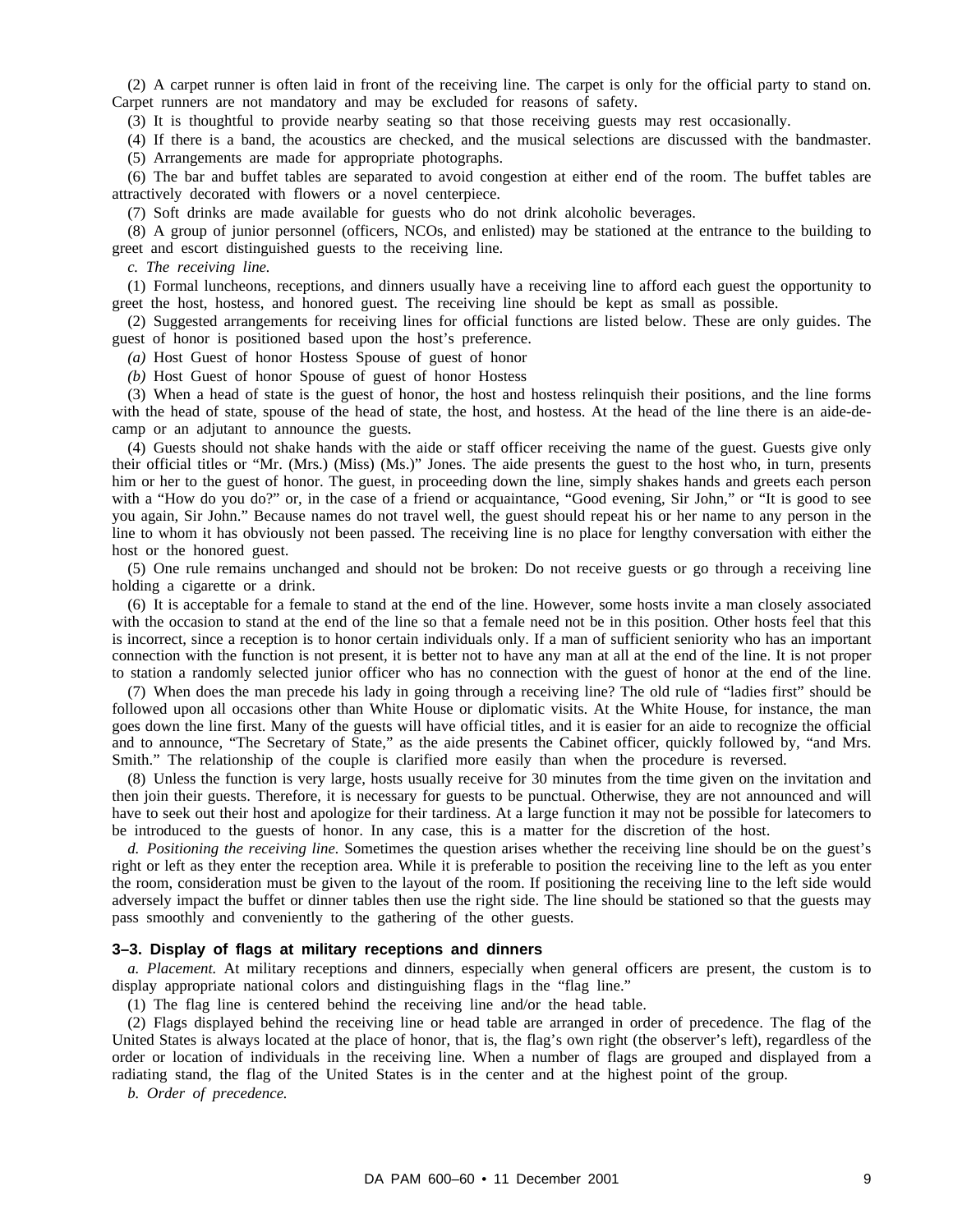(2) A carpet runner is often laid in front of the receiving line. The carpet is only for the official party to stand on. Carpet runners are not mandatory and may be excluded for reasons of safety.

(3) It is thoughtful to provide nearby seating so that those receiving guests may rest occasionally.

(4) If there is a band, the acoustics are checked, and the musical selections are discussed with the bandmaster.

(5) Arrangements are made for appropriate photographs.

(6) The bar and buffet tables are separated to avoid congestion at either end of the room. The buffet tables are attractively decorated with flowers or a novel centerpiece.

(7) Soft drinks are made available for guests who do not drink alcoholic beverages.

(8) A group of junior personnel (officers, NCOs, and enlisted) may be stationed at the entrance to the building to greet and escort distinguished guests to the receiving line.

*c. The receiving line.*

(1) Formal luncheons, receptions, and dinners usually have a receiving line to afford each guest the opportunity to greet the host, hostess, and honored guest. The receiving line should be kept as small as possible.

(2) Suggested arrangements for receiving lines for official functions are listed below. These are only guides. The guest of honor is positioned based upon the host's preference.

*(a)* Host Guest of honor Hostess Spouse of guest of honor

*(b)* Host Guest of honor Spouse of guest of honor Hostess

(3) When a head of state is the guest of honor, the host and hostess relinquish their positions, and the line forms with the head of state, spouse of the head of state, the host, and hostess. At the head of the line there is an aide-de-camp or an adjutant to announce the guests.

(4) Guests should not shake hands with the aide or staff officer receiving the name of the guest. Guests give only their official titles or "Mr. (Mrs.) (Miss) (Ms.)" Jones. The aide presents the guest to the host who, in turn, presents him or her to the guest of honor. The guest, in proceeding down the line, simply shakes hands and greets each person with a "How do you do?" or, in the case of a friend or acquaintance, "Good evening, Sir John," or "It is good to see you again, Sir John." Because names do not travel well, the guest should repeat his or her name to any person in the line to whom it has obviously not been passed. The receiving line is no place for lengthy conversation with either the host or the honored guest.

(5) One rule remains unchanged and should not be broken: Do not receive guests or go through a receiving line holding a cigarette or a drink.

(6) It is acceptable for a female to stand at the end of the line. However, some hosts invite a man closely associated with the occasion to stand at the end of the line so that a female need not be in this position. Other hosts feel that this is incorrect, since a reception is to honor certain individuals only. If a man of sufficient seniority who has an important connection with the function is not present, it is better not to have any man at all at the end of the line. It is not proper to station a randomly selected junior officer who has no connection with the guest of honor at the end of the line.

(7) When does the man precede his lady in going through a receiving line? The old rule of "ladies first" should be followed upon all occasions other than White House or diplomatic visits. At the White House, for instance, the man goes down the line first. Many of the guests will have official titles, and it is easier for an aide to recognize the official and to announce, "The Secretary of State," as the aide presents the Cabinet officer, quickly followed by, "and Mrs. Smith." The relationship of the couple is clarified more easily than when the procedure is reversed.

(8) Unless the function is very large, hosts usually receive for 30 minutes from the time given on the invitation and then join their guests. Therefore, it is necessary for guests to be punctual. Otherwise, they are not announced and will have to seek out their host and apologize for their tardiness. At a large function it may not be possible for latecomers to be introduced to the guests of honor. In any case, this is a matter for the discretion of the host.

*d. Positioning the receiving line.* Sometimes the question arises whether the receiving line should be on the guest's right or left as they enter the reception area. While it is preferable to position the receiving line to the left as you enter the room, consideration must be given to the layout of the room. If positioning the receiving line to the left side would adversely impact the buffet or dinner tables then use the right side. The line should be stationed so that the guests may pass smoothly and conveniently to the gathering of the other guests.

### 3–3. Display of flags at military receptions and dinners

*a. Placement.* At military receptions and dinners, especially when general officers are present, the custom is to display appropriate national colors and distinguishing flags in the "flag line."

(1) The flag line is centered behind the receiving line and/or the head table.

(2) Flags displayed behind the receiving line or head table are arranged in order of precedence. The flag of the United States is always located at the place of honor, that is, the flag's own right (the observer's left), regardless of the order or location of individuals in the receiving line. When a number of flags are grouped and displayed from a radiating stand, the flag of the United States is in the center and at the highest point of the group.

*b. Order of precedence.*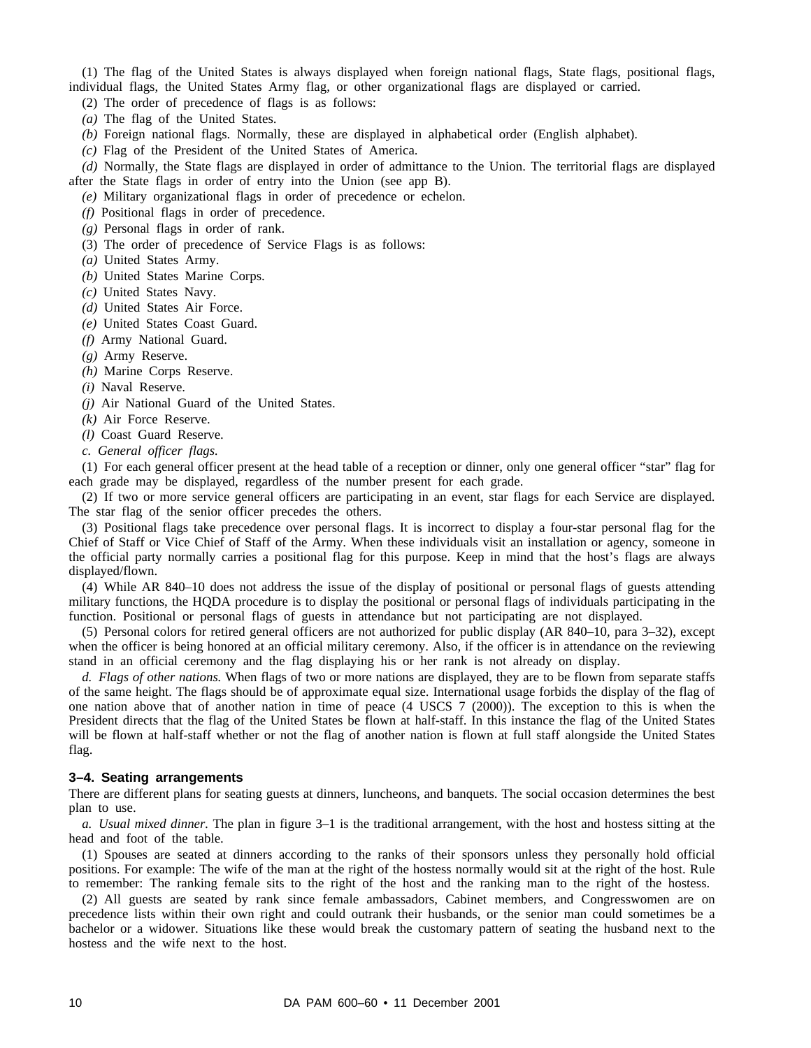(1) The flag of the United States is always displayed when foreign national flags, State flags, positional flags, individual flags, the United States Army flag, or other organizational flags are displayed or carried.

(2) The order of precedence of flags is as follows:

*(a)* The flag of the United States.

*(b)* Foreign national flags. Normally, these are displayed in alphabetical order (English alphabet).

*(c)* Flag of the President of the United States of America.

*(d)* Normally, the State flags are displayed in order of admittance to the Union. The territorial flags are displayed after the State flags in order of entry into the Union (see app B).

*(e)* Military organizational flags in order of precedence or echelon.

*(f)* Positional flags in order of precedence.

*(g)* Personal flags in order of rank.

(3) The order of precedence of Service Flags is as follows:

*(a)* United States Army.

*(b)* United States Marine Corps.

*(c)* United States Navy.

*(d)* United States Air Force.

*(e)* United States Coast Guard.

*(f)* Army National Guard.

*(g)* Army Reserve.

*(h)* Marine Corps Reserve.

*(i)* Naval Reserve.

*(j)* Air National Guard of the United States.

*(k)* Air Force Reserve.

*(l)* Coast Guard Reserve.

*c. General officer flags.*

(1) For each general officer present at the head table of a reception or dinner, only one general officer "star" flag for each grade may be displayed, regardless of the number present for each grade.

(2) If two or more service general officers are participating in an event, star flags for each Service are displayed. The star flag of the senior officer precedes the others.

(3) Positional flags take precedence over personal flags. It is incorrect to display a four-star personal flag for the Chief of Staff or Vice Chief of Staff of the Army. When these individuals visit an installation or agency, someone in the official party normally carries a positional flag for this purpose. Keep in mind that the host's flags are always displayed/flown.

(4) While AR 840–10 does not address the issue of the display of positional or personal flags of guests attending military functions, the HQDA procedure is to display the positional or personal flags of individuals participating in the function. Positional or personal flags of guests in attendance but not participating are not displayed.

(5) Personal colors for retired general officers are not authorized for public display (AR 840–10, para 3–32), except when the officer is being honored at an official military ceremony. Also, if the officer is in attendance on the reviewing stand in an official ceremony and the flag displaying his or her rank is not already on display.

*d. Flags of other nations.* When flags of two or more nations are displayed, they are to be flown from separate staffs of the same height. The flags should be of approximate equal size. International usage forbids the display of the flag of one nation above that of another nation in time of peace (4 USCS 7 (2000)). The exception to this is when the President directs that the flag of the United States be flown at half-staff. In this instance the flag of the United States will be flown at half-staff whether or not the flag of another nation is flown at full staff alongside the United States flag.

### 3–4. Seating arrangements

There are different plans for seating guests at dinners, luncheons, and banquets. The social occasion determines the best plan to use.

*a. Usual mixed dinner.* The plan in figure 3–1 is the traditional arrangement, with the host and hostess sitting at the head and foot of the table.

(1) Spouses are seated at dinners according to the ranks of their sponsors unless they personally hold official positions. For example: The wife of the man at the right of the hostess normally would sit at the right of the host. Rule to remember: The ranking female sits to the right of the host and the ranking man to the right of the hostess.

(2) All guests are seated by rank since female ambassadors, Cabinet members, and Congresswomen are on precedence lists within their own right and could outrank their husbands, or the senior man could sometimes be a bachelor or a widower. Situations like these would break the customary pattern of seating the husband next to the hostess and the wife next to the host.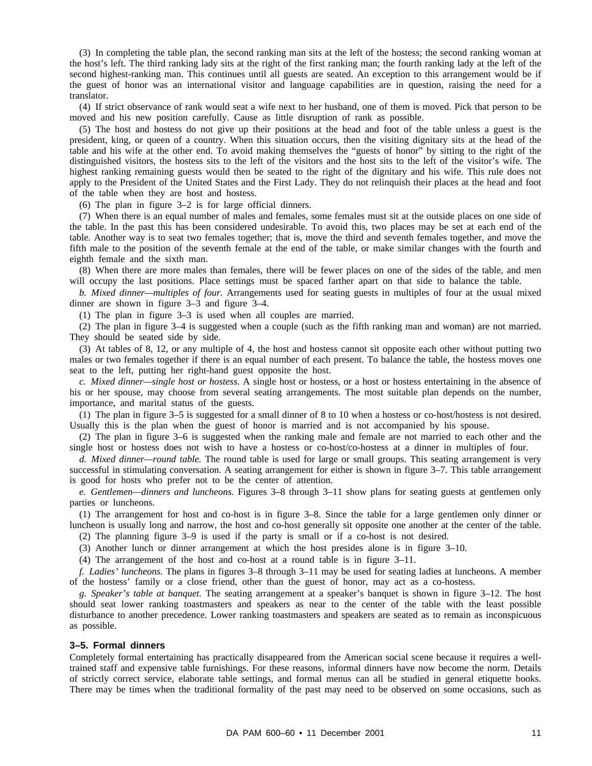(3) In completing the table plan, the second ranking man sits at the left of the hostess; the second ranking woman at the host's left. The third ranking lady sits at the right of the first ranking man; the fourth ranking lady at the left of the second highest-ranking man. This continues until all guests are seated. An exception to this arrangement would be if the guest of honor was an international visitor and language capabilities are in question, raising the need for a translator.

(4) If strict observance of rank would seat a wife next to her husband, one of them is moved. Pick that person to be moved and his new position carefully. Cause as little disruption of rank as possible.

(5) The host and hostess do not give up their positions at the head and foot of the table unless a guest is the president, king, or queen of a country. When this situation occurs, then the visiting dignitary sits at the head of the table and his wife at the other end. To avoid making themselves the "guests of honor" by sitting to the right of the distinguished visitors, the hostess sits to the left of the visitors and the host sits to the left of the visitor's wife. The highest ranking remaining guests would then be seated to the right of the dignitary and his wife. This rule does not apply to the President of the United States and the First Lady. They do not relinquish their places at the head and foot of the table when they are host and hostess.

(6) The plan in figure 3–2 is for large official dinners.

(7) When there is an equal number of males and females, some females must sit at the outside places on one side of the table. In the past this has been considered undesirable. To avoid this, two places may be set at each end of the table. Another way is to seat two females together; that is, move the third and seventh females together, and move the fifth male to the position of the seventh female at the end of the table, or make similar changes with the fourth and eighth female and the sixth man.

(8) When there are more males than females, there will be fewer places on one of the sides of the table, and men will occupy the last positions. Place settings must be spaced farther apart on that side to balance the table.

*b. Mixed dinner—multiples of four.* Arrangements used for seating guests in multiples of four at the usual mixed dinner are shown in figure 3–3 and figure 3–4.

(1) The plan in figure 3–3 is used when all couples are married.

(2) The plan in figure 3–4 is suggested when a couple (such as the fifth ranking man and woman) are not married. They should be seated side by side.

(3) At tables of 8, 12, or any multiple of 4, the host and hostess cannot sit opposite each other without putting two males or two females together if there is an equal number of each present. To balance the table, the hostess moves one seat to the left, putting her right-hand guest opposite the host.

*c. Mixed dinner—single host or hostess.* A single host or hostess, or a host or hostess entertaining in the absence of his or her spouse, may choose from several seating arrangements. The most suitable plan depends on the number, importance, and marital status of the guests.

(1) The plan in figure 3–5 is suggested for a small dinner of 8 to 10 when a hostess or co-host/hostess is not desired. Usually this is the plan when the guest of honor is married and is not accompanied by his spouse.

(2) The plan in figure 3–6 is suggested when the ranking male and female are not married to each other and the single host or hostess does not wish to have a hostess or co-host/co-hostess at a dinner in multiples of four.

*d. Mixed dinner—round table.* The round table is used for large or small groups. This seating arrangement is very successful in stimulating conversation. A seating arrangement for either is shown in figure 3–7. This table arrangement is good for hosts who prefer not to be the center of attention.

*e. Gentlemen—dinners and luncheons.* Figures 3–8 through 3–11 show plans for seating guests at gentlemen only parties or luncheons.

(1) The arrangement for host and co-host is in figure 3–8. Since the table for a large gentlemen only dinner or luncheon is usually long and narrow, the host and co-host generally sit opposite one another at the center of the table.

(2) The planning figure 3–9 is used if the party is small or if a co-host is not desired.

(3) Another lunch or dinner arrangement at which the host presides alone is in figure 3–10.

(4) The arrangement of the host and co-host at a round table is in figure 3–11.

*f. Ladies' luncheons.* The plans in figures 3–8 through 3–11 may be used for seating ladies at luncheons. A member of the hostess' family or a close friend, other than the guest of honor, may act as a co-hostess.

*g. Speaker's table at banquet.* The seating arrangement at a speaker's banquet is shown in figure 3–12. The host should seat lower ranking toastmasters and speakers as near to the center of the table with the least possible disturbance to another precedence. Lower ranking toastmasters and speakers are seated as to remain as inconspicuous as possible.

### 3–5. Formal dinners

Completely formal entertaining has practically disappeared from the American social scene because it requires a well-trained staff and expensive table furnishings. For these reasons, informal dinners have now become the norm. Details of strictly correct service, elaborate table settings, and formal menus can all be studied in general etiquette books. There may be times when the traditional formality of the past may need to be observed on some occasions, such as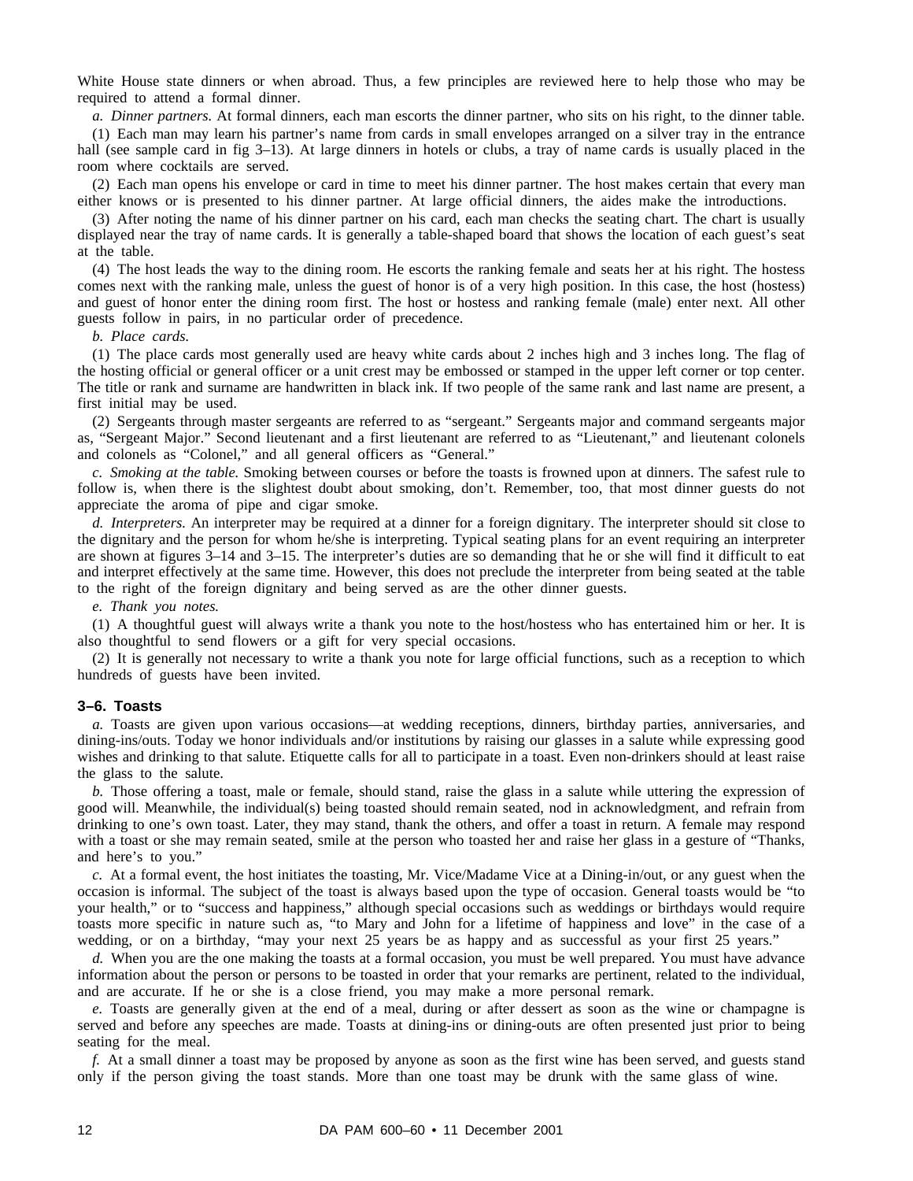White House state dinners or when abroad. Thus, a few principles are reviewed here to help those who may be required to attend a formal dinner.

*a. Dinner partners.* At formal dinners, each man escorts the dinner partner, who sits on his right, to the dinner table.

(1) Each man may learn his partner's name from cards in small envelopes arranged on a silver tray in the entrance hall (see sample card in fig 3–13). At large dinners in hotels or clubs, a tray of name cards is usually placed in the room where cocktails are served.

(2) Each man opens his envelope or card in time to meet his dinner partner. The host makes certain that every man either knows or is presented to his dinner partner. At large official dinners, the aides make the introductions.

(3) After noting the name of his dinner partner on his card, each man checks the seating chart. The chart is usually displayed near the tray of name cards. It is generally a table-shaped board that shows the location of each guest's seat at the table.

(4) The host leads the way to the dining room. He escorts the ranking female and seats her at his right. The hostess comes next with the ranking male, unless the guest of honor is of a very high position. In this case, the host (hostess) and guest of honor enter the dining room first. The host or hostess and ranking female (male) enter next. All other guests follow in pairs, in no particular order of precedence.

*b. Place cards.*

(1) The place cards most generally used are heavy white cards about 2 inches high and 3 inches long. The flag of the hosting official or general officer or a unit crest may be embossed or stamped in the upper left corner or top center. The title or rank and surname are handwritten in black ink. If two people of the same rank and last name are present, a first initial may be used.

(2) Sergeants through master sergeants are referred to as "sergeant." Sergeants major and command sergeants major as, "Sergeant Major." Second lieutenant and a first lieutenant are referred to as "Lieutenant," and lieutenant colonels and colonels as "Colonel," and all general officers as "General."

*c. Smoking at the table.* Smoking between courses or before the toasts is frowned upon at dinners. The safest rule to follow is, when there is the slightest doubt about smoking, don't. Remember, too, that most dinner guests do not appreciate the aroma of pipe and cigar smoke.

*d. Interpreters.* An interpreter may be required at a dinner for a foreign dignitary. The interpreter should sit close to the dignitary and the person for whom he/she is interpreting. Typical seating plans for an event requiring an interpreter are shown at figures 3–14 and 3–15. The interpreter's duties are so demanding that he or she will find it difficult to eat and interpret effectively at the same time. However, this does not preclude the interpreter from being seated at the table to the right of the foreign dignitary and being served as are the other dinner guests.

*e. Thank you notes.*

(1) A thoughtful guest will always write a thank you note to the host/hostess who has entertained him or her. It is also thoughtful to send flowers or a gift for very special occasions.

(2) It is generally not necessary to write a thank you note for large official functions, such as a reception to which hundreds of guests have been invited.

### 3–6. Toasts

*a.* Toasts are given upon various occasions—at wedding receptions, dinners, birthday parties, anniversaries, and dining-ins/outs. Today we honor individuals and/or institutions by raising our glasses in a salute while expressing good wishes and drinking to that salute. Etiquette calls for all to participate in a toast. Even non-drinkers should at least raise the glass to the salute.

*b.* Those offering a toast, male or female, should stand, raise the glass in a salute while uttering the expression of good will. Meanwhile, the individual(s) being toasted should remain seated, nod in acknowledgment, and refrain from drinking to one's own toast. Later, they may stand, thank the others, and offer a toast in return. A female may respond with a toast or she may remain seated, smile at the person who toasted her and raise her glass in a gesture of "Thanks, and here's to you."

*c.* At a formal event, the host initiates the toasting, Mr. Vice/Madame Vice at a Dining-in/out, or any guest when the occasion is informal. The subject of the toast is always based upon the type of occasion. General toasts would be "to your health," or to "success and happiness," although special occasions such as weddings or birthdays would require toasts more specific in nature such as, "to Mary and John for a lifetime of happiness and love" in the case of a wedding, or on a birthday, "may your next 25 years be as happy and as successful as your first 25 years."

*d.* When you are the one making the toasts at a formal occasion, you must be well prepared. You must have advance information about the person or persons to be toasted in order that your remarks are pertinent, related to the individual, and are accurate. If he or she is a close friend, you may make a more personal remark.

*e.* Toasts are generally given at the end of a meal, during or after dessert as soon as the wine or champagne is served and before any speeches are made. Toasts at dining-ins or dining-outs are often presented just prior to being seating for the meal.

*f.* At a small dinner a toast may be proposed by anyone as soon as the first wine has been served, and guests stand only if the person giving the toast stands. More than one toast may be drunk with the same glass of wine.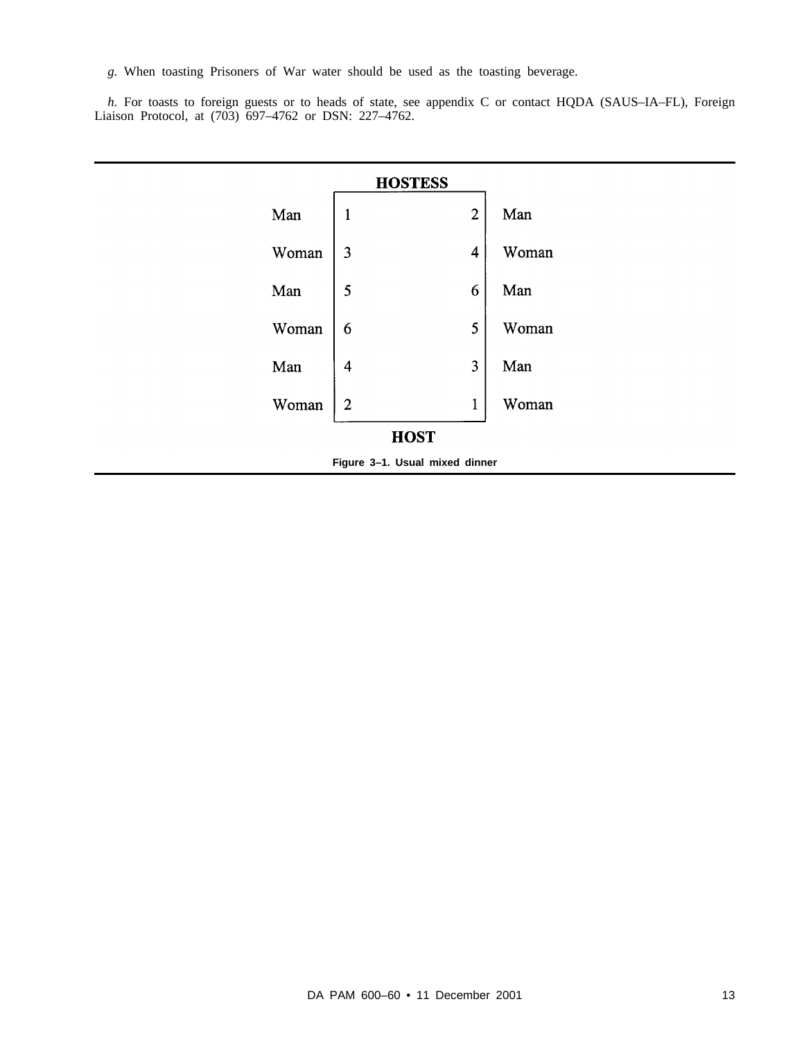*g.* When toasting Prisoners of War water should be used as the toasting beverage.

*h.* For toasts to foreign guests or to heads of state, see appendix C or contact HQDA (SAUS–IA–FL), Foreign Liaison Protocol, at (703) 697–4762 or DSN: 227–4762.

| | HOSTESS | | |
|---|---|---|---|
| Man | 1 | 2 | Man |
| Woman | 3 | 4 | Woman |
| Man | 5 | 6 | Man |
| Woman | 6 | 5 | Woman |
| Man | 4 | 3 | Man |
| Woman | 2 | 1 | Woman |
| | HOST | | |

**Figure 3–1. Usual mixed dinner**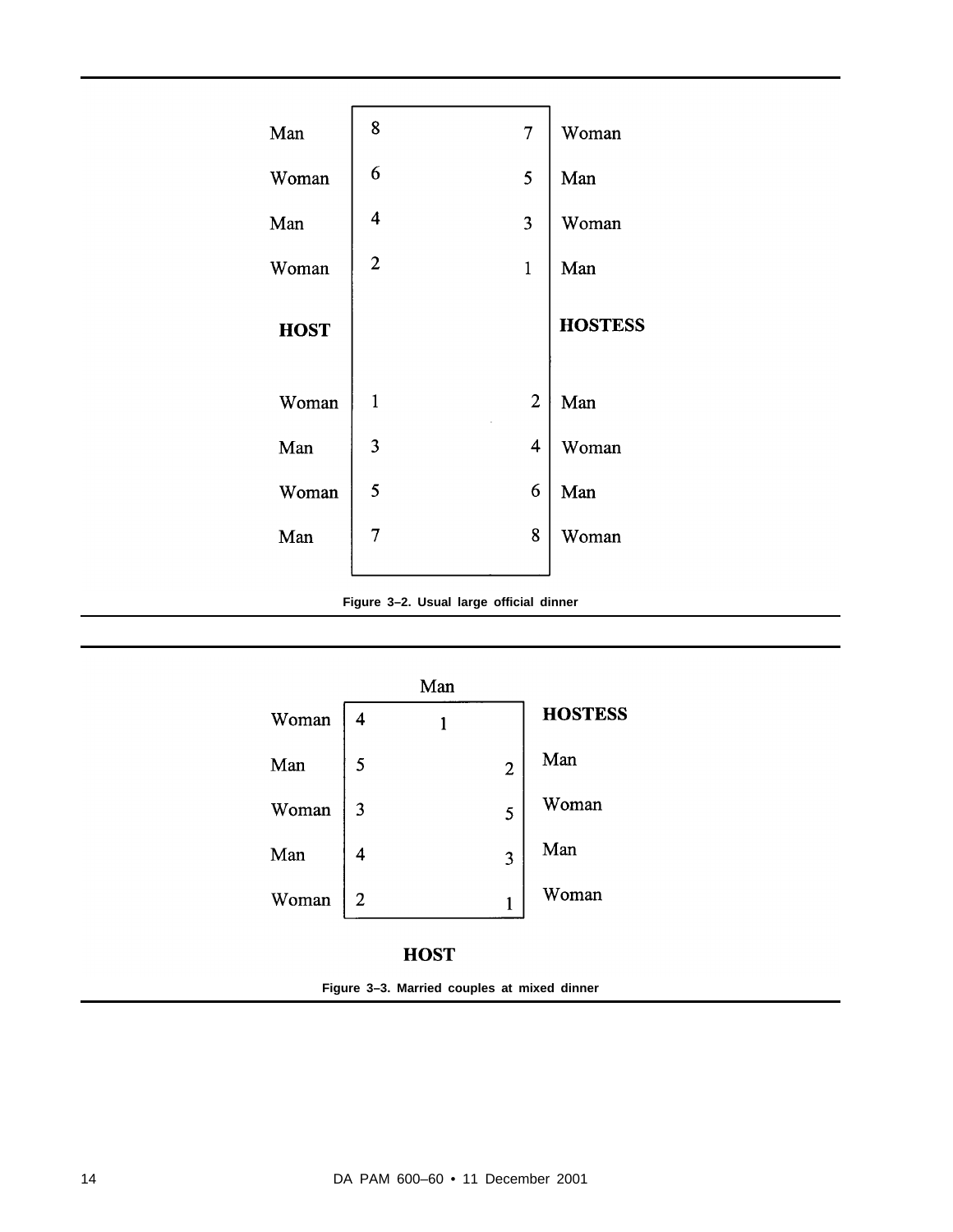| | | | |
|---|---|---|---|
| Man | 8 | 7 | Woman |
| Woman | 6 | 5 | Man |
| Man | 4 | 3 | Woman |
| Woman | 2 | 1 | Man |
| **HOST** | | | **HOSTESS** |
| Woman | 1 | 2 | Man |
| Man | 3 | 4 | Woman |
| Woman | 5 | 6 | Man |
| Man | 7 | 8 | Woman |

**Figure 3–2. Usual large official dinner**

| | | | | |
|---|---|---|---|---|
| | | Man | | |
| Woman | 4 | 1 | | **HOSTESS** |
| Man | 5 | | 2 | Man |
| Woman | 3 | | 5 | Woman |
| Man | 4 | | 3 | Man |
| Woman | 2 | | 1 | Woman |
| | | **HOST** | | |

**Figure 3–3. Married couples at mixed dinner**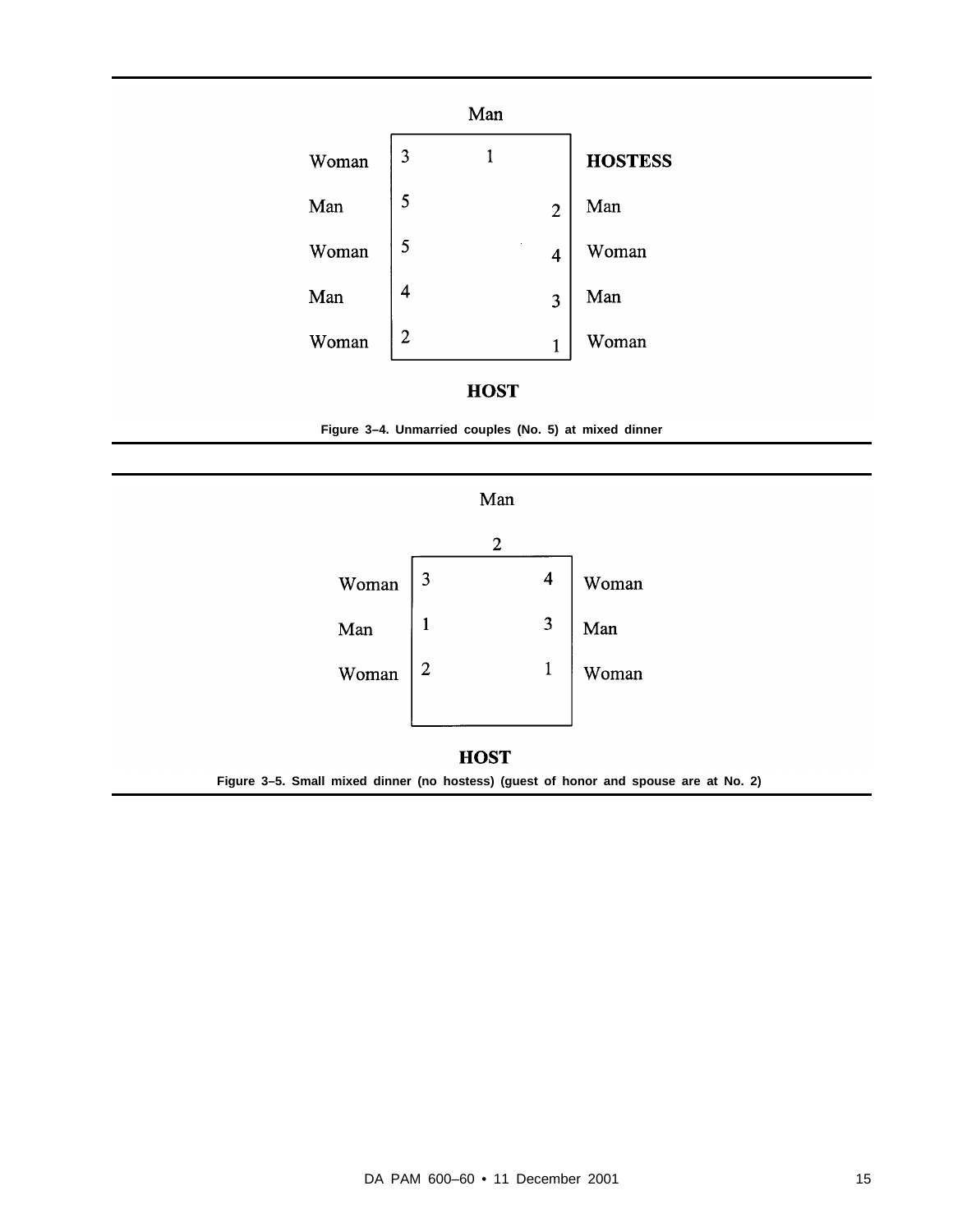Man

| Woman | 3 | 1 | | HOSTESS |
|---|---|---|---|---|
| Man | 5 | | 2 | Man |
| Woman | 5 | | 4 | Woman |
| Man | 4 | | 3 | Man |
| Woman | 2 | | 1 | Woman |

HOST

**Figure 3–4. Unmarried couples (No. 5) at mixed dinner**

Man

2

| Woman | 3 | 4 | Woman |
|---|---|---|---|
| Man | 1 | 3 | Man |
| Woman | 2 | 1 | Woman |

HOST

**Figure 3–5. Small mixed dinner (no hostess) (guest of honor and spouse are at No. 2)**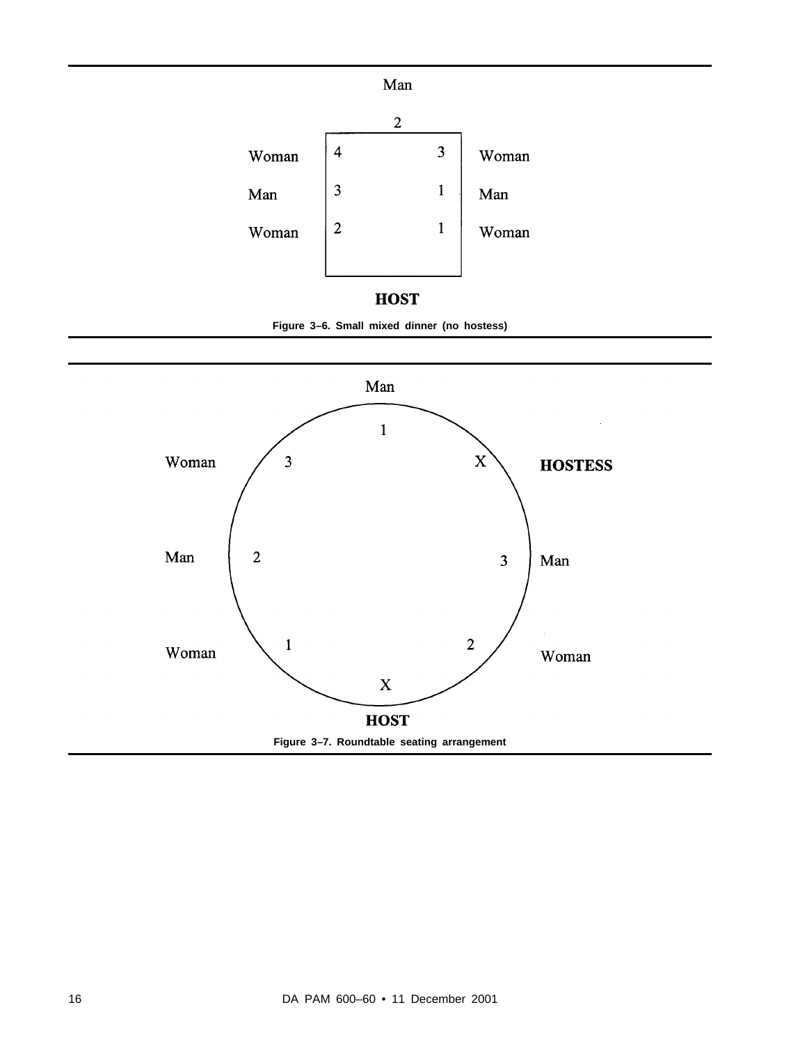Man

2

| | | | |
|---|---|---|---|
| Woman | 4 | 3 | Woman |
| Man | 3 | 1 | Man |
| Woman | 2 | 1 | Woman |

**HOST**

**Figure 3–6. Small mixed dinner (no hostess)**

Man

1

Woman 3 X **HOSTESS**

Man 2 3 Man

Woman 1 2 Woman

X

**HOST**

**Figure 3–7. Roundtable seating arrangement**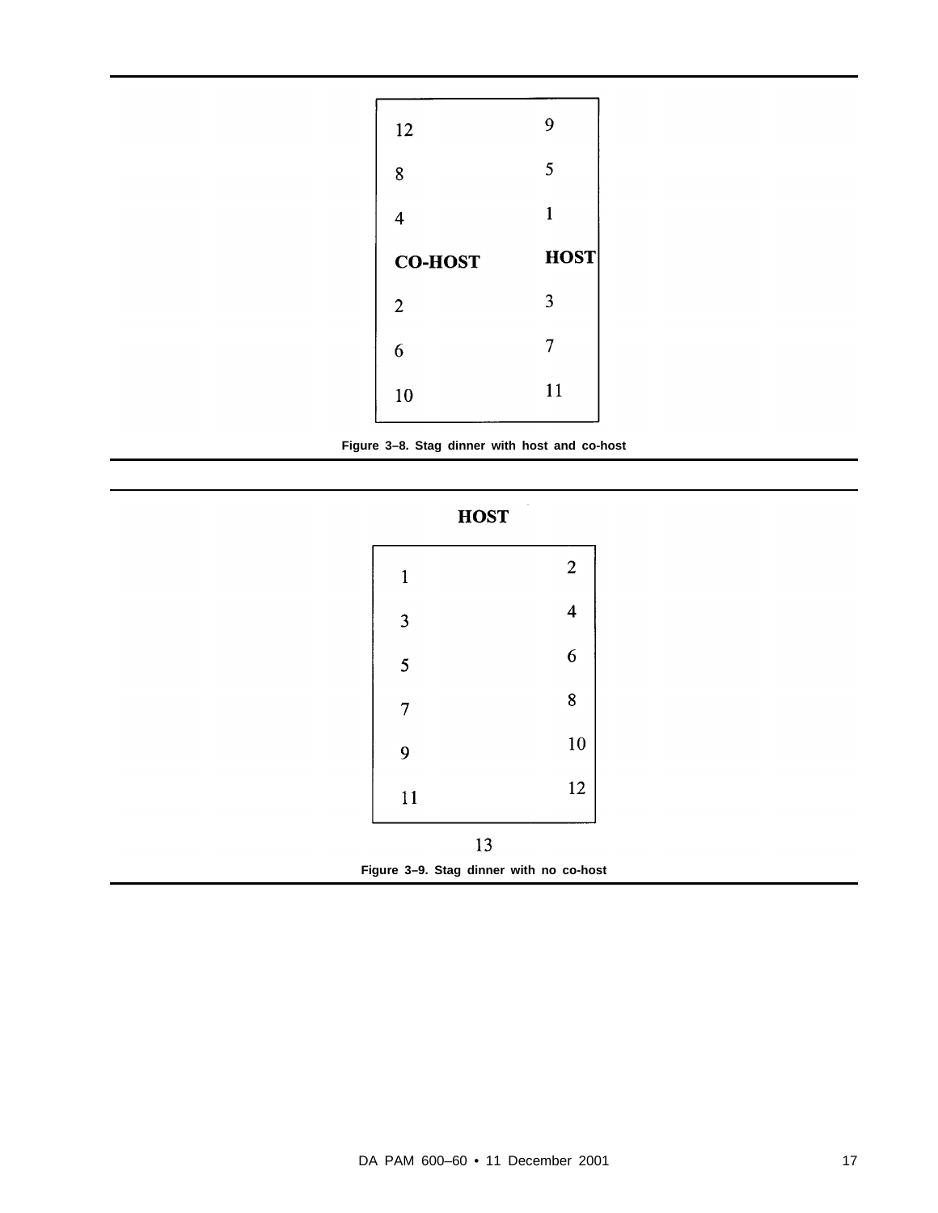| 12 | 9 |
|---|---|
| 8 | 5 |
| 4 | 1 |
| **CO-HOST** | **HOST** |
| 2 | 3 |
| 6 | 7 |
| 10 | 11 |

**Figure 3–8. Stag dinner with host and co-host**

**HOST**

| 1 | 2 |
|---|---|
| 3 | 4 |
| 5 | 6 |
| 7 | 8 |
| 9 | 10 |
| 11 | 12 |

13

**Figure 3–9. Stag dinner with no co-host**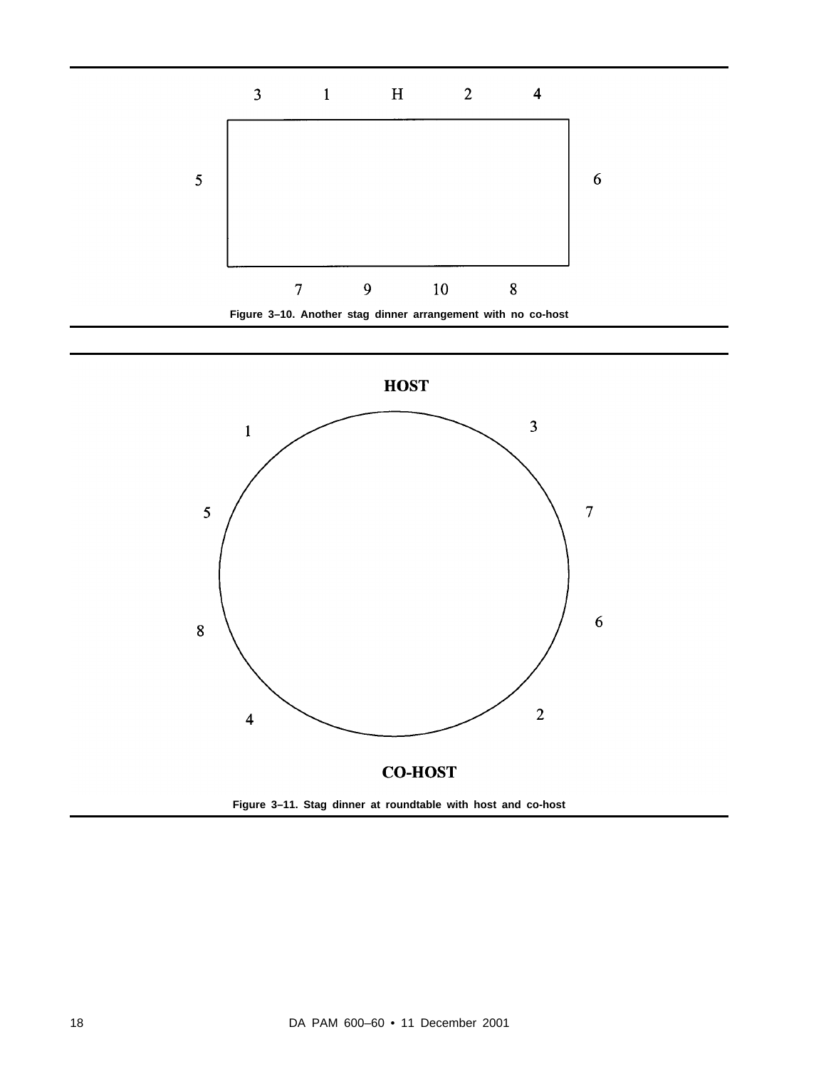| 3 | 1 | H | 2 | 4 |
| --- | --- | --- | --- | --- |

5 &nbsp;&nbsp;&nbsp;&nbsp;&nbsp;&nbsp;&nbsp;&nbsp;&nbsp;&nbsp;&nbsp;&nbsp;&nbsp;&nbsp;&nbsp;&nbsp;&nbsp;&nbsp;&nbsp;&nbsp; 6

| 7 | 9 | 10 | 8 |
| --- | --- | --- | --- |

**Figure 3–10. Another stag dinner arrangement with no co-host**

**HOST**

1 &nbsp;&nbsp;&nbsp;&nbsp;&nbsp;&nbsp;&nbsp;&nbsp;&nbsp;&nbsp; 3

5 &nbsp;&nbsp;&nbsp;&nbsp;&nbsp;&nbsp;&nbsp;&nbsp;&nbsp;&nbsp; 7

8 &nbsp;&nbsp;&nbsp;&nbsp;&nbsp;&nbsp;&nbsp;&nbsp;&nbsp;&nbsp; 6

4 &nbsp;&nbsp;&nbsp;&nbsp;&nbsp;&nbsp;&nbsp;&nbsp;&nbsp;&nbsp; 2

**CO-HOST**

**Figure 3–11. Stag dinner at roundtable with host and co-host**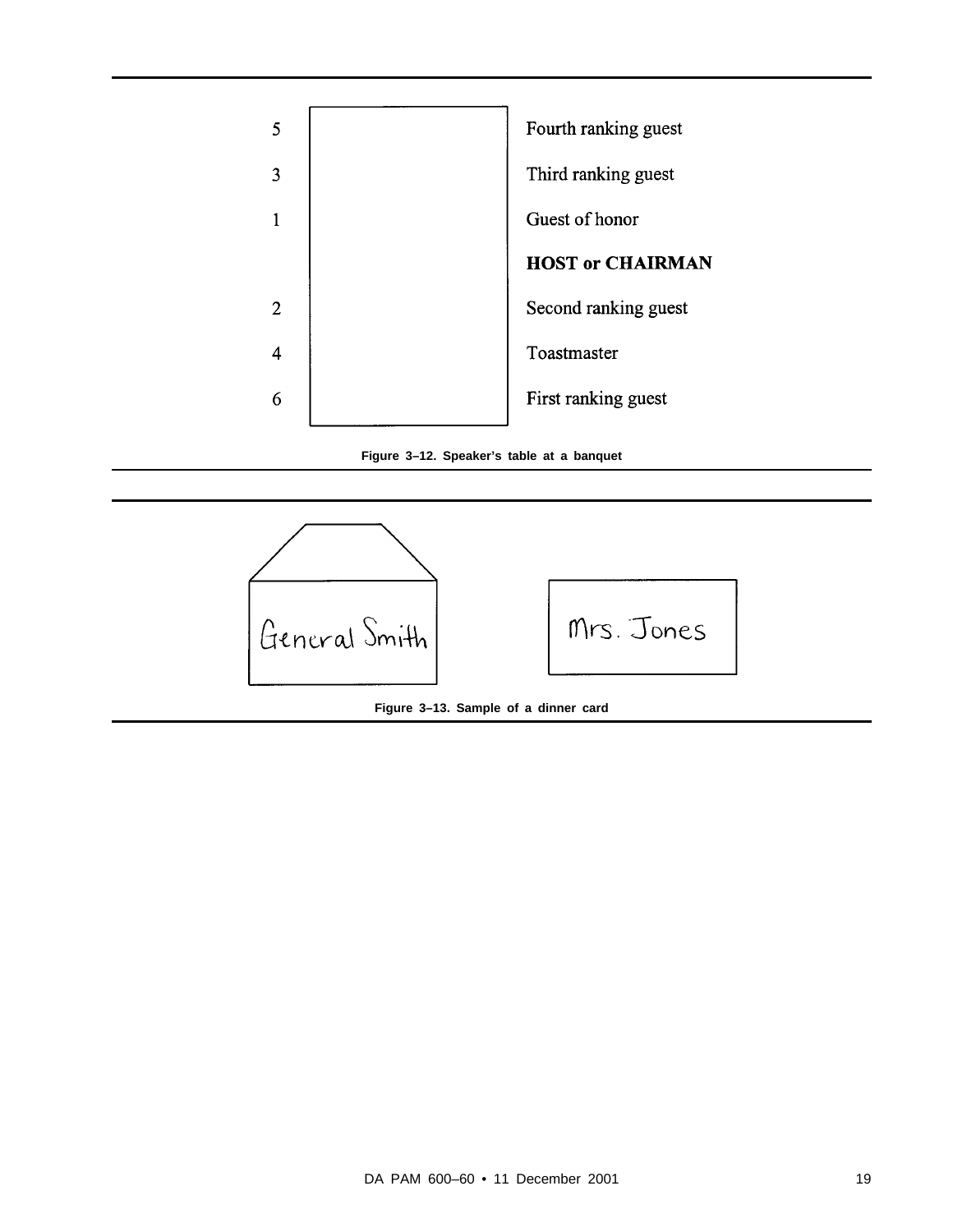| | | |
|---|---|---|
| 5 | | Fourth ranking guest |
| 3 | | Third ranking guest |
| 1 | | Guest of honor |
| | | **HOST or CHAIRMAN** |
| 2 | | Second ranking guest |
| 4 | | Toastmaster |
| 6 | | First ranking guest |

**Figure 3–12. Speaker's table at a banquet**

General Smith

Mrs. Jones

**Figure 3–13. Sample of a dinner card**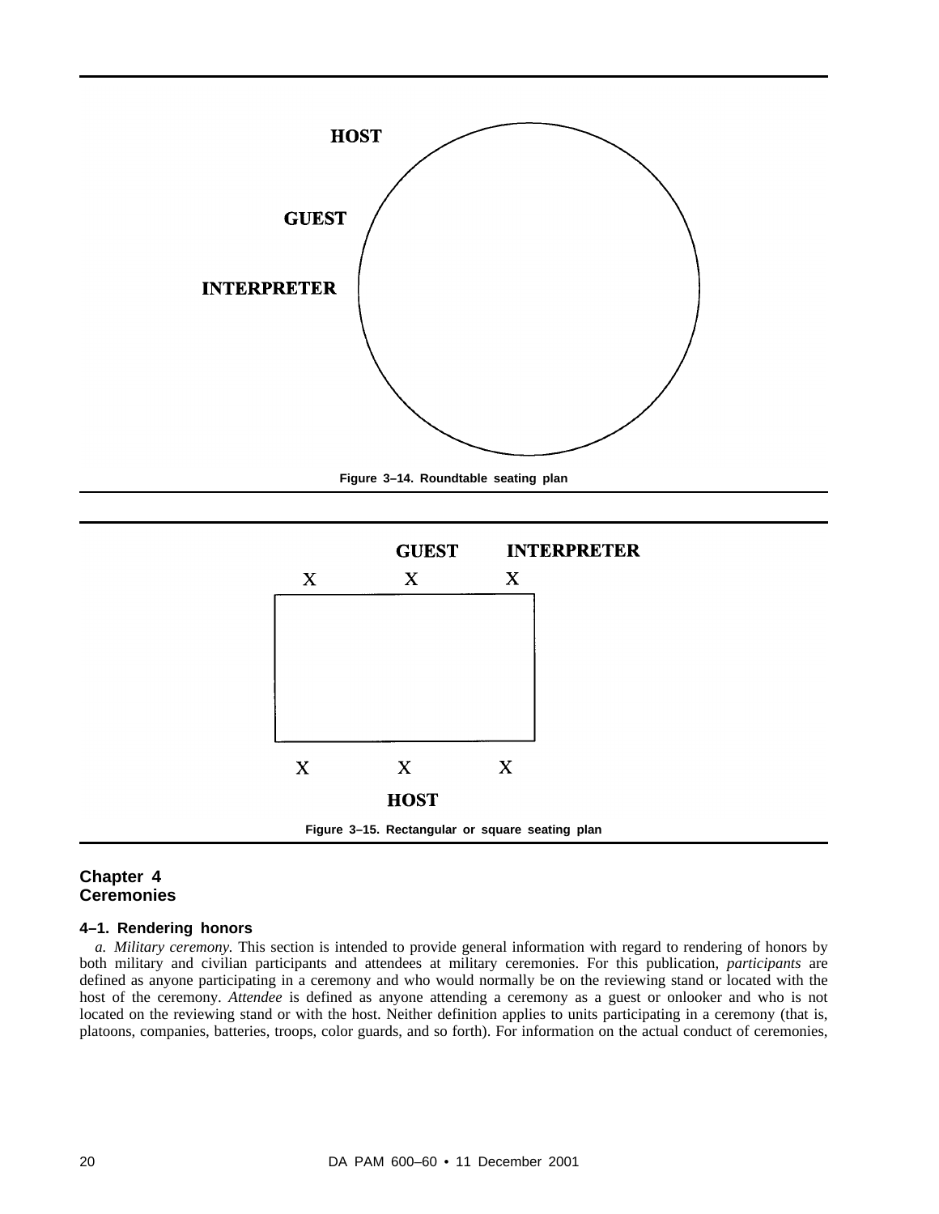HOST

GUEST

INTERPRETER

**Figure 3–14. Roundtable seating plan**

GUEST INTERPRETER

X X X

X X X

HOST

**Figure 3–15. Rectangular or square seating plan**

# Chapter 4 Ceremonies

## 4–1. Rendering honors

*a. Military ceremony.* This section is intended to provide general information with regard to rendering of honors by both military and civilian participants and attendees at military ceremonies. For this publication, *participants* are defined as anyone participating in a ceremony and who would normally be on the reviewing stand or located with the host of the ceremony. *Attendee* is defined as anyone attending a ceremony as a guest or onlooker and who is not located on the reviewing stand or with the host. Neither definition applies to units participating in a ceremony (that is, platoons, companies, batteries, troops, color guards, and so forth). For information on the actual conduct of ceremonies,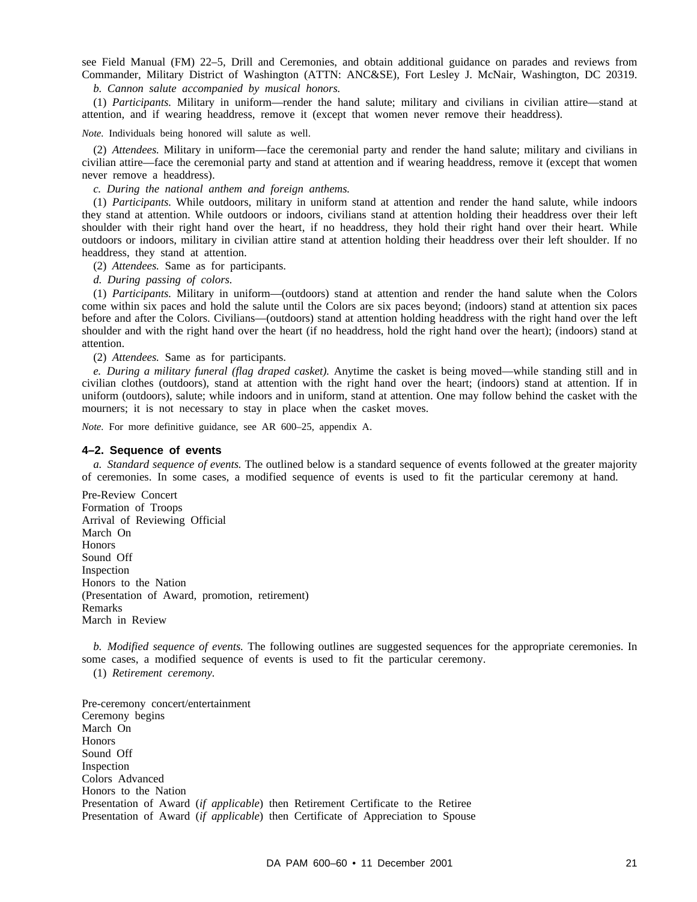see Field Manual (FM) 22–5, Drill and Ceremonies, and obtain additional guidance on parades and reviews from Commander, Military District of Washington (ATTN: ANC&SE), Fort Lesley J. McNair, Washington, DC 20319.

*b. Cannon salute accompanied by musical honors.*

(1) *Participants.* Military in uniform—render the hand salute; military and civilians in civilian attire—stand at attention, and if wearing headdress, remove it (except that women never remove their headdress).

*Note.* Individuals being honored will salute as well.

(2) *Attendees.* Military in uniform—face the ceremonial party and render the hand salute; military and civilians in civilian attire—face the ceremonial party and stand at attention and if wearing headdress, remove it (except that women never remove a headdress).

*c. During the national anthem and foreign anthems.*

(1) *Participants.* While outdoors, military in uniform stand at attention and render the hand salute, while indoors they stand at attention. While outdoors or indoors, civilians stand at attention holding their headdress over their left shoulder with their right hand over the heart, if no headdress, they hold their right hand over their heart. While outdoors or indoors, military in civilian attire stand at attention holding their headdress over their left shoulder. If no headdress, they stand at attention.

(2) *Attendees.* Same as for participants.

*d. During passing of colors.*

(1) *Participants.* Military in uniform—(outdoors) stand at attention and render the hand salute when the Colors come within six paces and hold the salute until the Colors are six paces beyond; (indoors) stand at attention six paces before and after the Colors. Civilians—(outdoors) stand at attention holding headdress with the right hand over the left shoulder and with the right hand over the heart (if no headdress, hold the right hand over the heart); (indoors) stand at attention.

(2) *Attendees.* Same as for participants.

*e. During a military funeral (flag draped casket).* Anytime the casket is being moved—while standing still and in civilian clothes (outdoors), stand at attention with the right hand over the heart; (indoors) stand at attention. If in uniform (outdoors), salute; while indoors and in uniform, stand at attention. One may follow behind the casket with the mourners; it is not necessary to stay in place when the casket moves.

*Note.* For more definitive guidance, see AR 600–25, appendix A.

### 4–2. Sequence of events

*a. Standard sequence of events.* The outlined below is a standard sequence of events followed at the greater majority of ceremonies. In some cases, a modified sequence of events is used to fit the particular ceremony at hand.

Pre-Review Concert
Formation of Troops
Arrival of Reviewing Official
March On
Honors
Sound Off
Inspection
Honors to the Nation
(Presentation of Award, promotion, retirement)
Remarks
March in Review

*b. Modified sequence of events.* The following outlines are suggested sequences for the appropriate ceremonies. In some cases, a modified sequence of events is used to fit the particular ceremony.

(1) *Retirement ceremony.*

Pre-ceremony concert/entertainment
Ceremony begins
March On
Honors
Sound Off
Inspection
Colors Advanced
Honors to the Nation
Presentation of Award (*if applicable*) then Retirement Certificate to the Retiree
Presentation of Award (*if applicable*) then Certificate of Appreciation to Spouse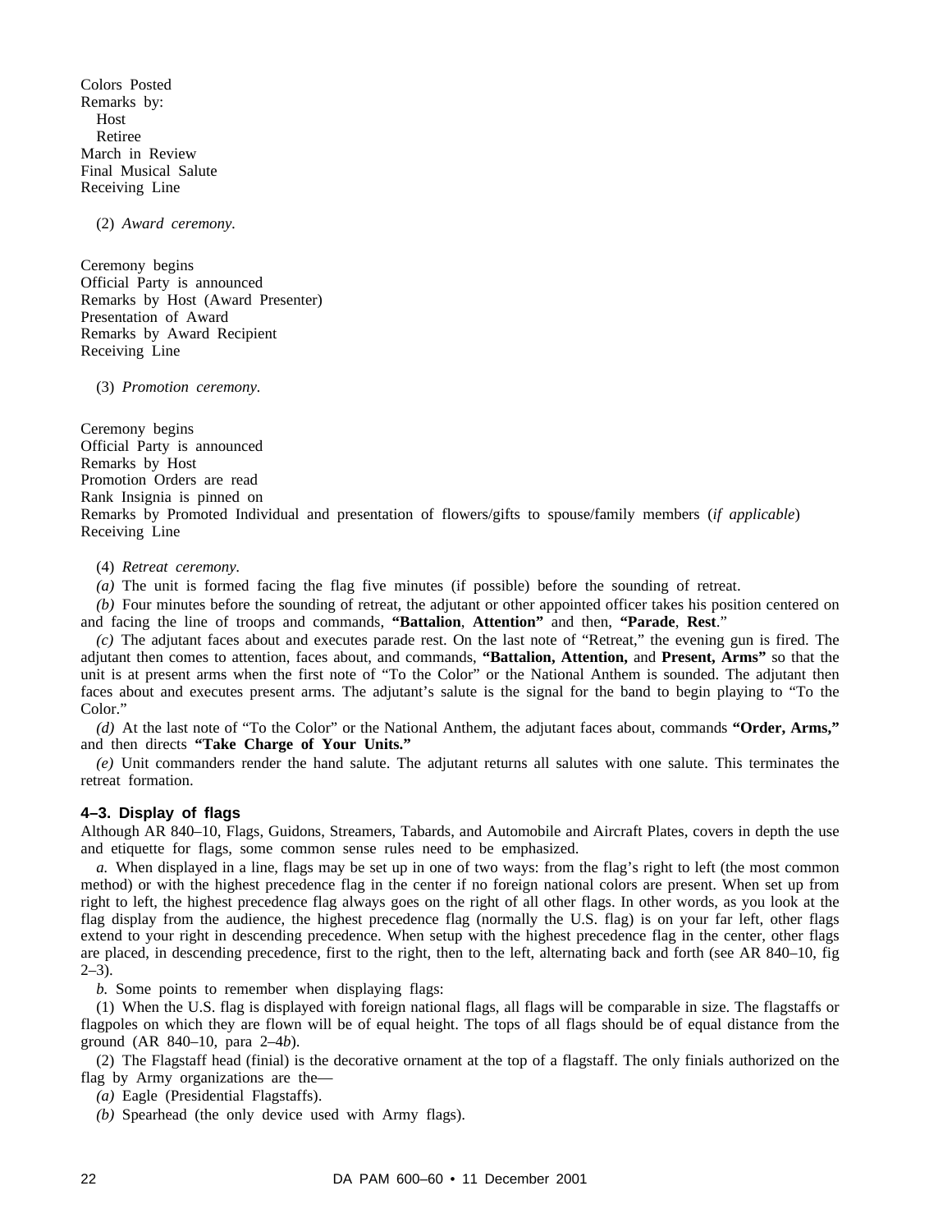Colors Posted
Remarks by:
  Host
  Retiree
March in Review
Final Musical Salute
Receiving Line

(2) *Award ceremony.*

Ceremony begins
Official Party is announced
Remarks by Host (Award Presenter)
Presentation of Award
Remarks by Award Recipient
Receiving Line

(3) *Promotion ceremony.*

Ceremony begins
Official Party is announced
Remarks by Host
Promotion Orders are read
Rank Insignia is pinned on
Remarks by Promoted Individual and presentation of flowers/gifts to spouse/family members (*if applicable*)
Receiving Line

(4) *Retreat ceremony.*

*(a)* The unit is formed facing the flag five minutes (if possible) before the sounding of retreat.

*(b)* Four minutes before the sounding of retreat, the adjutant or other appointed officer takes his position centered on and facing the line of troops and commands, **"Battalion**, **Attention"** and then, **"Parade**, **Rest**."

*(c)* The adjutant faces about and executes parade rest. On the last note of "Retreat," the evening gun is fired. The adjutant then comes to attention, faces about, and commands, **"Battalion, Attention,** and **Present, Arms"** so that the unit is at present arms when the first note of "To the Color" or the National Anthem is sounded. The adjutant then faces about and executes present arms. The adjutant's salute is the signal for the band to begin playing to "To the Color."

*(d)* At the last note of "To the Color" or the National Anthem, the adjutant faces about, commands **"Order, Arms,"** and then directs **"Take Charge of Your Units."**

*(e)* Unit commanders render the hand salute. The adjutant returns all salutes with one salute. This terminates the retreat formation.

### 4–3. Display of flags

Although AR 840–10, Flags, Guidons, Streamers, Tabards, and Automobile and Aircraft Plates, covers in depth the use and etiquette for flags, some common sense rules need to be emphasized.

*a.* When displayed in a line, flags may be set up in one of two ways: from the flag's right to left (the most common method) or with the highest precedence flag in the center if no foreign national colors are present. When set up from right to left, the highest precedence flag always goes on the right of all other flags. In other words, as you look at the flag display from the audience, the highest precedence flag (normally the U.S. flag) is on your far left, other flags extend to your right in descending precedence. When setup with the highest precedence flag in the center, other flags are placed, in descending precedence, first to the right, then to the left, alternating back and forth (see AR 840–10, fig 2–3).

*b.* Some points to remember when displaying flags:

(1) When the U.S. flag is displayed with foreign national flags, all flags will be comparable in size. The flagstaffs or flagpoles on which they are flown will be of equal height. The tops of all flags should be of equal distance from the ground (AR 840–10, para 2–4*b*).

(2) The Flagstaff head (finial) is the decorative ornament at the top of a flagstaff. The only finials authorized on the flag by Army organizations are the—

*(a)* Eagle (Presidential Flagstaffs).

*(b)* Spearhead (the only device used with Army flags).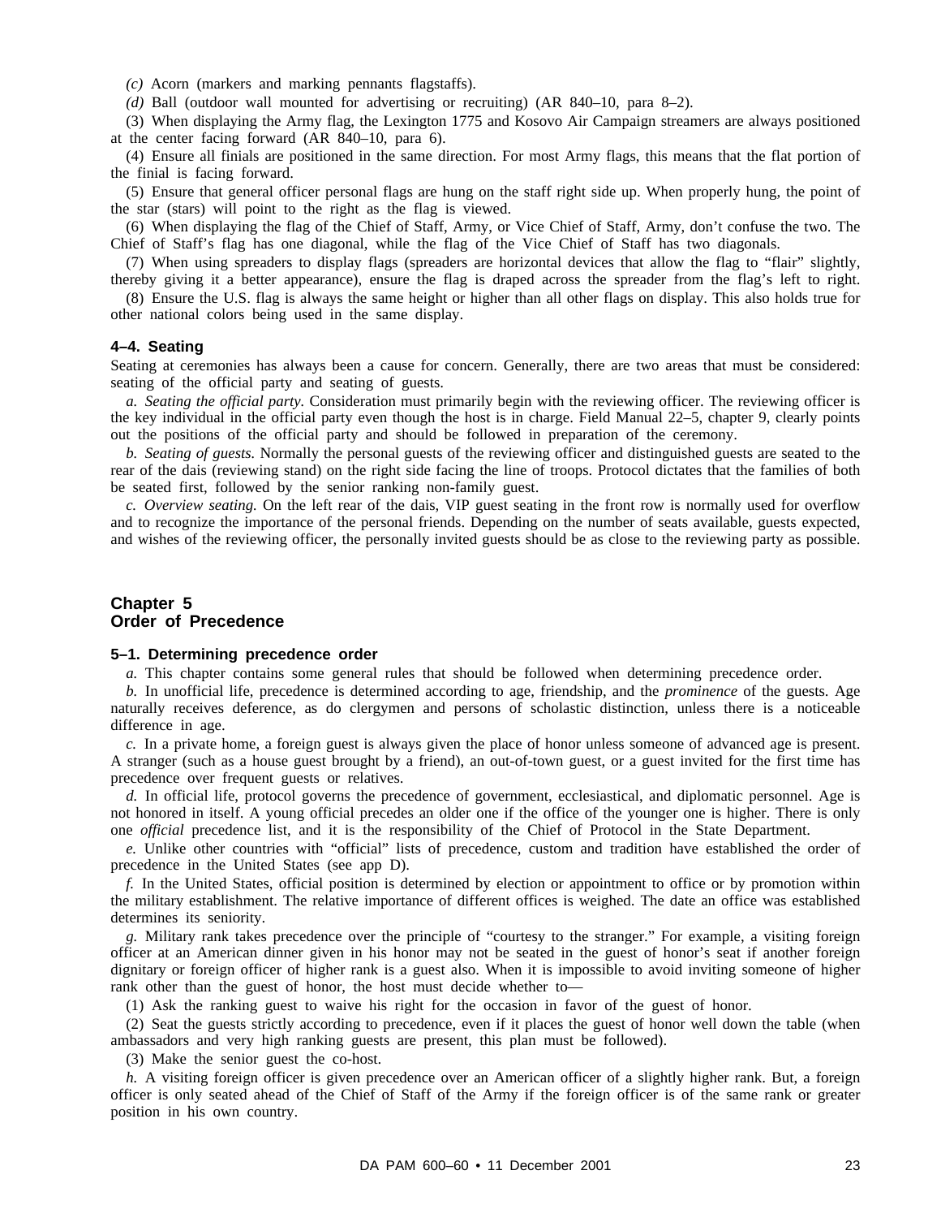*(c)* Acorn (markers and marking pennants flagstaffs).

*(d)* Ball (outdoor wall mounted for advertising or recruiting) (AR 840–10, para 8–2).

(3) When displaying the Army flag, the Lexington 1775 and Kosovo Air Campaign streamers are always positioned at the center facing forward (AR 840–10, para 6).

(4) Ensure all finials are positioned in the same direction. For most Army flags, this means that the flat portion of the finial is facing forward.

(5) Ensure that general officer personal flags are hung on the staff right side up. When properly hung, the point of the star (stars) will point to the right as the flag is viewed.

(6) When displaying the flag of the Chief of Staff, Army, or Vice Chief of Staff, Army, don't confuse the two. The Chief of Staff's flag has one diagonal, while the flag of the Vice Chief of Staff has two diagonals.

(7) When using spreaders to display flags (spreaders are horizontal devices that allow the flag to "flair" slightly, thereby giving it a better appearance), ensure the flag is draped across the spreader from the flag's left to right.

(8) Ensure the U.S. flag is always the same height or higher than all other flags on display. This also holds true for other national colors being used in the same display.

### 4–4. Seating

Seating at ceremonies has always been a cause for concern. Generally, there are two areas that must be considered: seating of the official party and seating of guests.

*a. Seating the official party.* Consideration must primarily begin with the reviewing officer. The reviewing officer is the key individual in the official party even though the host is in charge. Field Manual 22–5, chapter 9, clearly points out the positions of the official party and should be followed in preparation of the ceremony.

*b. Seating of guests.* Normally the personal guests of the reviewing officer and distinguished guests are seated to the rear of the dais (reviewing stand) on the right side facing the line of troops. Protocol dictates that the families of both be seated first, followed by the senior ranking non-family guest.

*c. Overview seating.* On the left rear of the dais, VIP guest seating in the front row is normally used for overflow and to recognize the importance of the personal friends. Depending on the number of seats available, guests expected, and wishes of the reviewing officer, the personally invited guests should be as close to the reviewing party as possible.

## Chapter 5
## Order of Precedence

### 5–1. Determining precedence order

*a.* This chapter contains some general rules that should be followed when determining precedence order.

*b.* In unofficial life, precedence is determined according to age, friendship, and the *prominence* of the guests. Age naturally receives deference, as do clergymen and persons of scholastic distinction, unless there is a noticeable difference in age.

*c.* In a private home, a foreign guest is always given the place of honor unless someone of advanced age is present. A stranger (such as a house guest brought by a friend), an out-of-town guest, or a guest invited for the first time has precedence over frequent guests or relatives.

*d.* In official life, protocol governs the precedence of government, ecclesiastical, and diplomatic personnel. Age is not honored in itself. A young official precedes an older one if the office of the younger one is higher. There is only one *official* precedence list, and it is the responsibility of the Chief of Protocol in the State Department.

*e.* Unlike other countries with "official" lists of precedence, custom and tradition have established the order of precedence in the United States (see app D).

*f.* In the United States, official position is determined by election or appointment to office or by promotion within the military establishment. The relative importance of different offices is weighed. The date an office was established determines its seniority.

*g.* Military rank takes precedence over the principle of "courtesy to the stranger." For example, a visiting foreign officer at an American dinner given in his honor may not be seated in the guest of honor's seat if another foreign dignitary or foreign officer of higher rank is a guest also. When it is impossible to avoid inviting someone of higher rank other than the guest of honor, the host must decide whether to—

(1) Ask the ranking guest to waive his right for the occasion in favor of the guest of honor.

(2) Seat the guests strictly according to precedence, even if it places the guest of honor well down the table (when ambassadors and very high ranking guests are present, this plan must be followed).

(3) Make the senior guest the co-host.

*h.* A visiting foreign officer is given precedence over an American officer of a slightly higher rank. But, a foreign officer is only seated ahead of the Chief of Staff of the Army if the foreign officer is of the same rank or greater position in his own country.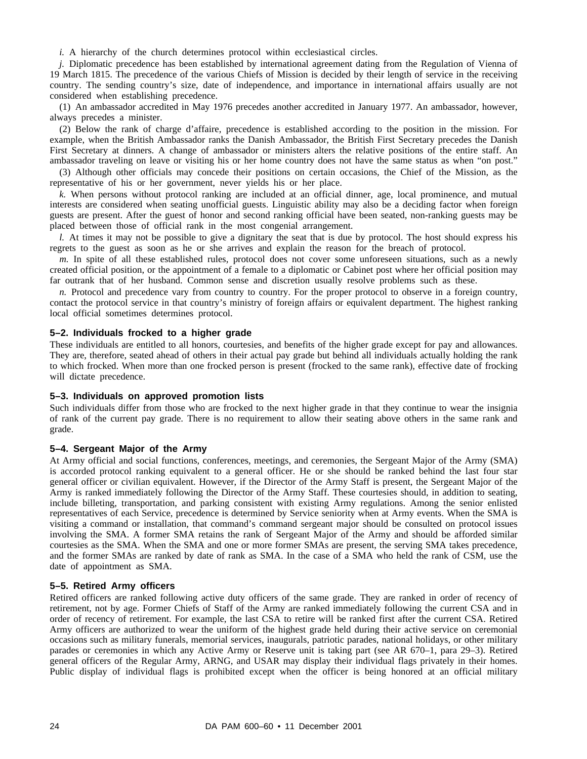*i.* A hierarchy of the church determines protocol within ecclesiastical circles.

*j.* Diplomatic precedence has been established by international agreement dating from the Regulation of Vienna of 19 March 1815. The precedence of the various Chiefs of Mission is decided by their length of service in the receiving country. The sending country's size, date of independence, and importance in international affairs usually are not considered when establishing precedence.

(1) An ambassador accredited in May 1976 precedes another accredited in January 1977. An ambassador, however, always precedes a minister.

(2) Below the rank of charge d'affaire, precedence is established according to the position in the mission. For example, when the British Ambassador ranks the Danish Ambassador, the British First Secretary precedes the Danish First Secretary at dinners. A change of ambassador or ministers alters the relative positions of the entire staff. An ambassador traveling on leave or visiting his or her home country does not have the same status as when "on post."

(3) Although other officials may concede their positions on certain occasions, the Chief of the Mission, as the representative of his or her government, never yields his or her place.

*k.* When persons without protocol ranking are included at an official dinner, age, local prominence, and mutual interests are considered when seating unofficial guests. Linguistic ability may also be a deciding factor when foreign guests are present. After the guest of honor and second ranking official have been seated, non-ranking guests may be placed between those of official rank in the most congenial arrangement.

*l.* At times it may not be possible to give a dignitary the seat that is due by protocol. The host should express his regrets to the guest as soon as he or she arrives and explain the reason for the breach of protocol.

*m.* In spite of all these established rules, protocol does not cover some unforeseen situations, such as a newly created official position, or the appointment of a female to a diplomatic or Cabinet post where her official position may far outrank that of her husband. Common sense and discretion usually resolve problems such as these.

*n.* Protocol and precedence vary from country to country. For the proper protocol to observe in a foreign country, contact the protocol service in that country's ministry of foreign affairs or equivalent department. The highest ranking local official sometimes determines protocol.

### 5–2. Individuals frocked to a higher grade

These individuals are entitled to all honors, courtesies, and benefits of the higher grade except for pay and allowances. They are, therefore, seated ahead of others in their actual pay grade but behind all individuals actually holding the rank to which frocked. When more than one frocked person is present (frocked to the same rank), effective date of frocking will dictate precedence.

### 5–3. Individuals on approved promotion lists

Such individuals differ from those who are frocked to the next higher grade in that they continue to wear the insignia of rank of the current pay grade. There is no requirement to allow their seating above others in the same rank and grade.

### 5–4. Sergeant Major of the Army

At Army official and social functions, conferences, meetings, and ceremonies, the Sergeant Major of the Army (SMA) is accorded protocol ranking equivalent to a general officer. He or she should be ranked behind the last four star general officer or civilian equivalent. However, if the Director of the Army Staff is present, the Sergeant Major of the Army is ranked immediately following the Director of the Army Staff. These courtesies should, in addition to seating, include billeting, transportation, and parking consistent with existing Army regulations. Among the senior enlisted representatives of each Service, precedence is determined by Service seniority when at Army events. When the SMA is visiting a command or installation, that command's command sergeant major should be consulted on protocol issues involving the SMA. A former SMA retains the rank of Sergeant Major of the Army and should be afforded similar courtesies as the SMA. When the SMA and one or more former SMAs are present, the serving SMA takes precedence, and the former SMAs are ranked by date of rank as SMA. In the case of a SMA who held the rank of CSM, use the date of appointment as SMA.

### 5–5. Retired Army officers

Retired officers are ranked following active duty officers of the same grade. They are ranked in order of recency of retirement, not by age. Former Chiefs of Staff of the Army are ranked immediately following the current CSA and in order of recency of retirement. For example, the last CSA to retire will be ranked first after the current CSA. Retired Army officers are authorized to wear the uniform of the highest grade held during their active service on ceremonial occasions such as military funerals, memorial services, inaugurals, patriotic parades, national holidays, or other military parades or ceremonies in which any Active Army or Reserve unit is taking part (see AR 670–1, para 29–3). Retired general officers of the Regular Army, ARNG, and USAR may display their individual flags privately in their homes. Public display of individual flags is prohibited except when the officer is being honored at an official military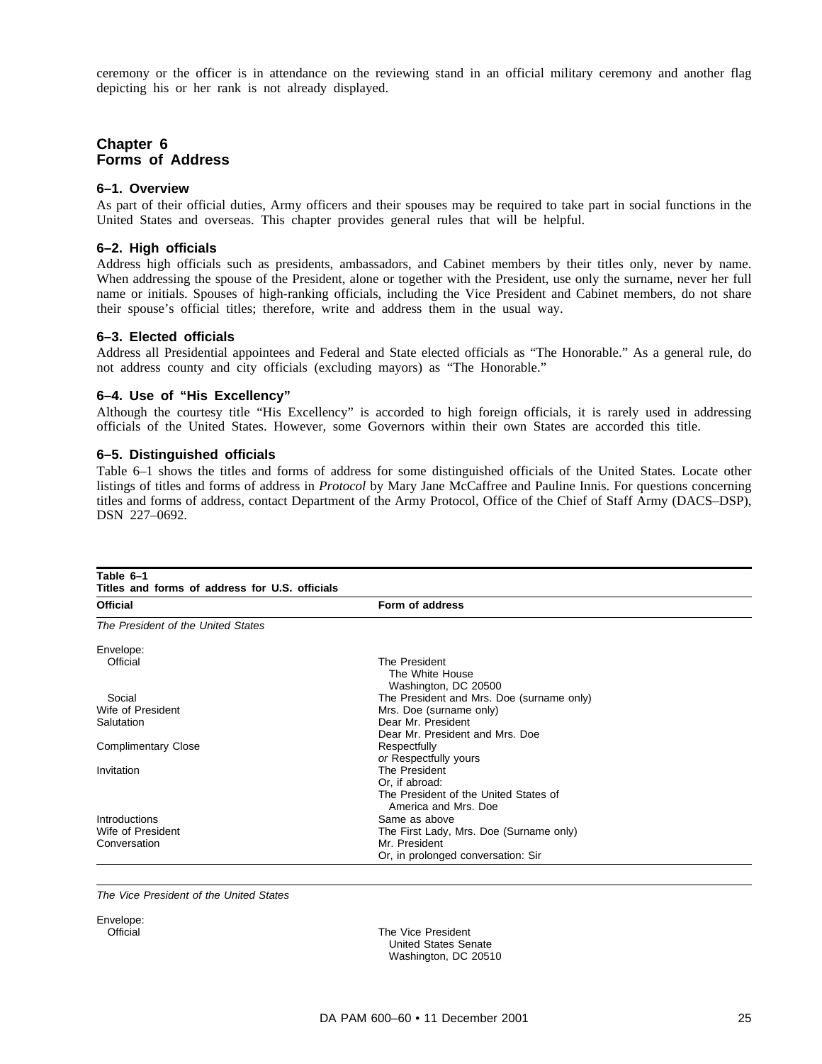ceremony or the officer is in attendance on the reviewing stand in an official military ceremony and another flag depicting his or her rank is not already displayed.

## Chapter 6
## Forms of Address

### 6–1. Overview

As part of their official duties, Army officers and their spouses may be required to take part in social functions in the United States and overseas. This chapter provides general rules that will be helpful.

### 6–2. High officials

Address high officials such as presidents, ambassadors, and Cabinet members by their titles only, never by name. When addressing the spouse of the President, alone or together with the President, use only the surname, never her full name or initials. Spouses of high-ranking officials, including the Vice President and Cabinet members, do not share their spouse's official titles; therefore, write and address them in the usual way.

### 6–3. Elected officials

Address all Presidential appointees and Federal and State elected officials as "The Honorable." As a general rule, do not address county and city officials (excluding mayors) as "The Honorable."

### 6–4. Use of "His Excellency"

Although the courtesy title "His Excellency" is accorded to high foreign officials, it is rarely used in addressing officials of the United States. However, some Governors within their own States are accorded this title.

### 6–5. Distinguished officials

Table 6–1 shows the titles and forms of address for some distinguished officials of the United States. Locate other listings of titles and forms of address in *Protocol* by Mary Jane McCaffree and Pauline Innis. For questions concerning titles and forms of address, contact Department of the Army Protocol, Office of the Chief of Staff Army (DACS–DSP), DSN 227–0692.

**Table 6–1**
**Titles and forms of address for U.S. officials**

| Official | Form of address |
|---|---|
| *The President of the United States* | |
| Envelope: | |
| Official | The President<br>The White House<br>Washington, DC 20500 |
| Social | The President and Mrs. Doe (surname only) |
| Wife of President | Mrs. Doe (surname only) |
| Salutation | Dear Mr. President<br>Dear Mr. President and Mrs. Doe |
| Complimentary Close | Respectfully<br>*or* Respectfully yours |
| Invitation | The President<br>Or, if abroad:<br>The President of the United States of America and Mrs. Doe |
| Introductions | Same as above |
| Wife of President | The First Lady, Mrs. Doe (Surname only) |
| Conversation | Mr. President<br>Or, in prolonged conversation: Sir |
| *The Vice President of the United States* | |
| Envelope: | |
| Official | The Vice President<br>United States Senate<br>Washington, DC 20510 |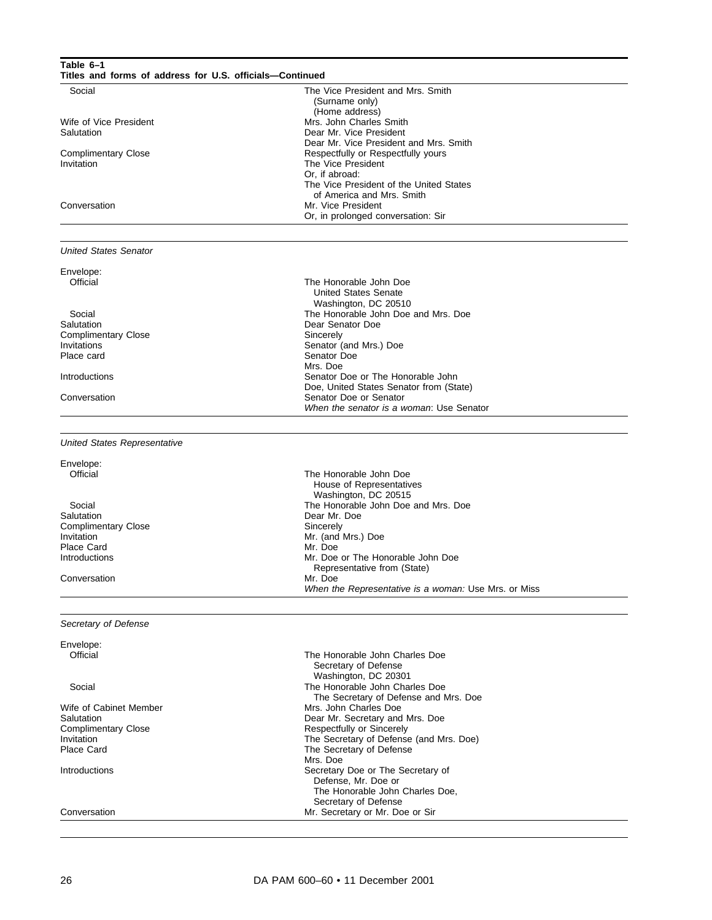**Table 6–1**
**Titles and forms of address for U.S. officials—Continued**

| | |
|---|---|
| Social | The Vice President and Mrs. Smith (Surname only) (Home address) |
| Wife of Vice President | Mrs. John Charles Smith |
| Salutation | Dear Mr. Vice President<br>Dear Mr. Vice President and Mrs. Smith |
| Complimentary Close | Respectfully or Respectfully yours |
| Invitation | The Vice President<br>Or, if abroad:<br>The Vice President of the United States of America and Mrs. Smith |
| Conversation | Mr. Vice President<br>Or, in prolonged conversation: Sir |
| *United States Senator* | |
| Envelope: | |
| Official | The Honorable John Doe<br>United States Senate<br>Washington, DC 20510 |
| Social | The Honorable John Doe and Mrs. Doe |
| Salutation | Dear Senator Doe |
| Complimentary Close | Sincerely |
| Invitations | Senator (and Mrs.) Doe |
| Place card | Senator Doe<br>Mrs. Doe |
| Introductions | Senator Doe or The Honorable John Doe, United States Senator from (State) |
| Conversation | Senator Doe or Senator<br>*When the senator is a woman*: Use Senator |
| *United States Representative* | |
| Envelope: | |
| Official | The Honorable John Doe<br>House of Representatives<br>Washington, DC 20515 |
| Social | The Honorable John Doe and Mrs. Doe |
| Salutation | Dear Mr. Doe |
| Complimentary Close | Sincerely |
| Invitation | Mr. (and Mrs.) Doe |
| Place Card | Mr. Doe |
| Introductions | Mr. Doe or The Honorable John Doe Representative from (State) |
| Conversation | Mr. Doe<br>*When the Representative is a woman:* Use Mrs. or Miss |
| *Secretary of Defense* | |
| Envelope: | |
| Official | The Honorable John Charles Doe<br>Secretary of Defense<br>Washington, DC 20301 |
| Social | The Honorable John Charles Doe<br>The Secretary of Defense and Mrs. Doe |
| Wife of Cabinet Member | Mrs. John Charles Doe |
| Salutation | Dear Mr. Secretary and Mrs. Doe |
| Complimentary Close | Respectfully or Sincerely |
| Invitation | The Secretary of Defense (and Mrs. Doe) |
| Place Card | The Secretary of Defense<br>Mrs. Doe |
| Introductions | Secretary Doe or The Secretary of Defense, Mr. Doe or The Honorable John Charles Doe, Secretary of Defense |
| Conversation | Mr. Secretary or Mr. Doe or Sir |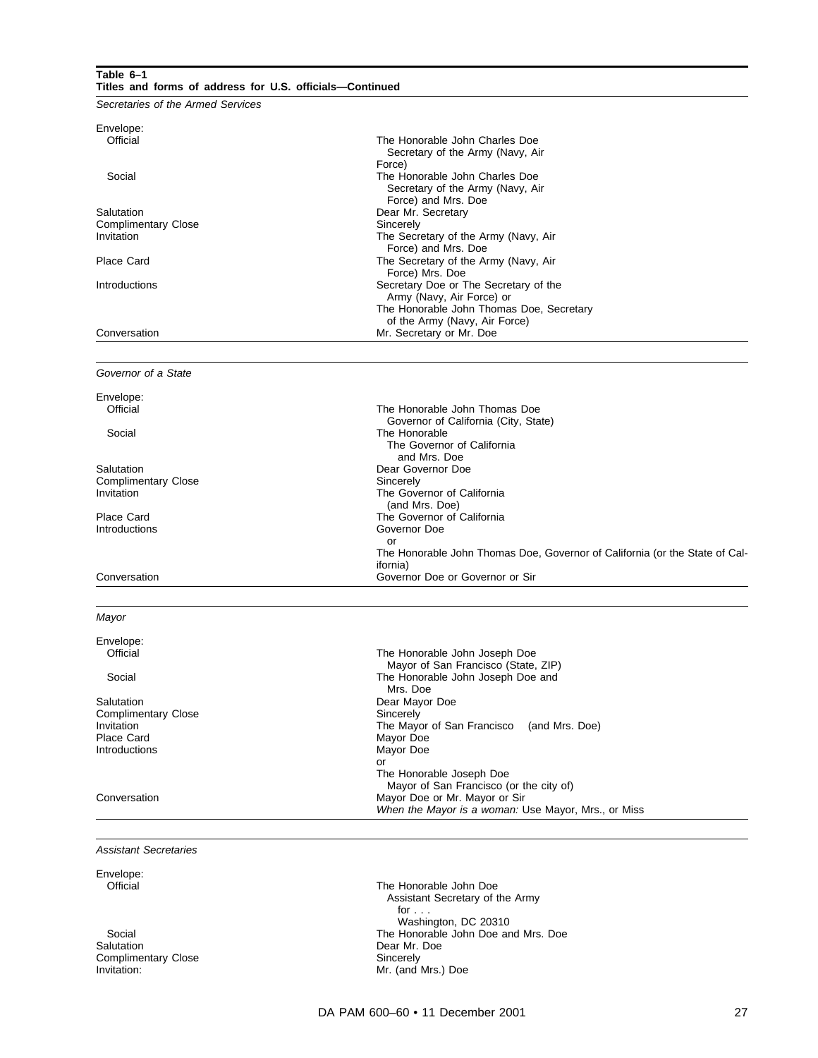**Table 6–1**
**Titles and forms of address for U.S. officials—Continued**

*Secretaries of the Armed Services*

| | |
|---|---|
| Envelope: | |
| Official | The Honorable John Charles Doe Secretary of the Army (Navy, Air Force) |
| Social | The Honorable John Charles Doe Secretary of the Army (Navy, Air Force) and Mrs. Doe |
| Salutation | Dear Mr. Secretary |
| Complimentary Close | Sincerely |
| Invitation | The Secretary of the Army (Navy, Air Force) and Mrs. Doe |
| Place Card | The Secretary of the Army (Navy, Air Force) Mrs. Doe |
| Introductions | Secretary Doe or The Secretary of the Army (Navy, Air Force) or The Honorable John Thomas Doe, Secretary of the Army (Navy, Air Force) |
| Conversation | Mr. Secretary or Mr. Doe |

*Governor of a State*

| | |
|---|---|
| Envelope: | |
| Official | The Honorable John Thomas Doe Governor of California (City, State) |
| Social | The Honorable The Governor of California and Mrs. Doe |
| Salutation | Dear Governor Doe |
| Complimentary Close | Sincerely |
| Invitation | The Governor of California (and Mrs. Doe) |
| Place Card | The Governor of California |
| Introductions | Governor Doe or The Honorable John Thomas Doe, Governor of California (or the State of California) |
| Conversation | Governor Doe or Governor or Sir |

*Mayor*

| | |
|---|---|
| Envelope: | |
| Official | The Honorable John Joseph Doe Mayor of San Francisco (State, ZIP) |
| Social | The Honorable John Joseph Doe and Mrs. Doe |
| Salutation | Dear Mayor Doe |
| Complimentary Close | Sincerely |
| Invitation | The Mayor of San Francisco (and Mrs. Doe) |
| Place Card | Mayor Doe |
| Introductions | Mayor Doe or The Honorable Joseph Doe Mayor of San Francisco (or the city of) |
| Conversation | Mayor Doe or Mr. Mayor or Sir *When the Mayor is a woman:* Use Mayor, Mrs., or Miss |

*Assistant Secretaries*

| | |
|---|---|
| Envelope: | |
| Official | The Honorable John Doe Assistant Secretary of the Army for . . . Washington, DC 20310 |
| Social | The Honorable John Doe and Mrs. Doe |
| Salutation | Dear Mr. Doe |
| Complimentary Close | Sincerely |
| Invitation: | Mr. (and Mrs.) Doe |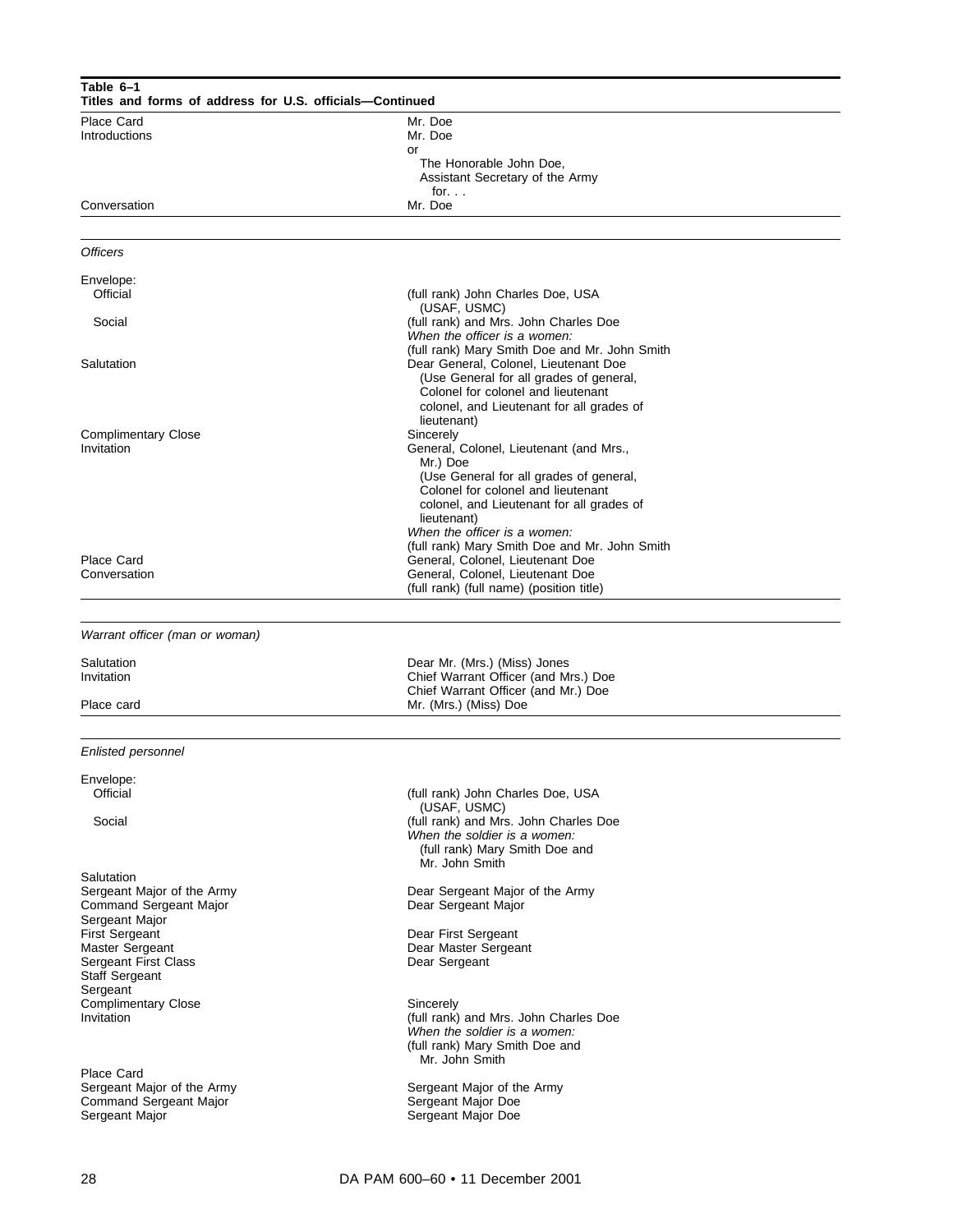**Table 6–1**
**Titles and forms of address for U.S. officials—Continued**

| | |
|---|---|
| Place Card | Mr. Doe |
| Introductions | Mr. Doe<br>or<br>The Honorable John Doe,<br>Assistant Secretary of the Army<br>for. . . |
| Conversation | Mr. Doe |
| *Officers* | |
| Envelope: | |
| Official | (full rank) John Charles Doe, USA (USAF, USMC) |
| Social | (full rank) and Mrs. John Charles Doe<br>*When the officer is a women:*<br>(full rank) Mary Smith Doe and Mr. John Smith |
| Salutation | Dear General, Colonel, Lieutenant Doe<br>(Use General for all grades of general, Colonel for colonel and lieutenant colonel, and Lieutenant for all grades of lieutenant) |
| Complimentary Close | Sincerely |
| Invitation | General, Colonel, Lieutenant (and Mrs., Mr.) Doe<br>(Use General for all grades of general, Colonel for colonel and lieutenant colonel, and Lieutenant for all grades of lieutenant)<br>*When the officer is a women:*<br>(full rank) Mary Smith Doe and Mr. John Smith |
| Place Card | General, Colonel, Lieutenant Doe |
| Conversation | General, Colonel, Lieutenant Doe<br>(full rank) (full name) (position title) |
| *Warrant officer (man or woman)* | |
| Salutation | Dear Mr. (Mrs.) (Miss) Jones |
| Invitation | Chief Warrant Officer (and Mrs.) Doe<br>Chief Warrant Officer (and Mr.) Doe |
| Place card | Mr. (Mrs.) (Miss) Doe |
| *Enlisted personnel* | |
| Envelope: | |
| Official | (full rank) John Charles Doe, USA (USAF, USMC) |
| Social | (full rank) and Mrs. John Charles Doe<br>*When the soldier is a women:*<br>(full rank) Mary Smith Doe and Mr. John Smith |
| Salutation | |
| Sergeant Major of the Army | Dear Sergeant Major of the Army |
| Command Sergeant Major<br>Sergeant Major | Dear Sergeant Major |
| First Sergeant | Dear First Sergeant |
| Master Sergeant | Dear Master Sergeant |
| Sergeant First Class<br>Staff Sergeant<br>Sergeant | Dear Sergeant |
| Complimentary Close | Sincerely |
| Invitation | (full rank) and Mrs. John Charles Doe<br>*When the soldier is a women:*<br>(full rank) Mary Smith Doe and Mr. John Smith |
| Place Card | |
| Sergeant Major of the Army | Sergeant Major of the Army |
| Command Sergeant Major | Sergeant Major Doe |
| Sergeant Major | Sergeant Major Doe |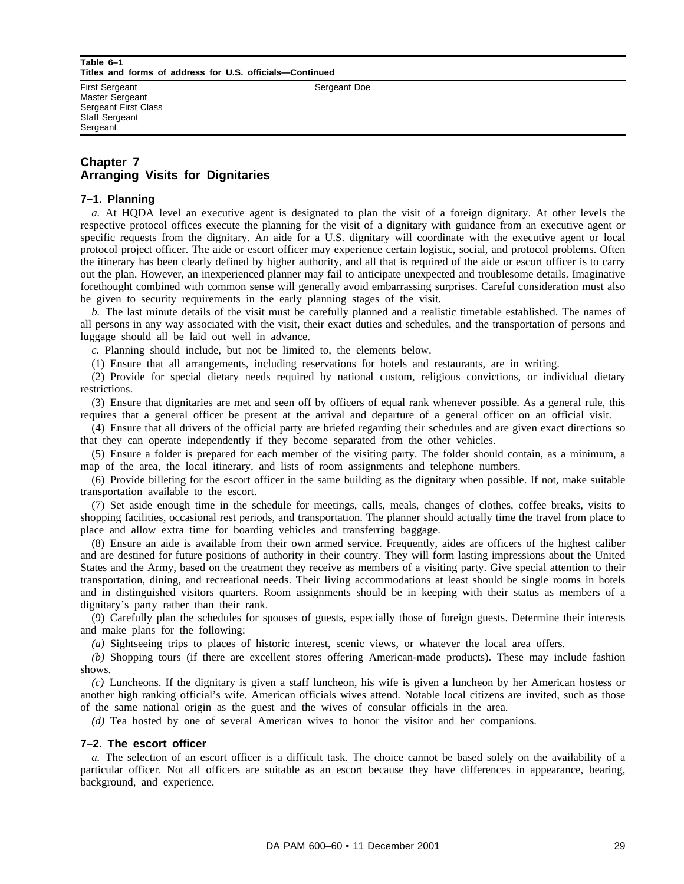**Table 6–1**
**Titles and forms of address for U.S. officials—Continued**

| | |
|---|---|
| First Sergeant<br>Master Sergeant<br>Sergeant First Class<br>Staff Sergeant<br>Sergeant | Sergeant Doe |

# Chapter 7
# Arranging Visits for Dignitaries

## 7–1. Planning

*a.* At HQDA level an executive agent is designated to plan the visit of a foreign dignitary. At other levels the respective protocol offices execute the planning for the visit of a dignitary with guidance from an executive agent or specific requests from the dignitary. An aide for a U.S. dignitary will coordinate with the executive agent or local protocol project officer. The aide or escort officer may experience certain logistic, social, and protocol problems. Often the itinerary has been clearly defined by higher authority, and all that is required of the aide or escort officer is to carry out the plan. However, an inexperienced planner may fail to anticipate unexpected and troublesome details. Imaginative forethought combined with common sense will generally avoid embarrassing surprises. Careful consideration must also be given to security requirements in the early planning stages of the visit.

*b.* The last minute details of the visit must be carefully planned and a realistic timetable established. The names of all persons in any way associated with the visit, their exact duties and schedules, and the transportation of persons and luggage should all be laid out well in advance.

*c.* Planning should include, but not be limited to, the elements below.

(1) Ensure that all arrangements, including reservations for hotels and restaurants, are in writing.

(2) Provide for special dietary needs required by national custom, religious convictions, or individual dietary restrictions.

(3) Ensure that dignitaries are met and seen off by officers of equal rank whenever possible. As a general rule, this requires that a general officer be present at the arrival and departure of a general officer on an official visit.

(4) Ensure that all drivers of the official party are briefed regarding their schedules and are given exact directions so that they can operate independently if they become separated from the other vehicles.

(5) Ensure a folder is prepared for each member of the visiting party. The folder should contain, as a minimum, a map of the area, the local itinerary, and lists of room assignments and telephone numbers.

(6) Provide billeting for the escort officer in the same building as the dignitary when possible. If not, make suitable transportation available to the escort.

(7) Set aside enough time in the schedule for meetings, calls, meals, changes of clothes, coffee breaks, visits to shopping facilities, occasional rest periods, and transportation. The planner should actually time the travel from place to place and allow extra time for boarding vehicles and transferring baggage.

(8) Ensure an aide is available from their own armed service. Frequently, aides are officers of the highest caliber and are destined for future positions of authority in their country. They will form lasting impressions about the United States and the Army, based on the treatment they receive as members of a visiting party. Give special attention to their transportation, dining, and recreational needs. Their living accommodations at least should be single rooms in hotels and in distinguished visitors quarters. Room assignments should be in keeping with their status as members of a dignitary's party rather than their rank.

(9) Carefully plan the schedules for spouses of guests, especially those of foreign guests. Determine their interests and make plans for the following:

*(a)* Sightseeing trips to places of historic interest, scenic views, or whatever the local area offers.

*(b)* Shopping tours (if there are excellent stores offering American-made products). These may include fashion shows.

*(c)* Luncheons. If the dignitary is given a staff luncheon, his wife is given a luncheon by her American hostess or another high ranking official's wife. American officials wives attend. Notable local citizens are invited, such as those of the same national origin as the guest and the wives of consular officials in the area.

*(d)* Tea hosted by one of several American wives to honor the visitor and her companions.

## 7–2. The escort officer

*a.* The selection of an escort officer is a difficult task. The choice cannot be based solely on the availability of a particular officer. Not all officers are suitable as an escort because they have differences in appearance, bearing, background, and experience.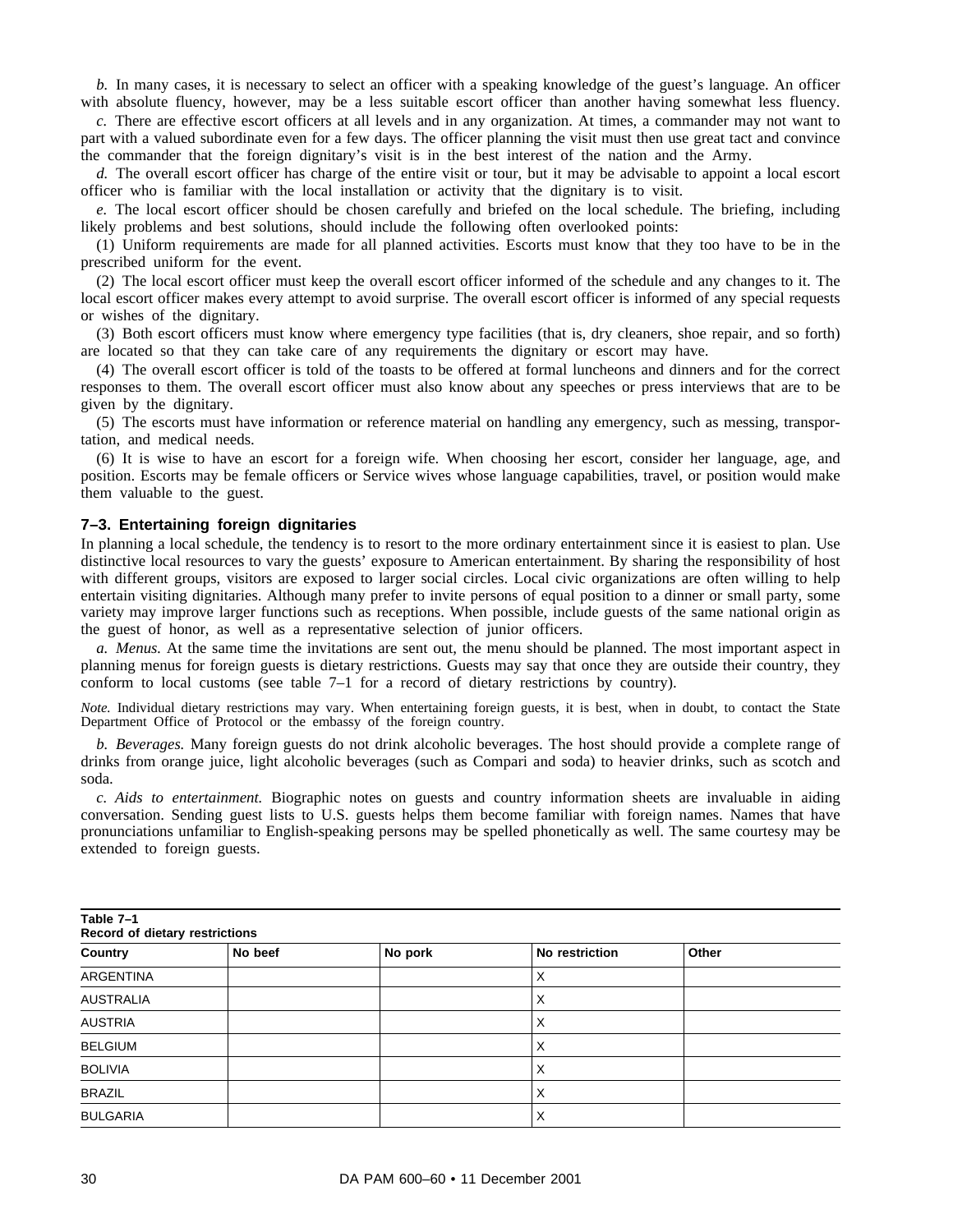*b.* In many cases, it is necessary to select an officer with a speaking knowledge of the guest's language. An officer with absolute fluency, however, may be a less suitable escort officer than another having somewhat less fluency.

*c.* There are effective escort officers at all levels and in any organization. At times, a commander may not want to part with a valued subordinate even for a few days. The officer planning the visit must then use great tact and convince the commander that the foreign dignitary's visit is in the best interest of the nation and the Army.

*d.* The overall escort officer has charge of the entire visit or tour, but it may be advisable to appoint a local escort officer who is familiar with the local installation or activity that the dignitary is to visit.

*e.* The local escort officer should be chosen carefully and briefed on the local schedule. The briefing, including likely problems and best solutions, should include the following often overlooked points:

(1) Uniform requirements are made for all planned activities. Escorts must know that they too have to be in the prescribed uniform for the event.

(2) The local escort officer must keep the overall escort officer informed of the schedule and any changes to it. The local escort officer makes every attempt to avoid surprise. The overall escort officer is informed of any special requests or wishes of the dignitary.

(3) Both escort officers must know where emergency type facilities (that is, dry cleaners, shoe repair, and so forth) are located so that they can take care of any requirements the dignitary or escort may have.

(4) The overall escort officer is told of the toasts to be offered at formal luncheons and dinners and for the correct responses to them. The overall escort officer must also know about any speeches or press interviews that are to be given by the dignitary.

(5) The escorts must have information or reference material on handling any emergency, such as messing, transportation, and medical needs.

(6) It is wise to have an escort for a foreign wife. When choosing her escort, consider her language, age, and position. Escorts may be female officers or Service wives whose language capabilities, travel, or position would make them valuable to the guest.

### 7–3. Entertaining foreign dignitaries

In planning a local schedule, the tendency is to resort to the more ordinary entertainment since it is easiest to plan. Use distinctive local resources to vary the guests' exposure to American entertainment. By sharing the responsibility of host with different groups, visitors are exposed to larger social circles. Local civic organizations are often willing to help entertain visiting dignitaries. Although many prefer to invite persons of equal position to a dinner or small party, some variety may improve larger functions such as receptions. When possible, include guests of the same national origin as the guest of honor, as well as a representative selection of junior officers.

*a. Menus.* At the same time the invitations are sent out, the menu should be planned. The most important aspect in planning menus for foreign guests is dietary restrictions. Guests may say that once they are outside their country, they conform to local customs (see table 7–1 for a record of dietary restrictions by country).

*Note.* Individual dietary restrictions may vary. When entertaining foreign guests, it is best, when in doubt, to contact the State Department Office of Protocol or the embassy of the foreign country.

*b. Beverages.* Many foreign guests do not drink alcoholic beverages. The host should provide a complete range of drinks from orange juice, light alcoholic beverages (such as Compari and soda) to heavier drinks, such as scotch and soda.

*c. Aids to entertainment.* Biographic notes on guests and country information sheets are invaluable in aiding conversation. Sending guest lists to U.S. guests helps them become familiar with foreign names. Names that have pronunciations unfamiliar to English-speaking persons may be spelled phonetically as well. The same courtesy may be extended to foreign guests.

**Table 7–1**
**Record of dietary restrictions**

| Country | No beef | No pork | No restriction | Other |
|---|---|---|---|---|
| ARGENTINA | | | X | |
| AUSTRALIA | | | X | |
| AUSTRIA | | | X | |
| BELGIUM | | | X | |
| BOLIVIA | | | X | |
| BRAZIL | | | X | |
| BULGARIA | | | X | |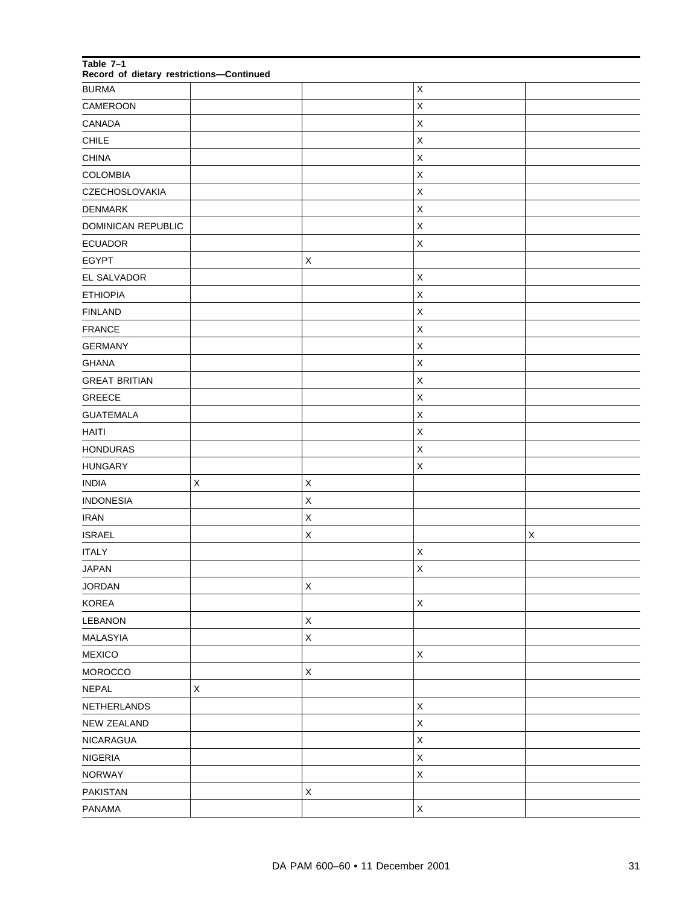**Table 7–1**
**Record of dietary restrictions—Continued**

| | | | | |
|---|---|---|---|---|
| BURMA | | | X | |
| CAMEROON | | | X | |
| CANADA | | | X | |
| CHILE | | | X | |
| CHINA | | | X | |
| COLOMBIA | | | X | |
| CZECHOSLOVAKIA | | | X | |
| DENMARK | | | X | |
| DOMINICAN REPUBLIC | | | X | |
| ECUADOR | | | X | |
| EGYPT | | X | | |
| EL SALVADOR | | | X | |
| ETHIOPIA | | | X | |
| FINLAND | | | X | |
| FRANCE | | | X | |
| GERMANY | | | X | |
| GHANA | | | X | |
| GREAT BRITIAN | | | X | |
| GREECE | | | X | |
| GUATEMALA | | | X | |
| HAITI | | | X | |
| HONDURAS | | | X | |
| HUNGARY | | | X | |
| INDIA | X | X | | |
| INDONESIA | | X | | |
| IRAN | | X | | |
| ISRAEL | | X | | X |
| ITALY | | | X | |
| JAPAN | | | X | |
| JORDAN | | X | | |
| KOREA | | | X | |
| LEBANON | | X | | |
| MALASYIA | | X | | |
| MEXICO | | | X | |
| MOROCCO | | X | | |
| NEPAL | X | | | |
| NETHERLANDS | | | X | |
| NEW ZEALAND | | | X | |
| NICARAGUA | | | X | |
| NIGERIA | | | X | |
| NORWAY | | | X | |
| PAKISTAN | | X | | |
| PANAMA | | | X | |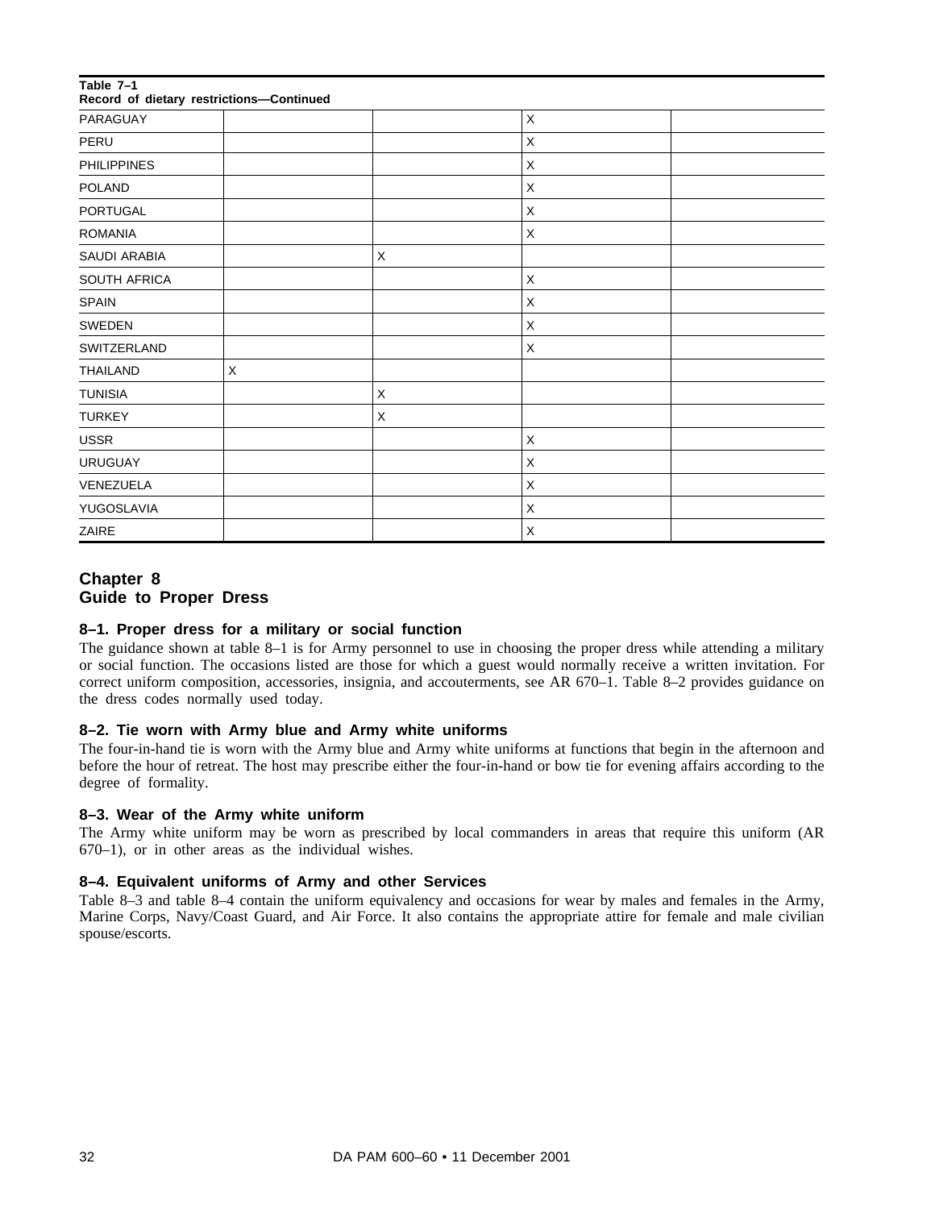**Table 7–1**
**Record of dietary restrictions—Continued**

| | | | | |
|---|---|---|---|---|
| PARAGUAY | | | X | |
| PERU | | | X | |
| PHILIPPINES | | | X | |
| POLAND | | | X | |
| PORTUGAL | | | X | |
| ROMANIA | | | X | |
| SAUDI ARABIA | | X | | |
| SOUTH AFRICA | | | X | |
| SPAIN | | | X | |
| SWEDEN | | | X | |
| SWITZERLAND | | | X | |
| THAILAND | X | | | |
| TUNISIA | | X | | |
| TURKEY | | X | | |
| USSR | | | X | |
| URUGUAY | | | X | |
| VENEZUELA | | | X | |
| YUGOSLAVIA | | | X | |
| ZAIRE | | | X | |

# Chapter 8
# Guide to Proper Dress

### 8–1. Proper dress for a military or social function

The guidance shown at table 8–1 is for Army personnel to use in choosing the proper dress while attending a military or social function. The occasions listed are those for which a guest would normally receive a written invitation. For correct uniform composition, accessories, insignia, and accouterments, see AR 670–1. Table 8–2 provides guidance on the dress codes normally used today.

### 8–2. Tie worn with Army blue and Army white uniforms

The four-in-hand tie is worn with the Army blue and Army white uniforms at functions that begin in the afternoon and before the hour of retreat. The host may prescribe either the four-in-hand or bow tie for evening affairs according to the degree of formality.

### 8–3. Wear of the Army white uniform

The Army white uniform may be worn as prescribed by local commanders in areas that require this uniform (AR 670–1), or in other areas as the individual wishes.

### 8–4. Equivalent uniforms of Army and other Services

Table 8–3 and table 8–4 contain the uniform equivalency and occasions for wear by males and females in the Army, Marine Corps, Navy/Coast Guard, and Air Force. It also contains the appropriate attire for female and male civilian spouse/escorts.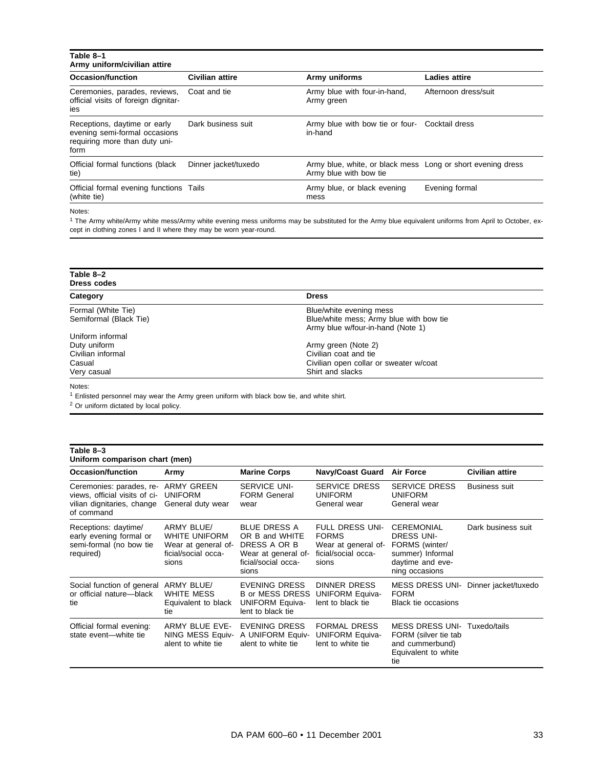**Table 8–1**
**Army uniform/civilian attire**

| Occasion/function | Civilian attire | Army uniforms | Ladies attire |
|---|---|---|---|
| Ceremonies, parades, reviews, official visits of foreign dignitaries | Coat and tie | Army blue with four-in-hand, Army green | Afternoon dress/suit |
| Receptions, daytime or early evening semi-formal occasions requiring more than duty uniform | Dark business suit | Army blue with bow tie or four-in-hand | Cocktail dress |
| Official formal functions (black tie) | Dinner jacket/tuxedo | Army blue, white, or black mess Army blue with bow tie | Long or short evening dress |
| Official formal evening functions (white tie) | Tails | Army blue, or black evening mess | Evening formal |

Notes:
[1] The Army white/Army white mess/Army white evening mess uniforms may be substituted for the Army blue equivalent uniforms from April to October, except in clothing zones I and II where they may be worn year-round.

**Table 8–2**
**Dress codes**

| Category | Dress |
|---|---|
| Formal (White Tie) | Blue/white evening mess |
| Semiformal (Black Tie) | Blue/white mess; Army blue with bow tie |
| | Army blue w/four-in-hand (Note 1) |
| Uniform informal | |
| Duty uniform | Army green (Note 2) |
| Civilian informal | Civilian coat and tie |
| Casual | Civilian open collar or sweater w/coat |
| Very casual | Shirt and slacks |

Notes:
[1] Enlisted personnel may wear the Army green uniform with black bow tie, and white shirt.
[2] Or uniform dictated by local policy.

**Table 8–3**
**Uniform comparison chart (men)**

| Occasion/function | Army | Marine Corps | Navy/Coast Guard | Air Force | Civilian attire |
|---|---|---|---|---|---|
| Ceremonies: parades, reviews, official visits of civilian dignitaries, change of command | ARMY GREEN UNIFORM General duty wear | SERVICE UNIFORM General wear | SERVICE DRESS UNIFORM General wear | SERVICE DRESS UNIFORM General wear | Business suit |
| Receptions: daytime/ early evening formal or semi-formal (no bow tie required) | ARMY BLUE/ WHITE UNIFORM Wear at general official/social occasions | BLUE DRESS A OR B and WHITE DRESS A OR B Wear at general official/social occasions | FULL DRESS UNIFORMS Wear at general official/social occasions | CEREMONIAL DRESS UNIFORMS (winter/ summer) Informal daytime and evening occasions | Dark business suit |
| Social function of general or official nature—black tie | ARMY BLUE/ WHITE MESS Equivalent to black tie | EVENING DRESS B or MESS DRESS UNIFORM Equivalent to black tie | DINNER DRESS UNIFORM Equivalent to black tie | MESS DRESS UNIFORM Black tie occasions | Dinner jacket/tuxedo |
| Official formal evening: state event—white tie | ARMY BLUE EVENING MESS Equivalent to white tie | EVENING DRESS A UNIFORM Equivalent to white tie | FORMAL DRESS UNIFORM Equivalent to white tie | MESS DRESS UNIFORM (silver tie tab and cummerbund) Equivalent to white tie | Tuxedo/tails |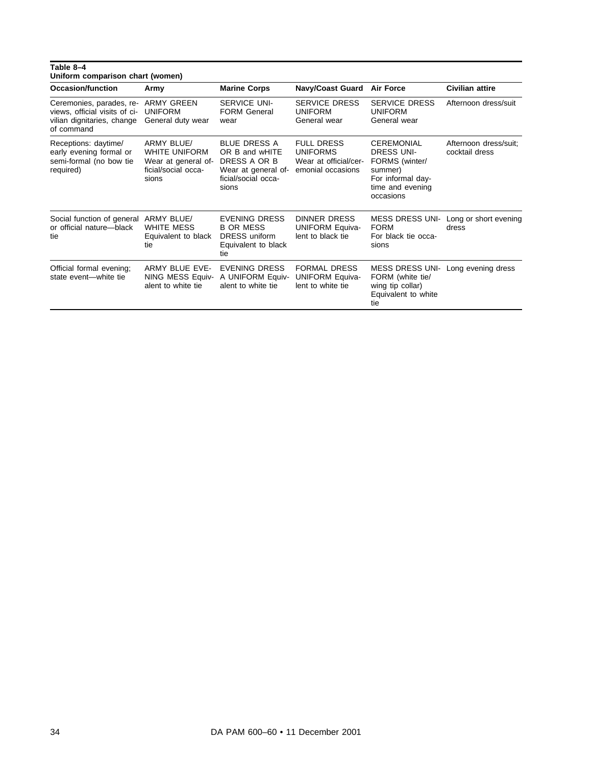**Table 8–4**
**Uniform comparison chart (women)**

| Occasion/function | Army | Marine Corps | Navy/Coast Guard | Air Force | Civilian attire |
|---|---|---|---|---|---|
| Ceremonies, parades, reviews, official visits of civilian dignitaries, change of command | ARMY GREEN UNIFORM General duty wear | SERVICE UNIFORM General wear | SERVICE DRESS UNIFORM General wear | SERVICE DRESS UNIFORM General wear | Afternoon dress/suit |
| Receptions: daytime/ early evening formal or semi-formal (no bow tie required) | ARMY BLUE/ WHITE UNIFORM Wear at general official/social occasions | BLUE DRESS A OR B and wHITE DRESS A OR B Wear at general official/social occasions | FULL DRESS UNIFORMS Wear at official/ceremonial occasions | CEREMONIAL DRESS UNIFORMS (winter/ summer) For informal daytime and evening occasions | Afternoon dress/suit; cocktail dress |
| Social function of general or official nature—black tie | ARMY BLUE/ WHITE MESS Equivalent to black tie | EVENING DRESS B OR MESS DRESS uniform Equivalent to black tie | DINNER DRESS UNIFORM Equivalent to black tie | MESS DRESS UNIFORM For black tie occasions | Long or short evening dress |
| Official formal evening; state event—white tie | ARMY BLUE EVENING MESS Equivalent to white tie | EVENING DRESS A UNIFORM Equivalent to white tie | FORMAL DRESS UNIFORM Equivalent to white tie | MESS DRESS UNIFORM (white tie/ wing tip collar) Equivalent to white tie | Long evening dress |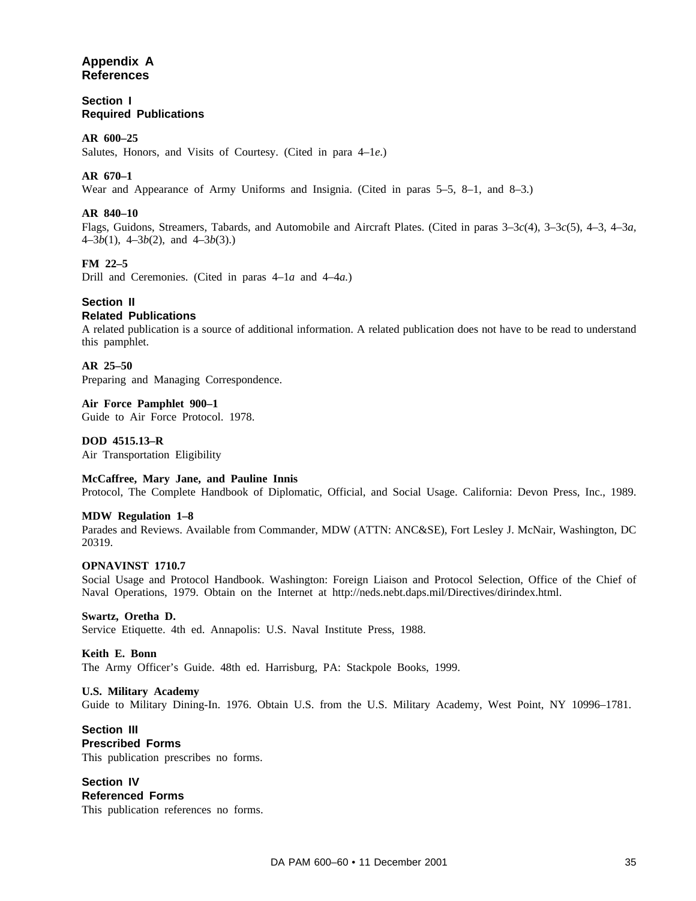# Appendix A
# References

## Section I
## Required Publications

**AR 600–25**
Salutes, Honors, and Visits of Courtesy. (Cited in para 4–1*e*.)

**AR 670–1**
Wear and Appearance of Army Uniforms and Insignia. (Cited in paras 5–5, 8–1, and 8–3.)

**AR 840–10**
Flags, Guidons, Streamers, Tabards, and Automobile and Aircraft Plates. (Cited in paras 3–3*c*(4), 3–3*c*(5), 4–3, 4–3*a*, 4–3*b*(1), 4–3*b*(2), and 4–3*b*(3).)

**FM 22–5**
Drill and Ceremonies. (Cited in paras 4–1*a* and 4–4*a*.)

## Section II
## Related Publications

A related publication is a source of additional information. A related publication does not have to be read to understand this pamphlet.

**AR 25–50**
Preparing and Managing Correspondence.

**Air Force Pamphlet 900–1**
Guide to Air Force Protocol. 1978.

**DOD 4515.13–R**
Air Transportation Eligibility

**McCaffree, Mary Jane, and Pauline Innis**
Protocol, The Complete Handbook of Diplomatic, Official, and Social Usage. California: Devon Press, Inc., 1989.

**MDW Regulation 1–8**
Parades and Reviews. Available from Commander, MDW (ATTN: ANC&SE), Fort Lesley J. McNair, Washington, DC 20319.

**OPNAVINST 1710.7**
Social Usage and Protocol Handbook. Washington: Foreign Liaison and Protocol Selection, Office of the Chief of Naval Operations, 1979. Obtain on the Internet at http://neds.nebt.daps.mil/Directives/dirindex.html.

**Swartz, Oretha D.**
Service Etiquette. 4th ed. Annapolis: U.S. Naval Institute Press, 1988.

**Keith E. Bonn**
The Army Officer's Guide. 48th ed. Harrisburg, PA: Stackpole Books, 1999.

**U.S. Military Academy**
Guide to Military Dining-In. 1976. Obtain U.S. from the U.S. Military Academy, West Point, NY 10996–1781.

## Section III
## Prescribed Forms

This publication prescribes no forms.

## Section IV
## Referenced Forms

This publication references no forms.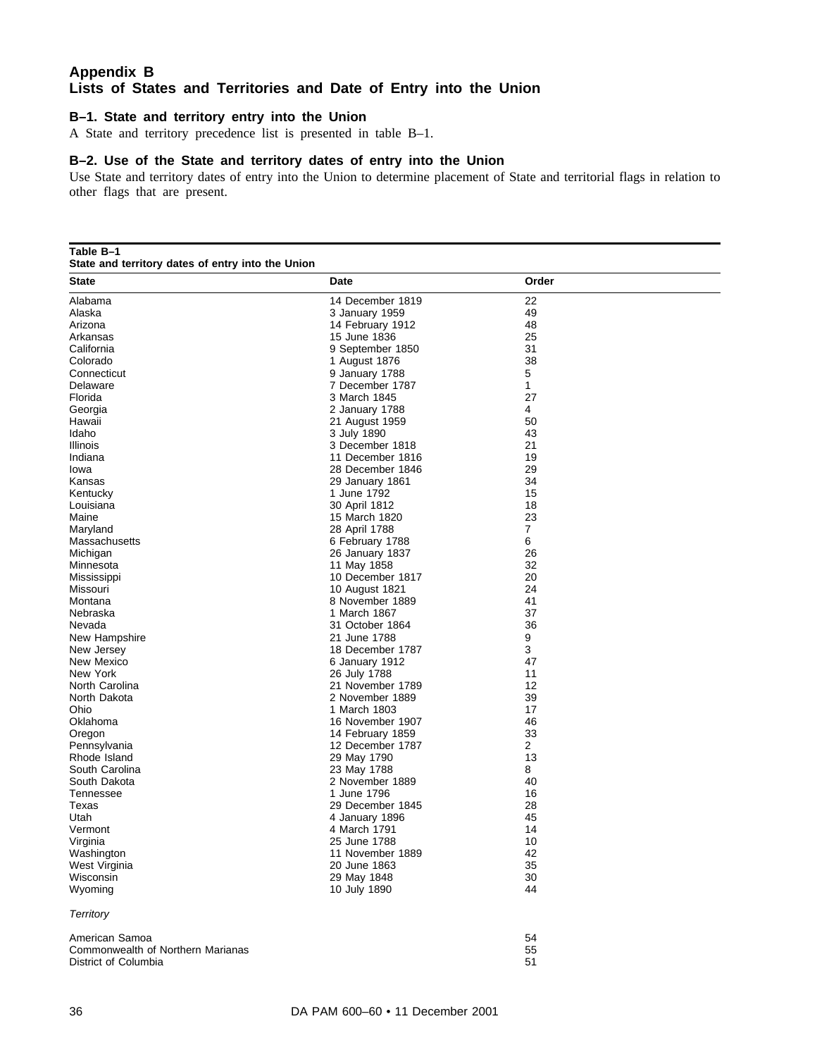## Appendix B
## Lists of States and Territories and Date of Entry into the Union

### B–1. State and territory entry into the Union

A State and territory precedence list is presented in table B–1.

### B–2. Use of the State and territory dates of entry into the Union

Use State and territory dates of entry into the Union to determine placement of State and territorial flags in relation to other flags that are present.

**Table B–1**
**State and territory dates of entry into the Union**

| State | Date | Order |
|---|---|---|
| Alabama | 14 December 1819 | 22 |
| Alaska | 3 January 1959 | 49 |
| Arizona | 14 February 1912 | 48 |
| Arkansas | 15 June 1836 | 25 |
| California | 9 September 1850 | 31 |
| Colorado | 1 August 1876 | 38 |
| Connecticut | 9 January 1788 | 5 |
| Delaware | 7 December 1787 | 1 |
| Florida | 3 March 1845 | 27 |
| Georgia | 2 January 1788 | 4 |
| Hawaii | 21 August 1959 | 50 |
| Idaho | 3 July 1890 | 43 |
| Illinois | 3 December 1818 | 21 |
| Indiana | 11 December 1816 | 19 |
| Iowa | 28 December 1846 | 29 |
| Kansas | 29 January 1861 | 34 |
| Kentucky | 1 June 1792 | 15 |
| Louisiana | 30 April 1812 | 18 |
| Maine | 15 March 1820 | 23 |
| Maryland | 28 April 1788 | 7 |
| Massachusetts | 6 February 1788 | 6 |
| Michigan | 26 January 1837 | 26 |
| Minnesota | 11 May 1858 | 32 |
| Mississippi | 10 December 1817 | 20 |
| Missouri | 10 August 1821 | 24 |
| Montana | 8 November 1889 | 41 |
| Nebraska | 1 March 1867 | 37 |
| Nevada | 31 October 1864 | 36 |
| New Hampshire | 21 June 1788 | 9 |
| New Jersey | 18 December 1787 | 3 |
| New Mexico | 6 January 1912 | 47 |
| New York | 26 July 1788 | 11 |
| North Carolina | 21 November 1789 | 12 |
| North Dakota | 2 November 1889 | 39 |
| Ohio | 1 March 1803 | 17 |
| Oklahoma | 16 November 1907 | 46 |
| Oregon | 14 February 1859 | 33 |
| Pennsylvania | 12 December 1787 | 2 |
| Rhode Island | 29 May 1790 | 13 |
| South Carolina | 23 May 1788 | 8 |
| South Dakota | 2 November 1889 | 40 |
| Tennessee | 1 June 1796 | 16 |
| Texas | 29 December 1845 | 28 |
| Utah | 4 January 1896 | 45 |
| Vermont | 4 March 1791 | 14 |
| Virginia | 25 June 1788 | 10 |
| Washington | 11 November 1889 | 42 |
| West Virginia | 20 June 1863 | 35 |
| Wisconsin | 29 May 1848 | 30 |
| Wyoming | 10 July 1890 | 44 |
| *Territory* | | |
| American Samoa | | 54 |
| Commonwealth of Northern Marianas | | 55 |
| District of Columbia | | 51 |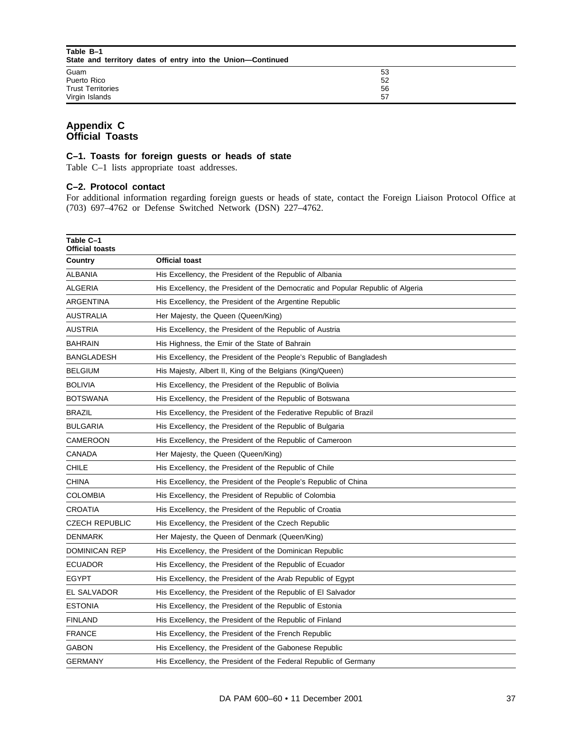**Table B–1**
**State and territory dates of entry into the Union—Continued**

| | |
|---|---|
| Guam | 53 |
| Puerto Rico | 52 |
| Trust Territories | 56 |
| Virgin Islands | 57 |

## Appendix C
## Official Toasts

### C–1. Toasts for foreign guests or heads of state

Table C–1 lists appropriate toast addresses.

### C–2. Protocol contact

For additional information regarding foreign guests or heads of state, contact the Foreign Liaison Protocol Office at (703) 697–4762 or Defense Switched Network (DSN) 227–4762.

**Table C–1**
**Official toasts**

| Country | Official toast |
|---|---|
| ALBANIA | His Excellency, the President of the Republic of Albania |
| ALGERIA | His Excellency, the President of the Democratic and Popular Republic of Algeria |
| ARGENTINA | His Excellency, the President of the Argentine Republic |
| AUSTRALIA | Her Majesty, the Queen (Queen/King) |
| AUSTRIA | His Excellency, the President of the Republic of Austria |
| BAHRAIN | His Highness, the Emir of the State of Bahrain |
| BANGLADESH | His Excellency, the President of the People's Republic of Bangladesh |
| BELGIUM | His Majesty, Albert II, King of the Belgians (King/Queen) |
| BOLIVIA | His Excellency, the President of the Republic of Bolivia |
| BOTSWANA | His Excellency, the President of the Republic of Botswana |
| BRAZIL | His Excellency, the President of the Federative Republic of Brazil |
| BULGARIA | His Excellency, the President of the Republic of Bulgaria |
| CAMEROON | His Excellency, the President of the Republic of Cameroon |
| CANADA | Her Majesty, the Queen (Queen/King) |
| CHILE | His Excellency, the President of the Republic of Chile |
| CHINA | His Excellency, the President of the People's Republic of China |
| COLOMBIA | His Excellency, the President of Republic of Colombia |
| CROATIA | His Excellency, the President of the Republic of Croatia |
| CZECH REPUBLIC | His Excellency, the President of the Czech Republic |
| DENMARK | Her Majesty, the Queen of Denmark (Queen/King) |
| DOMINICAN REP | His Excellency, the President of the Dominican Republic |
| ECUADOR | His Excellency, the President of the Republic of Ecuador |
| EGYPT | His Excellency, the President of the Arab Republic of Egypt |
| EL SALVADOR | His Excellency, the President of the Republic of El Salvador |
| ESTONIA | His Excellency, the President of the Republic of Estonia |
| FINLAND | His Excellency, the President of the Republic of Finland |
| FRANCE | His Excellency, the President of the French Republic |
| GABON | His Excellency, the President of the Gabonese Republic |
| GERMANY | His Excellency, the President of the Federal Republic of Germany |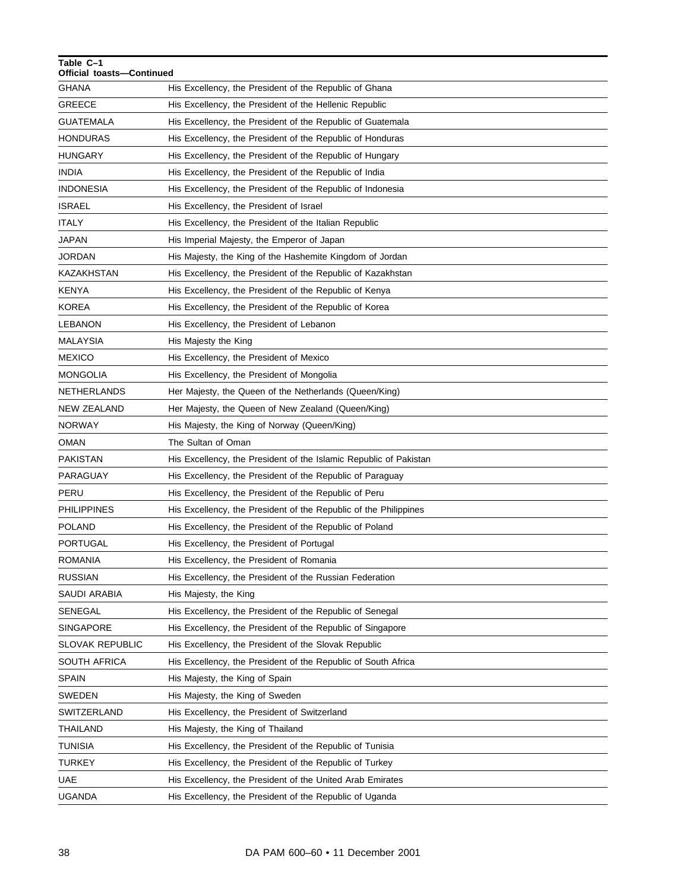**Table C–1**
**Official toasts—Continued**

| | |
|---|---|
| GHANA | His Excellency, the President of the Republic of Ghana |
| GREECE | His Excellency, the President of the Hellenic Republic |
| GUATEMALA | His Excellency, the President of the Republic of Guatemala |
| HONDURAS | His Excellency, the President of the Republic of Honduras |
| HUNGARY | His Excellency, the President of the Republic of Hungary |
| INDIA | His Excellency, the President of the Republic of India |
| INDONESIA | His Excellency, the President of the Republic of Indonesia |
| ISRAEL | His Excellency, the President of Israel |
| ITALY | His Excellency, the President of the Italian Republic |
| JAPAN | His Imperial Majesty, the Emperor of Japan |
| JORDAN | His Majesty, the King of the Hashemite Kingdom of Jordan |
| KAZAKHSTAN | His Excellency, the President of the Republic of Kazakhstan |
| KENYA | His Excellency, the President of the Republic of Kenya |
| KOREA | His Excellency, the President of the Republic of Korea |
| LEBANON | His Excellency, the President of Lebanon |
| MALAYSIA | His Majesty the King |
| MEXICO | His Excellency, the President of Mexico |
| MONGOLIA | His Excellency, the President of Mongolia |
| NETHERLANDS | Her Majesty, the Queen of the Netherlands (Queen/King) |
| NEW ZEALAND | Her Majesty, the Queen of New Zealand (Queen/King) |
| NORWAY | His Majesty, the King of Norway (Queen/King) |
| OMAN | The Sultan of Oman |
| PAKISTAN | His Excellency, the President of the Islamic Republic of Pakistan |
| PARAGUAY | His Excellency, the President of the Republic of Paraguay |
| PERU | His Excellency, the President of the Republic of Peru |
| PHILIPPINES | His Excellency, the President of the Republic of the Philippines |
| POLAND | His Excellency, the President of the Republic of Poland |
| PORTUGAL | His Excellency, the President of Portugal |
| ROMANIA | His Excellency, the President of Romania |
| RUSSIAN | His Excellency, the President of the Russian Federation |
| SAUDI ARABIA | His Majesty, the King |
| SENEGAL | His Excellency, the President of the Republic of Senegal |
| SINGAPORE | His Excellency, the President of the Republic of Singapore |
| SLOVAK REPUBLIC | His Excellency, the President of the Slovak Republic |
| SOUTH AFRICA | His Excellency, the President of the Republic of South Africa |
| SPAIN | His Majesty, the King of Spain |
| SWEDEN | His Majesty, the King of Sweden |
| SWITZERLAND | His Excellency, the President of Switzerland |
| THAILAND | His Majesty, the King of Thailand |
| TUNISIA | His Excellency, the President of the Republic of Tunisia |
| TURKEY | His Excellency, the President of the Republic of Turkey |
| UAE | His Excellency, the President of the United Arab Emirates |
| UGANDA | His Excellency, the President of the Republic of Uganda |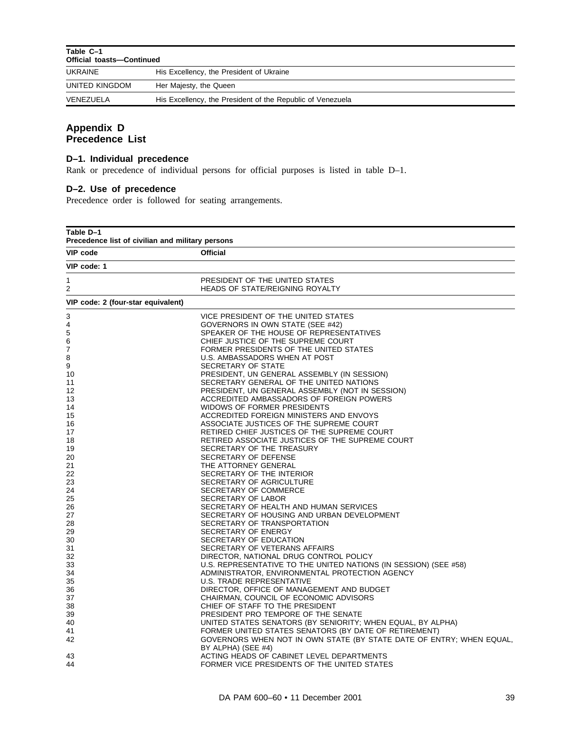| Table C–1 Official toasts—Continued | |
|---|---|
| UKRAINE | His Excellency, the President of Ukraine |
| UNITED KINGDOM | Her Majesty, the Queen |
| VENEZUELA | His Excellency, the President of the Republic of Venezuela |

# Appendix D
# Precedence List

### D–1. Individual precedence

Rank or precedence of individual persons for official purposes is listed in table D–1.

### D–2. Use of precedence

Precedence order is followed for seating arrangements.

**Table D–1**
**Precedence list of civilian and military persons**

| VIP code | Official |
|---|---|
| **VIP code: 1** | |
| 1 | PRESIDENT OF THE UNITED STATES |
| 2 | HEADS OF STATE/REIGNING ROYALTY |
| **VIP code: 2 (four-star equivalent)** | |
| 3 | VICE PRESIDENT OF THE UNITED STATES |
| 4 | GOVERNORS IN OWN STATE (SEE #42) |
| 5 | SPEAKER OF THE HOUSE OF REPRESENTATIVES |
| 6 | CHIEF JUSTICE OF THE SUPREME COURT |
| 7 | FORMER PRESIDENTS OF THE UNITED STATES |
| 8 | U.S. AMBASSADORS WHEN AT POST |
| 9 | SECRETARY OF STATE |
| 10 | PRESIDENT, UN GENERAL ASSEMBLY (IN SESSION) |
| 11 | SECRETARY GENERAL OF THE UNITED NATIONS |
| 12 | PRESIDENT, UN GENERAL ASSEMBLY (NOT IN SESSION) |
| 13 | ACCREDITED AMBASSADORS OF FOREIGN POWERS |
| 14 | WIDOWS OF FORMER PRESIDENTS |
| 15 | ACCREDITED FOREIGN MINISTERS AND ENVOYS |
| 16 | ASSOCIATE JUSTICES OF THE SUPREME COURT |
| 17 | RETIRED CHIEF JUSTICES OF THE SUPREME COURT |
| 18 | RETIRED ASSOCIATE JUSTICES OF THE SUPREME COURT |
| 19 | SECRETARY OF THE TREASURY |
| 20 | SECRETARY OF DEFENSE |
| 21 | THE ATTORNEY GENERAL |
| 22 | SECRETARY OF THE INTERIOR |
| 23 | SECRETARY OF AGRICULTURE |
| 24 | SECRETARY OF COMMERCE |
| 25 | SECRETARY OF LABOR |
| 26 | SECRETARY OF HEALTH AND HUMAN SERVICES |
| 27 | SECRETARY OF HOUSING AND URBAN DEVELOPMENT |
| 28 | SECRETARY OF TRANSPORTATION |
| 29 | SECRETARY OF ENERGY |
| 30 | SECRETARY OF EDUCATION |
| 31 | SECRETARY OF VETERANS AFFAIRS |
| 32 | DIRECTOR, NATIONAL DRUG CONTROL POLICY |
| 33 | U.S. REPRESENTATIVE TO THE UNITED NATIONS (IN SESSION) (SEE #58) |
| 34 | ADMINISTRATOR, ENVIRONMENTAL PROTECTION AGENCY |
| 35 | U.S. TRADE REPRESENTATIVE |
| 36 | DIRECTOR, OFFICE OF MANAGEMENT AND BUDGET |
| 37 | CHAIRMAN, COUNCIL OF ECONOMIC ADVISORS |
| 38 | CHIEF OF STAFF TO THE PRESIDENT |
| 39 | PRESIDENT PRO TEMPORE OF THE SENATE |
| 40 | UNITED STATES SENATORS (BY SENIORITY; WHEN EQUAL, BY ALPHA) |
| 41 | FORMER UNITED STATES SENATORS (BY DATE OF RETIREMENT) |
| 42 | GOVERNORS WHEN NOT IN OWN STATE (BY STATE DATE OF ENTRY; WHEN EQUAL, BY ALPHA) (SEE #4) |
| 43 | ACTING HEADS OF CABINET LEVEL DEPARTMENTS |
| 44 | FORMER VICE PRESIDENTS OF THE UNITED STATES |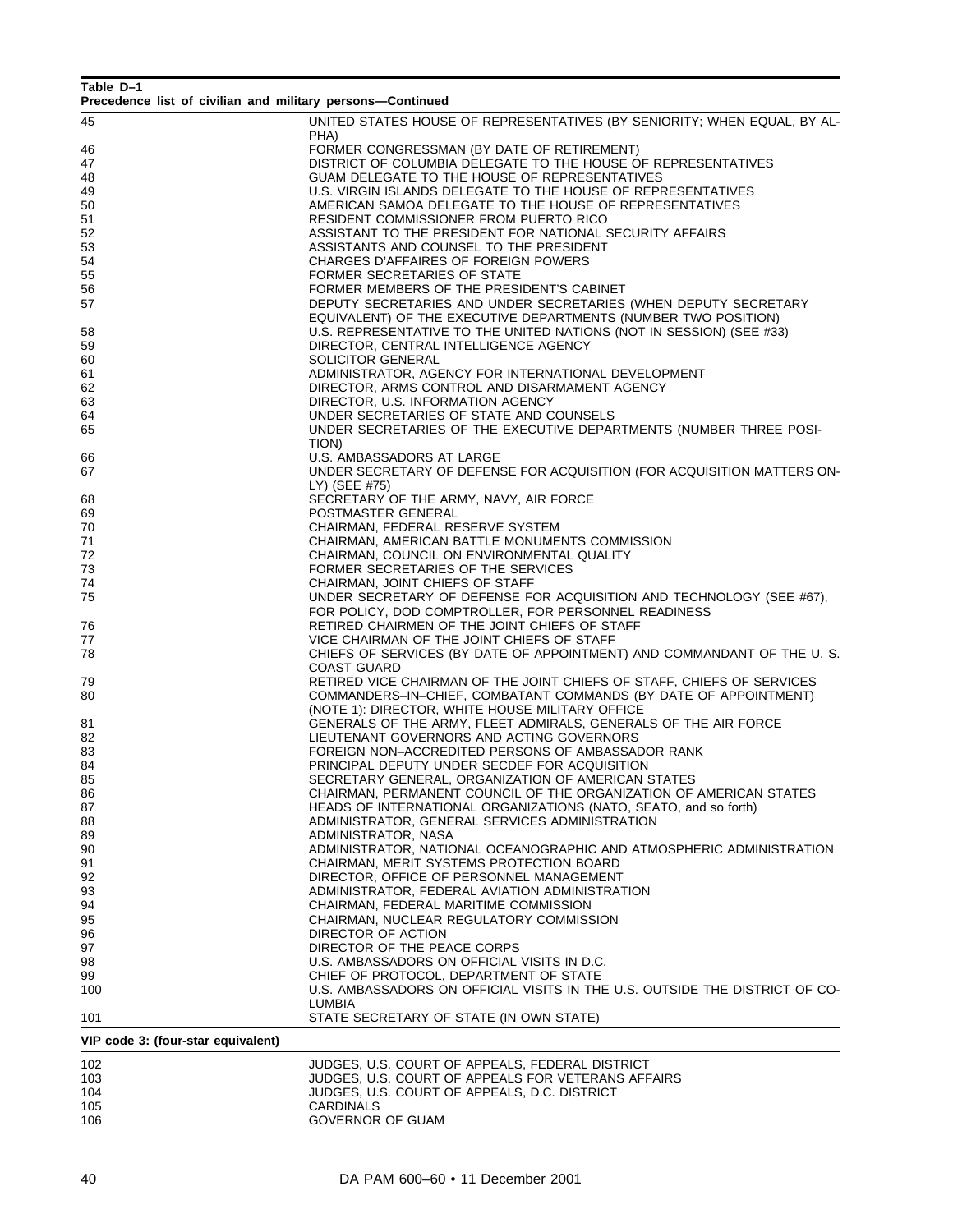**Table D–1**
**Precedence list of civilian and military persons—Continued**

| | |
|---|---|
| 45 | UNITED STATES HOUSE OF REPRESENTATIVES (BY SENIORITY; WHEN EQUAL, BY ALPHA) |
| 46 | FORMER CONGRESSMAN (BY DATE OF RETIREMENT) |
| 47 | DISTRICT OF COLUMBIA DELEGATE TO THE HOUSE OF REPRESENTATIVES |
| 48 | GUAM DELEGATE TO THE HOUSE OF REPRESENTATIVES |
| 49 | U.S. VIRGIN ISLANDS DELEGATE TO THE HOUSE OF REPRESENTATIVES |
| 50 | AMERICAN SAMOA DELEGATE TO THE HOUSE OF REPRESENTATIVES |
| 51 | RESIDENT COMMISSIONER FROM PUERTO RICO |
| 52 | ASSISTANT TO THE PRESIDENT FOR NATIONAL SECURITY AFFAIRS |
| 53 | ASSISTANTS AND COUNSEL TO THE PRESIDENT |
| 54 | CHARGES D'AFFAIRES OF FOREIGN POWERS |
| 55 | FORMER SECRETARIES OF STATE |
| 56 | FORMER MEMBERS OF THE PRESIDENT'S CABINET |
| 57 | DEPUTY SECRETARIES AND UNDER SECRETARIES (WHEN DEPUTY SECRETARY EQUIVALENT) OF THE EXECUTIVE DEPARTMENTS (NUMBER TWO POSITION) |
| 58 | U.S. REPRESENTATIVE TO THE UNITED NATIONS (NOT IN SESSION) (SEE #33) |
| 59 | DIRECTOR, CENTRAL INTELLIGENCE AGENCY |
| 60 | SOLICITOR GENERAL |
| 61 | ADMINISTRATOR, AGENCY FOR INTERNATIONAL DEVELOPMENT |
| 62 | DIRECTOR, ARMS CONTROL AND DISARMAMENT AGENCY |
| 63 | DIRECTOR, U.S. INFORMATION AGENCY |
| 64 | UNDER SECRETARIES OF STATE AND COUNSELS |
| 65 | UNDER SECRETARIES OF THE EXECUTIVE DEPARTMENTS (NUMBER THREE POSITION) |
| 66 | U.S. AMBASSADORS AT LARGE |
| 67 | UNDER SECRETARY OF DEFENSE FOR ACQUISITION (FOR ACQUISITION MATTERS ONLY) (SEE #75) |
| 68 | SECRETARY OF THE ARMY, NAVY, AIR FORCE |
| 69 | POSTMASTER GENERAL |
| 70 | CHAIRMAN, FEDERAL RESERVE SYSTEM |
| 71 | CHAIRMAN, AMERICAN BATTLE MONUMENTS COMMISSION |
| 72 | CHAIRMAN, COUNCIL ON ENVIRONMENTAL QUALITY |
| 73 | FORMER SECRETARIES OF THE SERVICES |
| 74 | CHAIRMAN, JOINT CHIEFS OF STAFF |
| 75 | UNDER SECRETARY OF DEFENSE FOR ACQUISITION AND TECHNOLOGY (SEE #67), FOR POLICY, DOD COMPTROLLER, FOR PERSONNEL READINESS |
| 76 | RETIRED CHAIRMEN OF THE JOINT CHIEFS OF STAFF |
| 77 | VICE CHAIRMAN OF THE JOINT CHIEFS OF STAFF |
| 78 | CHIEFS OF SERVICES (BY DATE OF APPOINTMENT) AND COMMANDANT OF THE U. S. COAST GUARD |
| 79 | RETIRED VICE CHAIRMAN OF THE JOINT CHIEFS OF STAFF, CHIEFS OF SERVICES |
| 80 | COMMANDERS–IN–CHIEF, COMBATANT COMMANDS (BY DATE OF APPOINTMENT) (NOTE 1): DIRECTOR, WHITE HOUSE MILITARY OFFICE |
| 81 | GENERALS OF THE ARMY, FLEET ADMIRALS, GENERALS OF THE AIR FORCE |
| 82 | LIEUTENANT GOVERNORS AND ACTING GOVERNORS |
| 83 | FOREIGN NON–ACCREDITED PERSONS OF AMBASSADOR RANK |
| 84 | PRINCIPAL DEPUTY UNDER SECDEF FOR ACQUISITION |
| 85 | SECRETARY GENERAL, ORGANIZATION OF AMERICAN STATES |
| 86 | CHAIRMAN, PERMANENT COUNCIL OF THE ORGANIZATION OF AMERICAN STATES |
| 87 | HEADS OF INTERNATIONAL ORGANIZATIONS (NATO, SEATO, and so forth) |
| 88 | ADMINISTRATOR, GENERAL SERVICES ADMINISTRATION |
| 89 | ADMINISTRATOR, NASA |
| 90 | ADMINISTRATOR, NATIONAL OCEANOGRAPHIC AND ATMOSPHERIC ADMINISTRATION |
| 91 | CHAIRMAN, MERIT SYSTEMS PROTECTION BOARD |
| 92 | DIRECTOR, OFFICE OF PERSONNEL MANAGEMENT |
| 93 | ADMINISTRATOR, FEDERAL AVIATION ADMINISTRATION |
| 94 | CHAIRMAN, FEDERAL MARITIME COMMISSION |
| 95 | CHAIRMAN, NUCLEAR REGULATORY COMMISSION |
| 96 | DIRECTOR OF ACTION |
| 97 | DIRECTOR OF THE PEACE CORPS |
| 98 | U.S. AMBASSADORS ON OFFICIAL VISITS IN D.C. |
| 99 | CHIEF OF PROTOCOL, DEPARTMENT OF STATE |
| 100 | U.S. AMBASSADORS ON OFFICIAL VISITS IN THE U.S. OUTSIDE THE DISTRICT OF COLUMBIA |
| 101 | STATE SECRETARY OF STATE (IN OWN STATE) |
| **VIP code 3: (four-star equivalent)** | |
| 102 | JUDGES, U.S. COURT OF APPEALS, FEDERAL DISTRICT |
| 103 | JUDGES, U.S. COURT OF APPEALS FOR VETERANS AFFAIRS |
| 104 | JUDGES, U.S. COURT OF APPEALS, D.C. DISTRICT |
| 105 | CARDINALS |
| 106 | GOVERNOR OF GUAM |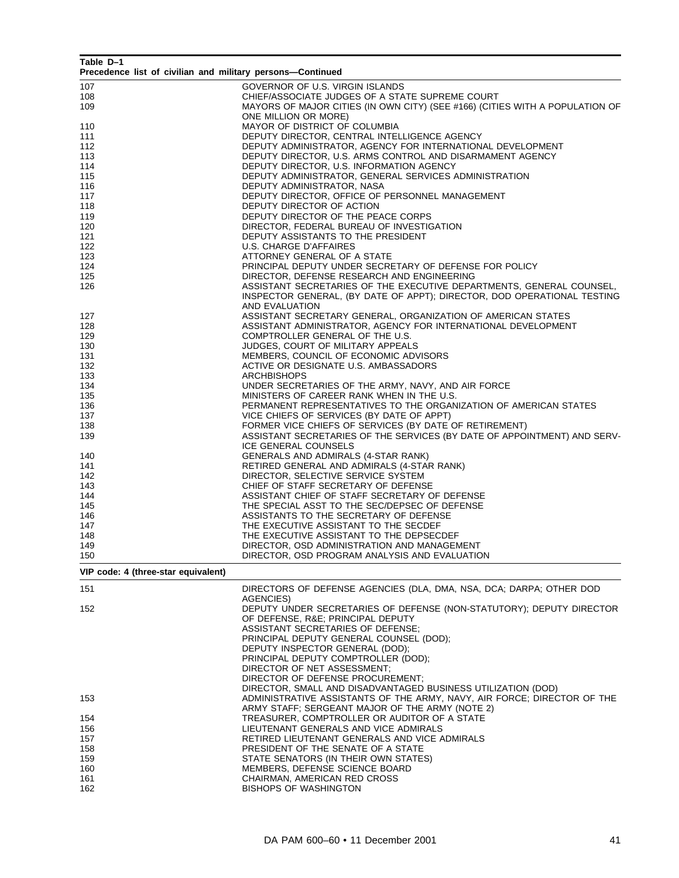**Table D–1**
**Precedence list of civilian and military persons—Continued**

| | |
|---|---|
| 107 | GOVERNOR OF U.S. VIRGIN ISLANDS |
| 108 | CHIEF/ASSOCIATE JUDGES OF A STATE SUPREME COURT |
| 109 | MAYORS OF MAJOR CITIES (IN OWN CITY) (SEE #166) (CITIES WITH A POPULATION OF ONE MILLION OR MORE) |
| 110 | MAYOR OF DISTRICT OF COLUMBIA |
| 111 | DEPUTY DIRECTOR, CENTRAL INTELLIGENCE AGENCY |
| 112 | DEPUTY ADMINISTRATOR, AGENCY FOR INTERNATIONAL DEVELOPMENT |
| 113 | DEPUTY DIRECTOR, U.S. ARMS CONTROL AND DISARMAMENT AGENCY |
| 114 | DEPUTY DIRECTOR, U.S. INFORMATION AGENCY |
| 115 | DEPUTY ADMINISTRATOR, GENERAL SERVICES ADMINISTRATION |
| 116 | DEPUTY ADMINISTRATOR, NASA |
| 117 | DEPUTY DIRECTOR, OFFICE OF PERSONNEL MANAGEMENT |
| 118 | DEPUTY DIRECTOR OF ACTION |
| 119 | DEPUTY DIRECTOR OF THE PEACE CORPS |
| 120 | DIRECTOR, FEDERAL BUREAU OF INVESTIGATION |
| 121 | DEPUTY ASSISTANTS TO THE PRESIDENT |
| 122 | U.S. CHARGE D'AFFAIRES |
| 123 | ATTORNEY GENERAL OF A STATE |
| 124 | PRINCIPAL DEPUTY UNDER SECRETARY OF DEFENSE FOR POLICY |
| 125 | DIRECTOR, DEFENSE RESEARCH AND ENGINEERING |
| 126 | ASSISTANT SECRETARIES OF THE EXECUTIVE DEPARTMENTS, GENERAL COUNSEL, INSPECTOR GENERAL, (BY DATE OF APPT); DIRECTOR, DOD OPERATIONAL TESTING AND EVALUATION |
| 127 | ASSISTANT SECRETARY GENERAL, ORGANIZATION OF AMERICAN STATES |
| 128 | ASSISTANT ADMINISTRATOR, AGENCY FOR INTERNATIONAL DEVELOPMENT |
| 129 | COMPTROLLER GENERAL OF THE U.S. |
| 130 | JUDGES, COURT OF MILITARY APPEALS |
| 131 | MEMBERS, COUNCIL OF ECONOMIC ADVISORS |
| 132 | ACTIVE OR DESIGNATE U.S. AMBASSADORS |
| 133 | ARCHBISHOPS |
| 134 | UNDER SECRETARIES OF THE ARMY, NAVY, AND AIR FORCE |
| 135 | MINISTERS OF CAREER RANK WHEN IN THE U.S. |
| 136 | PERMANENT REPRESENTATIVES TO THE ORGANIZATION OF AMERICAN STATES |
| 137 | VICE CHIEFS OF SERVICES (BY DATE OF APPT) |
| 138 | FORMER VICE CHIEFS OF SERVICES (BY DATE OF RETIREMENT) |
| 139 | ASSISTANT SECRETARIES OF THE SERVICES (BY DATE OF APPOINTMENT) AND SERVICE GENERAL COUNSELS |
| 140 | GENERALS AND ADMIRALS (4-STAR RANK) |
| 141 | RETIRED GENERAL AND ADMIRALS (4-STAR RANK) |
| 142 | DIRECTOR, SELECTIVE SERVICE SYSTEM |
| 143 | CHIEF OF STAFF SECRETARY OF DEFENSE |
| 144 | ASSISTANT CHIEF OF STAFF SECRETARY OF DEFENSE |
| 145 | THE SPECIAL ASST TO THE SEC/DEPSEC OF DEFENSE |
| 146 | ASSISTANTS TO THE SECRETARY OF DEFENSE |
| 147 | THE EXECUTIVE ASSISTANT TO THE SECDEF |
| 148 | THE EXECUTIVE ASSISTANT TO THE DEPSECDEF |
| 149 | DIRECTOR, OSD ADMINISTRATION AND MANAGEMENT |
| 150 | DIRECTOR, OSD PROGRAM ANALYSIS AND EVALUATION |
| **VIP code: 4 (three-star equivalent)** | |
| 151 | DIRECTORS OF DEFENSE AGENCIES (DLA, DMA, NSA, DCA; DARPA; OTHER DOD AGENCIES) |
| 152 | DEPUTY UNDER SECRETARIES OF DEFENSE (NON-STATUTORY); DEPUTY DIRECTOR OF DEFENSE, R&E; PRINCIPAL DEPUTY ASSISTANT SECRETARIES OF DEFENSE; PRINCIPAL DEPUTY GENERAL COUNSEL (DOD); DEPUTY INSPECTOR GENERAL (DOD); PRINCIPAL DEPUTY COMPTROLLER (DOD); DIRECTOR OF NET ASSESSMENT; DIRECTOR OF DEFENSE PROCUREMENT; DIRECTOR, SMALL AND DISADVANTAGED BUSINESS UTILIZATION (DOD) |
| 153 | ADMINISTRATIVE ASSISTANTS OF THE ARMY, NAVY, AIR FORCE; DIRECTOR OF THE ARMY STAFF; SERGEANT MAJOR OF THE ARMY (NOTE 2) |
| 154 | TREASURER, COMPTROLLER OR AUDITOR OF A STATE |
| 156 | LIEUTENANT GENERALS AND VICE ADMIRALS |
| 157 | RETIRED LIEUTENANT GENERALS AND VICE ADMIRALS |
| 158 | PRESIDENT OF THE SENATE OF A STATE |
| 159 | STATE SENATORS (IN THEIR OWN STATES) |
| 160 | MEMBERS, DEFENSE SCIENCE BOARD |
| 161 | CHAIRMAN, AMERICAN RED CROSS |
| 162 | BISHOPS OF WASHINGTON |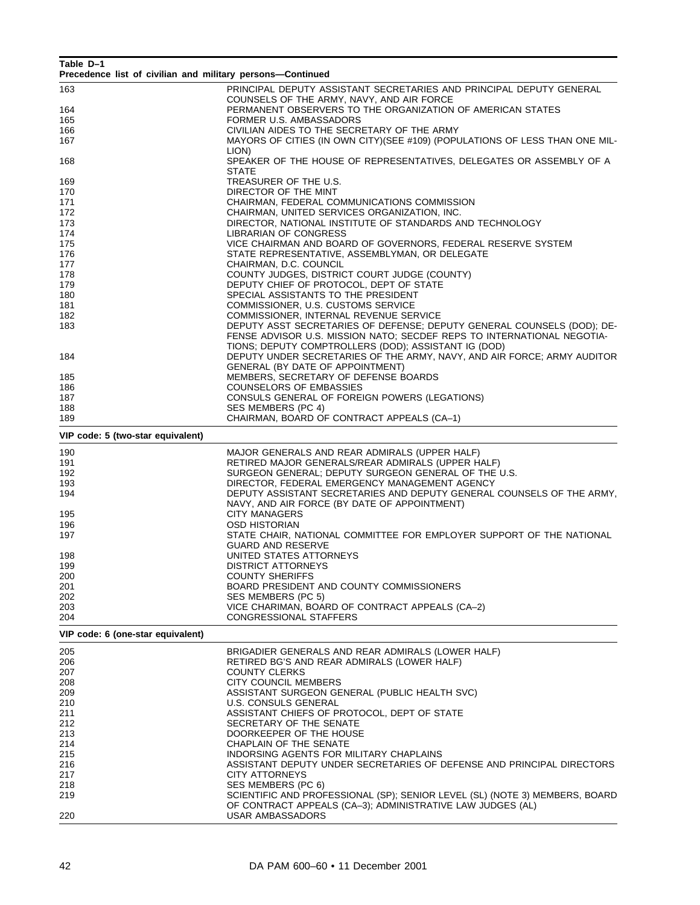**Table D–1**
**Precedence list of civilian and military persons—Continued**

| | |
|---|---|
| 163 | PRINCIPAL DEPUTY ASSISTANT SECRETARIES AND PRINCIPAL DEPUTY GENERAL COUNSELS OF THE ARMY, NAVY, AND AIR FORCE |
| 164 | PERMANENT OBSERVERS TO THE ORGANIZATION OF AMERICAN STATES |
| 165 | FORMER U.S. AMBASSADORS |
| 166 | CIVILIAN AIDES TO THE SECRETARY OF THE ARMY |
| 167 | MAYORS OF CITIES (IN OWN CITY)(SEE #109) (POPULATIONS OF LESS THAN ONE MILLION) |
| 168 | SPEAKER OF THE HOUSE OF REPRESENTATIVES, DELEGATES OR ASSEMBLY OF A STATE |
| 169 | TREASURER OF THE U.S. |
| 170 | DIRECTOR OF THE MINT |
| 171 | CHAIRMAN, FEDERAL COMMUNICATIONS COMMISSION |
| 172 | CHAIRMAN, UNITED SERVICES ORGANIZATION, INC. |
| 173 | DIRECTOR, NATIONAL INSTITUTE OF STANDARDS AND TECHNOLOGY |
| 174 | LIBRARIAN OF CONGRESS |
| 175 | VICE CHAIRMAN AND BOARD OF GOVERNORS, FEDERAL RESERVE SYSTEM |
| 176 | STATE REPRESENTATIVE, ASSEMBLYMAN, OR DELEGATE |
| 177 | CHAIRMAN, D.C. COUNCIL |
| 178 | COUNTY JUDGES, DISTRICT COURT JUDGE (COUNTY) |
| 179 | DEPUTY CHIEF OF PROTOCOL, DEPT OF STATE |
| 180 | SPECIAL ASSISTANTS TO THE PRESIDENT |
| 181 | COMMISSIONER, U.S. CUSTOMS SERVICE |
| 182 | COMMISSIONER, INTERNAL REVENUE SERVICE |
| 183 | DEPUTY ASST SECRETARIES OF DEFENSE; DEPUTY GENERAL COUNSELS (DOD); DEFENSE ADVISOR U.S. MISSION NATO; SECDEF REPS TO INTERNATIONAL NEGOTIATIONS; DEPUTY COMPTROLLERS (DOD); ASSISTANT IG (DOD) |
| 184 | DEPUTY UNDER SECRETARIES OF THE ARMY, NAVY, AND AIR FORCE; ARMY AUDITOR GENERAL (BY DATE OF APPOINTMENT) |
| 185 | MEMBERS, SECRETARY OF DEFENSE BOARDS |
| 186 | COUNSELORS OF EMBASSIES |
| 187 | CONSULS GENERAL OF FOREIGN POWERS (LEGATIONS) |
| 188 | SES MEMBERS (PC 4) |
| 189 | CHAIRMAN, BOARD OF CONTRACT APPEALS (CA–1) |
| **VIP code: 5 (two-star equivalent)** | |
| 190 | MAJOR GENERALS AND REAR ADMIRALS (UPPER HALF) |
| 191 | RETIRED MAJOR GENERALS/REAR ADMIRALS (UPPER HALF) |
| 192 | SURGEON GENERAL; DEPUTY SURGEON GENERAL OF THE U.S. |
| 193 | DIRECTOR, FEDERAL EMERGENCY MANAGEMENT AGENCY |
| 194 | DEPUTY ASSISTANT SECRETARIES AND DEPUTY GENERAL COUNSELS OF THE ARMY, NAVY, AND AIR FORCE (BY DATE OF APPOINTMENT) |
| 195 | CITY MANAGERS |
| 196 | OSD HISTORIAN |
| 197 | STATE CHAIR, NATIONAL COMMITTEE FOR EMPLOYER SUPPORT OF THE NATIONAL GUARD AND RESERVE |
| 198 | UNITED STATES ATTORNEYS |
| 199 | DISTRICT ATTORNEYS |
| 200 | COUNTY SHERIFFS |
| 201 | BOARD PRESIDENT AND COUNTY COMMISSIONERS |
| 202 | SES MEMBERS (PC 5) |
| 203 | VICE CHARIMAN, BOARD OF CONTRACT APPEALS (CA–2) |
| 204 | CONGRESSIONAL STAFFERS |
| **VIP code: 6 (one-star equivalent)** | |
| 205 | BRIGADIER GENERALS AND REAR ADMIRALS (LOWER HALF) |
| 206 | RETIRED BG'S AND REAR ADMIRALS (LOWER HALF) |
| 207 | COUNTY CLERKS |
| 208 | CITY COUNCIL MEMBERS |
| 209 | ASSISTANT SURGEON GENERAL (PUBLIC HEALTH SVC) |
| 210 | U.S. CONSULS GENERAL |
| 211 | ASSISTANT CHIEFS OF PROTOCOL, DEPT OF STATE |
| 212 | SECRETARY OF THE SENATE |
| 213 | DOORKEEPER OF THE HOUSE |
| 214 | CHAPLAIN OF THE SENATE |
| 215 | INDORSING AGENTS FOR MILITARY CHAPLAINS |
| 216 | ASSISTANT DEPUTY UNDER SECRETARIES OF DEFENSE AND PRINCIPAL DIRECTORS |
| 217 | CITY ATTORNEYS |
| 218 | SES MEMBERS (PC 6) |
| 219 | SCIENTIFIC AND PROFESSIONAL (SP); SENIOR LEVEL (SL) (NOTE 3) MEMBERS, BOARD OF CONTRACT APPEALS (CA–3); ADMINISTRATIVE LAW JUDGES (AL) |
| 220 | USAR AMBASSADORS |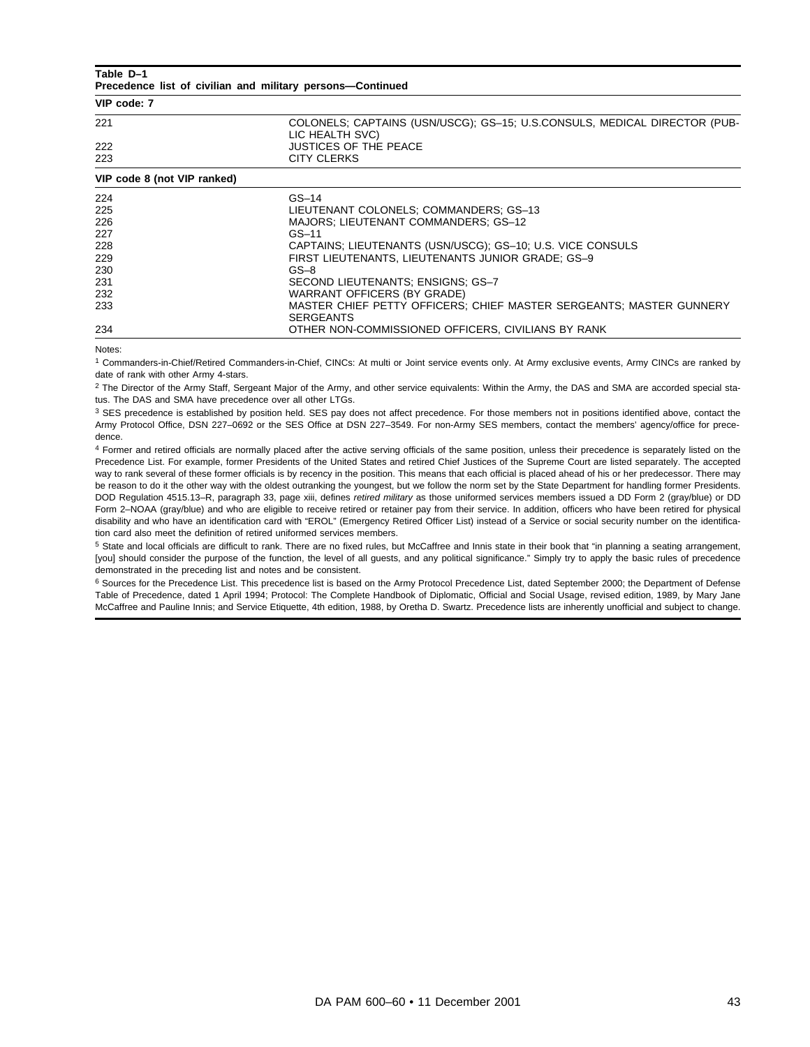**Table D–1**
**Precedence list of civilian and military persons—Continued**

| | |
|---|---|
| **VIP code: 7** | |
| 221 | COLONELS; CAPTAINS (USN/USCG); GS–15; U.S.CONSULS, MEDICAL DIRECTOR (PUBLIC HEALTH SVC) |
| 222 | JUSTICES OF THE PEACE |
| 223 | CITY CLERKS |
| **VIP code 8 (not VIP ranked)** | |
| 224 | GS–14 |
| 225 | LIEUTENANT COLONELS; COMMANDERS; GS–13 |
| 226 | MAJORS; LIEUTENANT COMMANDERS; GS–12 |
| 227 | GS–11 |
| 228 | CAPTAINS; LIEUTENANTS (USN/USCG); GS–10; U.S. VICE CONSULS |
| 229 | FIRST LIEUTENANTS, LIEUTENANTS JUNIOR GRADE; GS–9 |
| 230 | GS–8 |
| 231 | SECOND LIEUTENANTS; ENSIGNS; GS–7 |
| 232 | WARRANT OFFICERS (BY GRADE) |
| 233 | MASTER CHIEF PETTY OFFICERS; CHIEF MASTER SERGEANTS; MASTER GUNNERY SERGEANTS |
| 234 | OTHER NON-COMMISSIONED OFFICERS, CIVILIANS BY RANK |

Notes:

[1] Commanders-in-Chief/Retired Commanders-in-Chief, CINCs: At multi or Joint service events only. At Army exclusive events, Army CINCs are ranked by date of rank with other Army 4-stars.

[2] The Director of the Army Staff, Sergeant Major of the Army, and other service equivalents: Within the Army, the DAS and SMA are accorded special status. The DAS and SMA have precedence over all other LTGs.

[3] SES precedence is established by position held. SES pay does not affect precedence. For those members not in positions identified above, contact the Army Protocol Office, DSN 227–0692 or the SES Office at DSN 227–3549. For non-Army SES members, contact the members' agency/office for precedence.

[4] Former and retired officials are normally placed after the active serving officials of the same position, unless their precedence is separately listed on the Precedence List. For example, former Presidents of the United States and retired Chief Justices of the Supreme Court are listed separately. The accepted way to rank several of these former officials is by recency in the position. This means that each official is placed ahead of his or her predecessor. There may be reason to do it the other way with the oldest outranking the youngest, but we follow the norm set by the State Department for handling former Presidents. DOD Regulation 4515.13–R, paragraph 33, page xiii, defines *retired military* as those uniformed services members issued a DD Form 2 (gray/blue) or DD Form 2–NOAA (gray/blue) and who are eligible to receive retired or retainer pay from their service. In addition, officers who have been retired for physical disability and who have an identification card with "EROL" (Emergency Retired Officer List) instead of a Service or social security number on the identification card also meet the definition of retired uniformed services members.

[5] State and local officials are difficult to rank. There are no fixed rules, but McCaffree and Innis state in their book that "in planning a seating arrangement, [you] should consider the purpose of the function, the level of all guests, and any political significance." Simply try to apply the basic rules of precedence demonstrated in the preceding list and notes and be consistent.

[6] Sources for the Precedence List. This precedence list is based on the Army Protocol Precedence List, dated September 2000; the Department of Defense Table of Precedence, dated 1 April 1994; Protocol: The Complete Handbook of Diplomatic, Official and Social Usage, revised edition, 1989, by Mary Jane McCaffree and Pauline Innis; and Service Etiquette, 4th edition, 1988, by Oretha D. Swartz. Precedence lists are inherently unofficial and subject to change.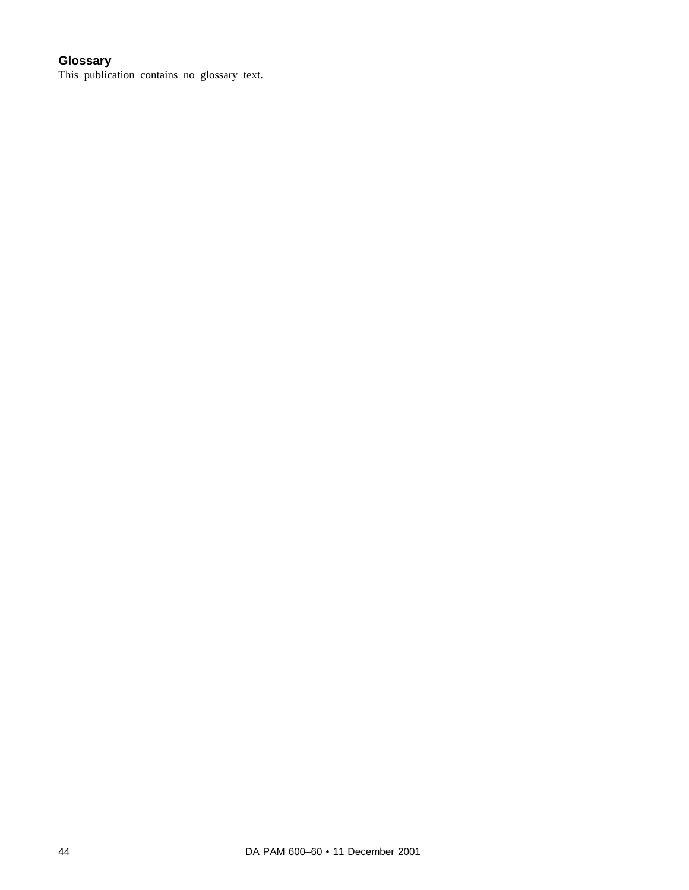## Glossary

This publication contains no glossary text.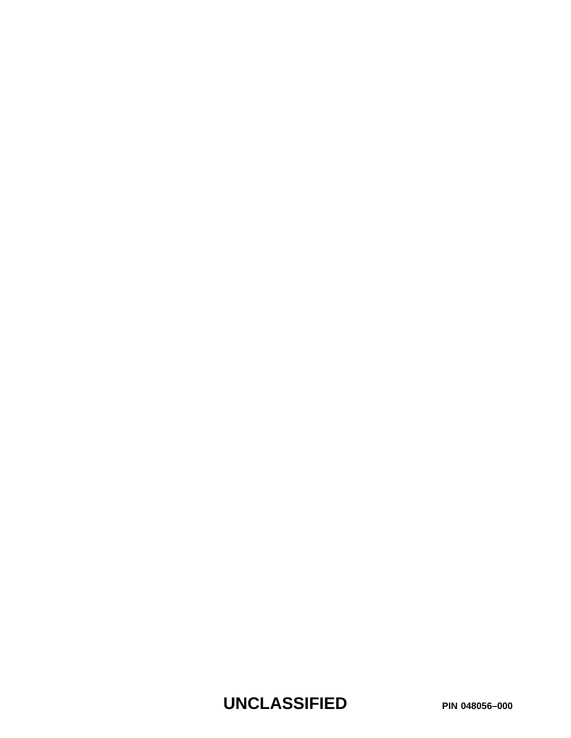UNCLASSIFIED PIN 048056–000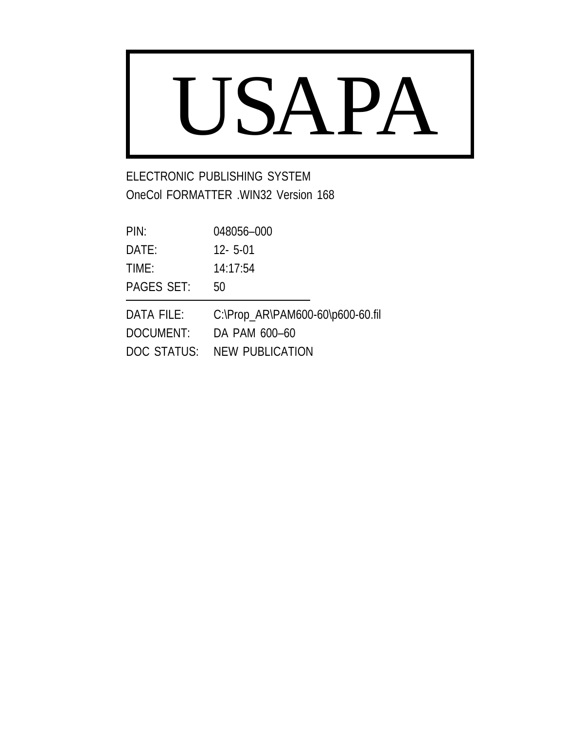# USAPA

ELECTRONIC PUBLISHING SYSTEM
OneCol FORMATTER .WIN32 Version 168

| | |
|---|---|
| PIN: | 048056–000 |
| DATE: | 12- 5-01 |
| TIME: | 14:17:54 |
| PAGES SET: | 50 |

| | |
|---|---|
| DATA FILE: | C:\Prop_AR\PAM600-60\p600-60.fil |
| DOCUMENT: | DA PAM 600–60 |
| DOC STATUS: | NEW PUBLICATION |